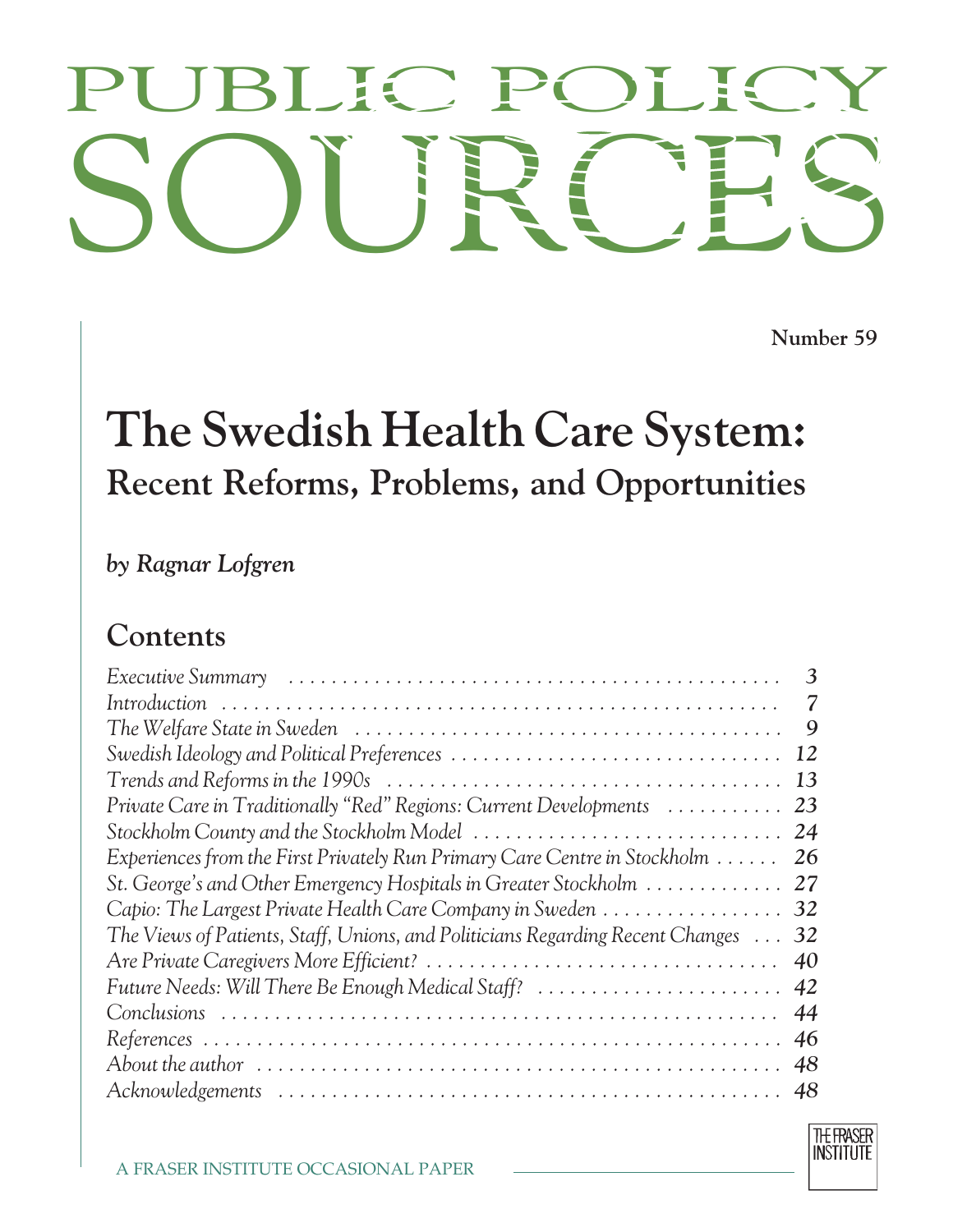# PUBLIC POLICY SOURCES

**Number 59**

# The Swedish Health Care System:
## Recent Reforms, Problems, and Opportunities

***by Ragnar Lofgren***

## Contents

| | |
|---|---|
| *Executive Summary* | 3 |
| *Introduction* | 7 |
| *The Welfare State in Sweden* | 9 |
| *Swedish Ideology and Political Preferences* | 12 |
| *Trends and Reforms in the 1990s* | 13 |
| *Private Care in Traditionally "Red" Regions: Current Developments* | 23 |
| *Stockholm County and the Stockholm Model* | 24 |
| *Experiences from the First Privately Run Primary Care Centre in Stockholm* | 26 |
| *St. George's and Other Emergency Hospitals in Greater Stockholm* | 27 |
| *Capio: The Largest Private Health Care Company in Sweden* | 32 |
| *The Views of Patients, Staff, Unions, and Politicians Regarding Recent Changes* | 32 |
| *Are Private Caregivers More Efficient?* | 40 |
| *Future Needs: Will There Be Enough Medical Staff?* | 42 |
| *Conclusions* | 44 |
| *References* | 46 |
| *About the author* | 48 |
| *Acknowledgements* | 48 |

A FRASER INSTITUTE OCCASIONAL PAPER

THE FRASER INSTITUTE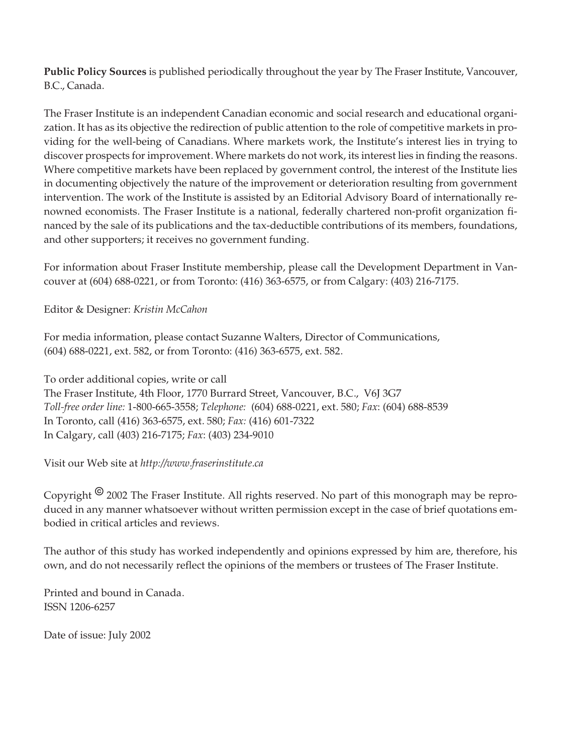**Public Policy Sources** is published periodically throughout the year by The Fraser Institute, Vancouver, B.C., Canada.

The Fraser Institute is an independent Canadian economic and social research and educational organization. It has as its objective the redirection of public attention to the role of competitive markets in providing for the well-being of Canadians. Where markets work, the Institute's interest lies in trying to discover prospects for improvement. Where markets do not work, its interest lies in finding the reasons. Where competitive markets have been replaced by government control, the interest of the Institute lies in documenting objectively the nature of the improvement or deterioration resulting from government intervention. The work of the Institute is assisted by an Editorial Advisory Board of internationally renowned economists. The Fraser Institute is a national, federally chartered non-profit organization financed by the sale of its publications and the tax-deductible contributions of its members, foundations, and other supporters; it receives no government funding.

For information about Fraser Institute membership, please call the Development Department in Vancouver at (604) 688-0221, or from Toronto: (416) 363-6575, or from Calgary: (403) 216-7175.

Editor & Designer: *Kristin McCahon*

For media information, please contact Suzanne Walters, Director of Communications,
(604) 688-0221, ext. 582, or from Toronto: (416) 363-6575, ext. 582.

To order additional copies, write or call
The Fraser Institute, 4th Floor, 1770 Burrard Street, Vancouver, B.C., V6J 3G7
*Toll-free order line:* 1-800-665-3558; *Telephone:* (604) 688-0221, ext. 580; *Fax*: (604) 688-8539
In Toronto, call (416) 363-6575, ext. 580; *Fax:* (416) 601-7322
In Calgary, call (403) 216-7175; *Fax*: (403) 234-9010

Visit our Web site at *http://www.fraserinstitute.ca*

Copyright © 2002 The Fraser Institute. All rights reserved. No part of this monograph may be reproduced in any manner whatsoever without written permission except in the case of brief quotations embodied in critical articles and reviews.

The author of this study has worked independently and opinions expressed by him are, therefore, his own, and do not necessarily reflect the opinions of the members or trustees of The Fraser Institute.

Printed and bound in Canada.
ISSN 1206-6257

Date of issue: July 2002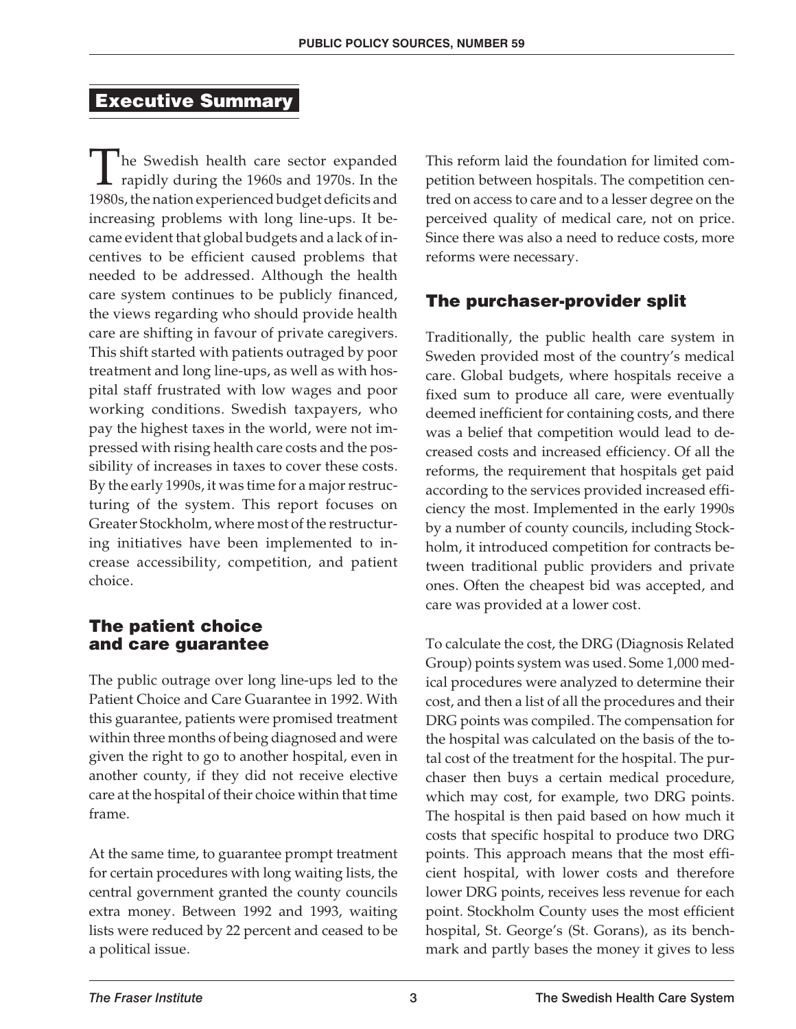## Executive Summary

The Swedish health care sector expanded rapidly during the 1960s and 1970s. In the 1980s, the nation experienced budget deficits and increasing problems with long line-ups. It became evident that global budgets and a lack of incentives to be efficient caused problems that needed to be addressed. Although the health care system continues to be publicly financed, the views regarding who should provide health care are shifting in favour of private caregivers. This shift started with patients outraged by poor treatment and long line-ups, as well as with hospital staff frustrated with low wages and poor working conditions. Swedish taxpayers, who pay the highest taxes in the world, were not impressed with rising health care costs and the possibility of increases in taxes to cover these costs. By the early 1990s, it was time for a major restructuring of the system. This report focuses on Greater Stockholm, where most of the restructuring initiatives have been implemented to increase accessibility, competition, and patient choice.

### The patient choice and care guarantee

The public outrage over long line-ups led to the Patient Choice and Care Guarantee in 1992. With this guarantee, patients were promised treatment within three months of being diagnosed and were given the right to go to another hospital, even in another county, if they did not receive elective care at the hospital of their choice within that time frame.

At the same time, to guarantee prompt treatment for certain procedures with long waiting lists, the central government granted the county councils extra money. Between 1992 and 1993, waiting lists were reduced by 22 percent and ceased to be a political issue.

This reform laid the foundation for limited competition between hospitals. The competition centred on access to care and to a lesser degree on the perceived quality of medical care, not on price. Since there was also a need to reduce costs, more reforms were necessary.

### The purchaser-provider split

Traditionally, the public health care system in Sweden provided most of the country's medical care. Global budgets, where hospitals receive a fixed sum to produce all care, were eventually deemed inefficient for containing costs, and there was a belief that competition would lead to decreased costs and increased efficiency. Of all the reforms, the requirement that hospitals get paid according to the services provided increased efficiency the most. Implemented in the early 1990s by a number of county councils, including Stockholm, it introduced competition for contracts between traditional public providers and private ones. Often the cheapest bid was accepted, and care was provided at a lower cost.

To calculate the cost, the DRG (Diagnosis Related Group) points system was used. Some 1,000 medical procedures were analyzed to determine their cost, and then a list of all the procedures and their DRG points was compiled. The compensation for the hospital was calculated on the basis of the total cost of the treatment for the hospital. The purchaser then buys a certain medical procedure, which may cost, for example, two DRG points. The hospital is then paid based on how much it costs that specific hospital to produce two DRG points. This approach means that the most efficient hospital, with lower costs and therefore lower DRG points, receives less revenue for each point. Stockholm County uses the most efficient hospital, St. George's (St. Gorans), as its benchmark and partly bases the money it gives to less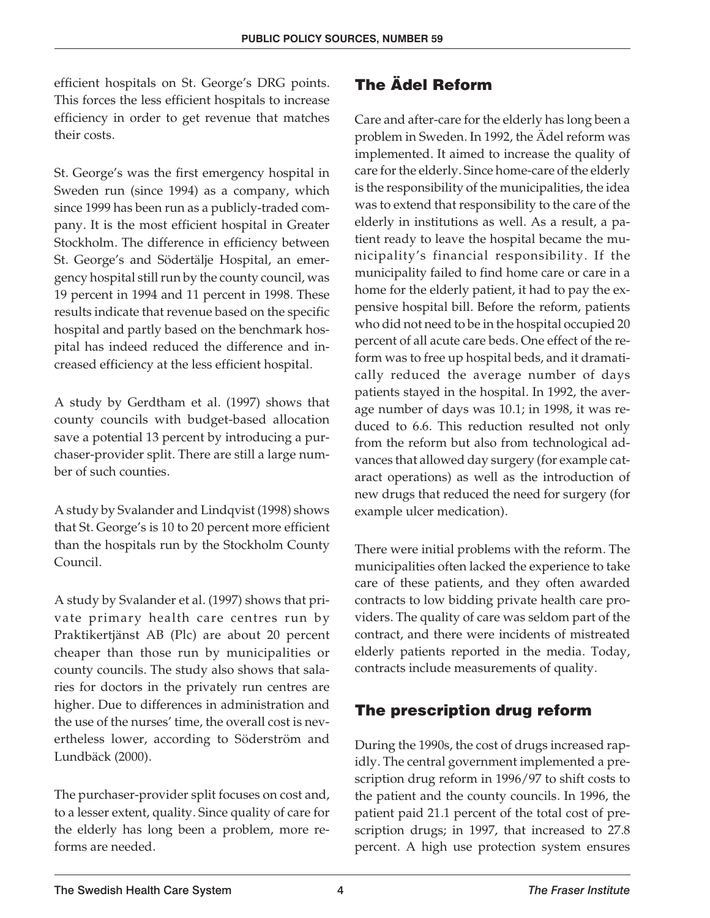efficient hospitals on St. George's DRG points. This forces the less efficient hospitals to increase efficiency in order to get revenue that matches their costs.

St. George's was the first emergency hospital in Sweden run (since 1994) as a company, which since 1999 has been run as a publicly-traded company. It is the most efficient hospital in Greater Stockholm. The difference in efficiency between St. George's and Södertälje Hospital, an emergency hospital still run by the county council, was 19 percent in 1994 and 11 percent in 1998. These results indicate that revenue based on the specific hospital and partly based on the benchmark hospital has indeed reduced the difference and increased efficiency at the less efficient hospital.

A study by Gerdtham et al. (1997) shows that county councils with budget-based allocation save a potential 13 percent by introducing a purchaser-provider split. There are still a large number of such counties.

A study by Svalander and Lindqvist (1998) shows that St. George's is 10 to 20 percent more efficient than the hospitals run by the Stockholm County Council.

A study by Svalander et al. (1997) shows that private primary health care centres run by Praktikertjänst AB (Plc) are about 20 percent cheaper than those run by municipalities or county councils. The study also shows that salaries for doctors in the privately run centres are higher. Due to differences in administration and the use of the nurses' time, the overall cost is nevertheless lower, according to Söderström and Lundbäck (2000).

The purchaser-provider split focuses on cost and, to a lesser extent, quality. Since quality of care for the elderly has long been a problem, more reforms are needed.

## The Ädel Reform

Care and after-care for the elderly has long been a problem in Sweden. In 1992, the Ädel reform was implemented. It aimed to increase the quality of care for the elderly. Since home-care of the elderly is the responsibility of the municipalities, the idea was to extend that responsibility to the care of the elderly in institutions as well. As a result, a patient ready to leave the hospital became the municipality's financial responsibility. If the municipality failed to find home care or care in a home for the elderly patient, it had to pay the expensive hospital bill. Before the reform, patients who did not need to be in the hospital occupied 20 percent of all acute care beds. One effect of the reform was to free up hospital beds, and it dramatically reduced the average number of days patients stayed in the hospital. In 1992, the average number of days was 10.1; in 1998, it was reduced to 6.6. This reduction resulted not only from the reform but also from technological advances that allowed day surgery (for example cataract operations) as well as the introduction of new drugs that reduced the need for surgery (for example ulcer medication).

There were initial problems with the reform. The municipalities often lacked the experience to take care of these patients, and they often awarded contracts to low bidding private health care providers. The quality of care was seldom part of the contract, and there were incidents of mistreated elderly patients reported in the media. Today, contracts include measurements of quality.

## The prescription drug reform

During the 1990s, the cost of drugs increased rapidly. The central government implemented a prescription drug reform in 1996/97 to shift costs to the patient and the county councils. In 1996, the patient paid 21.1 percent of the total cost of prescription drugs; in 1997, that increased to 27.8 percent. A high use protection system ensures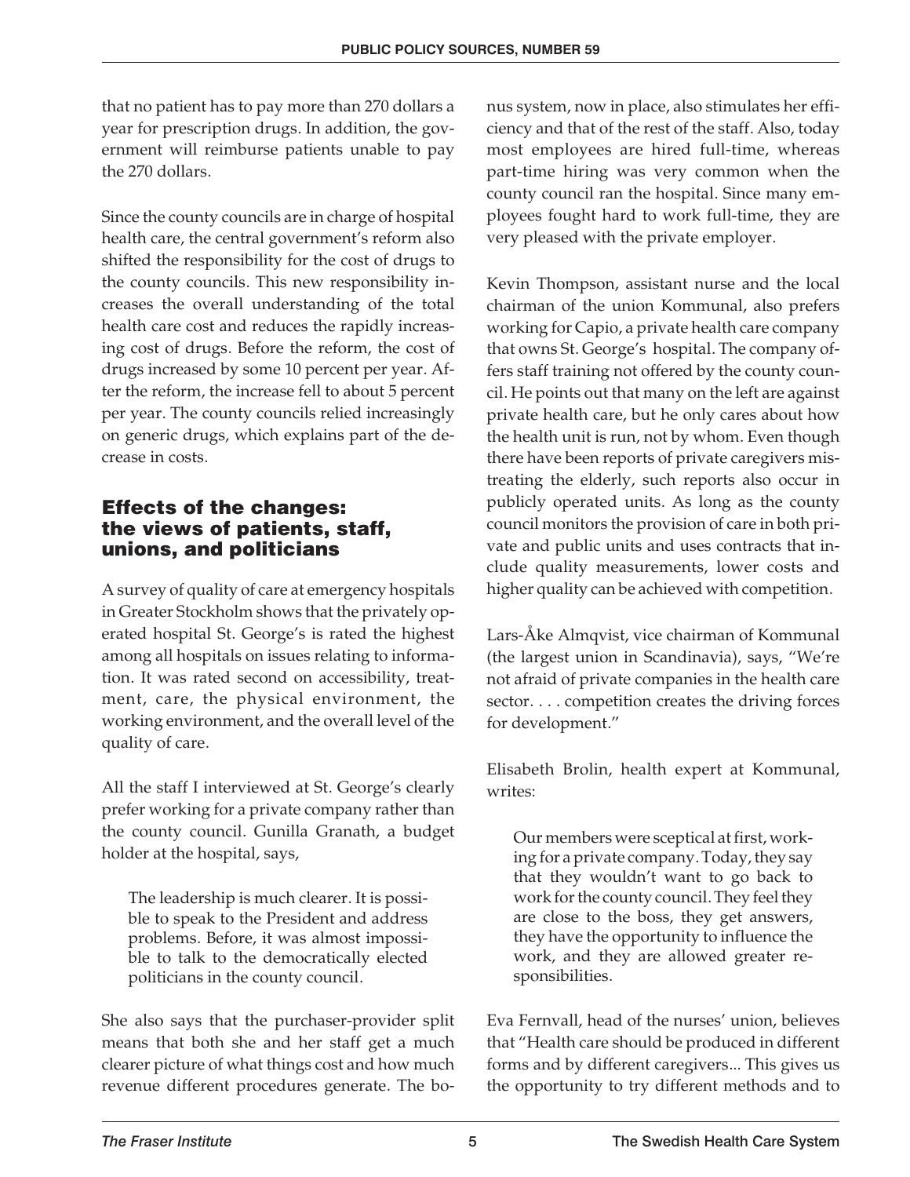that no patient has to pay more than 270 dollars a year for prescription drugs. In addition, the government will reimburse patients unable to pay the 270 dollars.

Since the county councils are in charge of hospital health care, the central government's reform also shifted the responsibility for the cost of drugs to the county councils. This new responsibility increases the overall understanding of the total health care cost and reduces the rapidly increasing cost of drugs. Before the reform, the cost of drugs increased by some 10 percent per year. After the reform, the increase fell to about 5 percent per year. The county councils relied increasingly on generic drugs, which explains part of the decrease in costs.

## Effects of the changes: the views of patients, staff, unions, and politicians

A survey of quality of care at emergency hospitals in Greater Stockholm shows that the privately operated hospital St. George's is rated the highest among all hospitals on issues relating to information. It was rated second on accessibility, treatment, care, the physical environment, the working environment, and the overall level of the quality of care.

All the staff I interviewed at St. George's clearly prefer working for a private company rather than the county council. Gunilla Granath, a budget holder at the hospital, says,

> The leadership is much clearer. It is possible to speak to the President and address problems. Before, it was almost impossible to talk to the democratically elected politicians in the county council.

She also says that the purchaser-provider split means that both she and her staff get a much clearer picture of what things cost and how much revenue different procedures generate. The bonus system, now in place, also stimulates her efficiency and that of the rest of the staff. Also, today most employees are hired full-time, whereas part-time hiring was very common when the county council ran the hospital. Since many employees fought hard to work full-time, they are very pleased with the private employer.

Kevin Thompson, assistant nurse and the local chairman of the union Kommunal, also prefers working for Capio, a private health care company that owns St. George's hospital. The company offers staff training not offered by the county council. He points out that many on the left are against private health care, but he only cares about how the health unit is run, not by whom. Even though there have been reports of private caregivers mistreating the elderly, such reports also occur in publicly operated units. As long as the county council monitors the provision of care in both private and public units and uses contracts that include quality measurements, lower costs and higher quality can be achieved with competition.

Lars-Åke Almqvist, vice chairman of Kommunal (the largest union in Scandinavia), says, "We're not afraid of private companies in the health care sector. . . . competition creates the driving forces for development."

Elisabeth Brolin, health expert at Kommunal, writes:

> Our members were sceptical at first, working for a private company. Today, they say that they wouldn't want to go back to work for the county council. They feel they are close to the boss, they get answers, they have the opportunity to influence the work, and they are allowed greater responsibilities.

Eva Fernvall, head of the nurses' union, believes that "Health care should be produced in different forms and by different caregivers... This gives us the opportunity to try different methods and to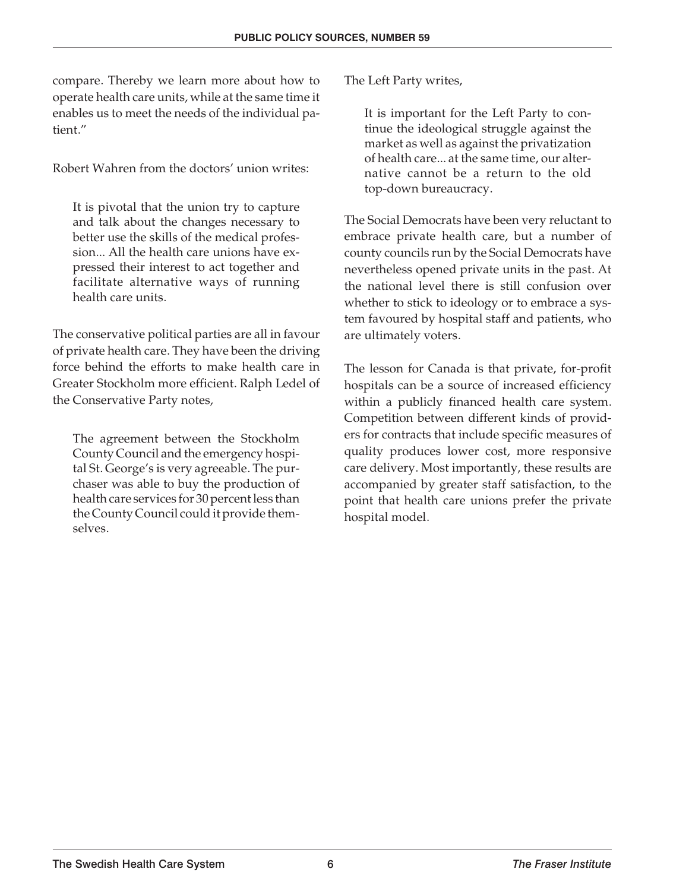compare. Thereby we learn more about how to operate health care units, while at the same time it enables us to meet the needs of the individual patient."

Robert Wahren from the doctors' union writes:

> It is pivotal that the union try to capture and talk about the changes necessary to better use the skills of the medical profession... All the health care unions have expressed their interest to act together and facilitate alternative ways of running health care units.

The conservative political parties are all in favour of private health care. They have been the driving force behind the efforts to make health care in Greater Stockholm more efficient. Ralph Ledel of the Conservative Party notes,

> The agreement between the Stockholm County Council and the emergency hospital St. George's is very agreeable. The purchaser was able to buy the production of health care services for 30 percent less than the County Council could it provide themselves.

The Left Party writes,

> It is important for the Left Party to continue the ideological struggle against the market as well as against the privatization of health care... at the same time, our alternative cannot be a return to the old top-down bureaucracy.

The Social Democrats have been very reluctant to embrace private health care, but a number of county councils run by the Social Democrats have nevertheless opened private units in the past. At the national level there is still confusion over whether to stick to ideology or to embrace a system favoured by hospital staff and patients, who are ultimately voters.

The lesson for Canada is that private, for-profit hospitals can be a source of increased efficiency within a publicly financed health care system. Competition between different kinds of providers for contracts that include specific measures of quality produces lower cost, more responsive care delivery. Most importantly, these results are accompanied by greater staff satisfaction, to the point that health care unions prefer the private hospital model.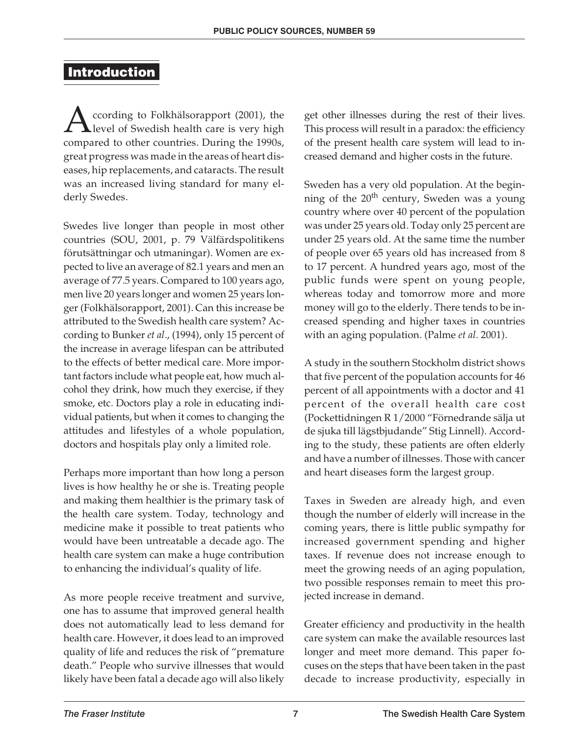## Introduction

According to Folkhälsorapport (2001), the level of Swedish health care is very high compared to other countries. During the 1990s, great progress was made in the areas of heart diseases, hip replacements, and cataracts. The result was an increased living standard for many elderly Swedes.

Swedes live longer than people in most other countries (SOU, 2001, p. 79 Välfärdspolitikens förutsättningar och utmaningar). Women are expected to live an average of 82.1 years and men an average of 77.5 years. Compared to 100 years ago, men live 20 years longer and women 25 years longer (Folkhälsorapport, 2001). Can this increase be attributed to the Swedish health care system? According to Bunker *et al*., (1994), only 15 percent of the increase in average lifespan can be attributed to the effects of better medical care. More important factors include what people eat, how much alcohol they drink, how much they exercise, if they smoke, etc. Doctors play a role in educating individual patients, but when it comes to changing the attitudes and lifestyles of a whole population, doctors and hospitals play only a limited role.

Perhaps more important than how long a person lives is how healthy he or she is. Treating people and making them healthier is the primary task of the health care system. Today, technology and medicine make it possible to treat patients who would have been untreatable a decade ago. The health care system can make a huge contribution to enhancing the individual's quality of life.

As more people receive treatment and survive, one has to assume that improved general health does not automatically lead to less demand for health care. However, it does lead to an improved quality of life and reduces the risk of "premature death." People who survive illnesses that would likely have been fatal a decade ago will also likely get other illnesses during the rest of their lives. This process will result in a paradox: the efficiency of the present health care system will lead to increased demand and higher costs in the future.

Sweden has a very old population. At the beginning of the 20th century, Sweden was a young country where over 40 percent of the population was under 25 years old. Today only 25 percent are under 25 years old. At the same time the number of people over 65 years old has increased from 8 to 17 percent. A hundred years ago, most of the public funds were spent on young people, whereas today and tomorrow more and more money will go to the elderly. There tends to be increased spending and higher taxes in countries with an aging population. (Palme *et al*. 2001).

A study in the southern Stockholm district shows that five percent of the population accounts for 46 percent of all appointments with a doctor and 41 percent of the overall health care cost (Pockettidningen R 1/2000 "Förnedrande sälja ut de sjuka till lägstbjudande" Stig Linnell). According to the study, these patients are often elderly and have a number of illnesses. Those with cancer and heart diseases form the largest group.

Taxes in Sweden are already high, and even though the number of elderly will increase in the coming years, there is little public sympathy for increased government spending and higher taxes. If revenue does not increase enough to meet the growing needs of an aging population, two possible responses remain to meet this projected increase in demand.

Greater efficiency and productivity in the health care system can make the available resources last longer and meet more demand. This paper focuses on the steps that have been taken in the past decade to increase productivity, especially in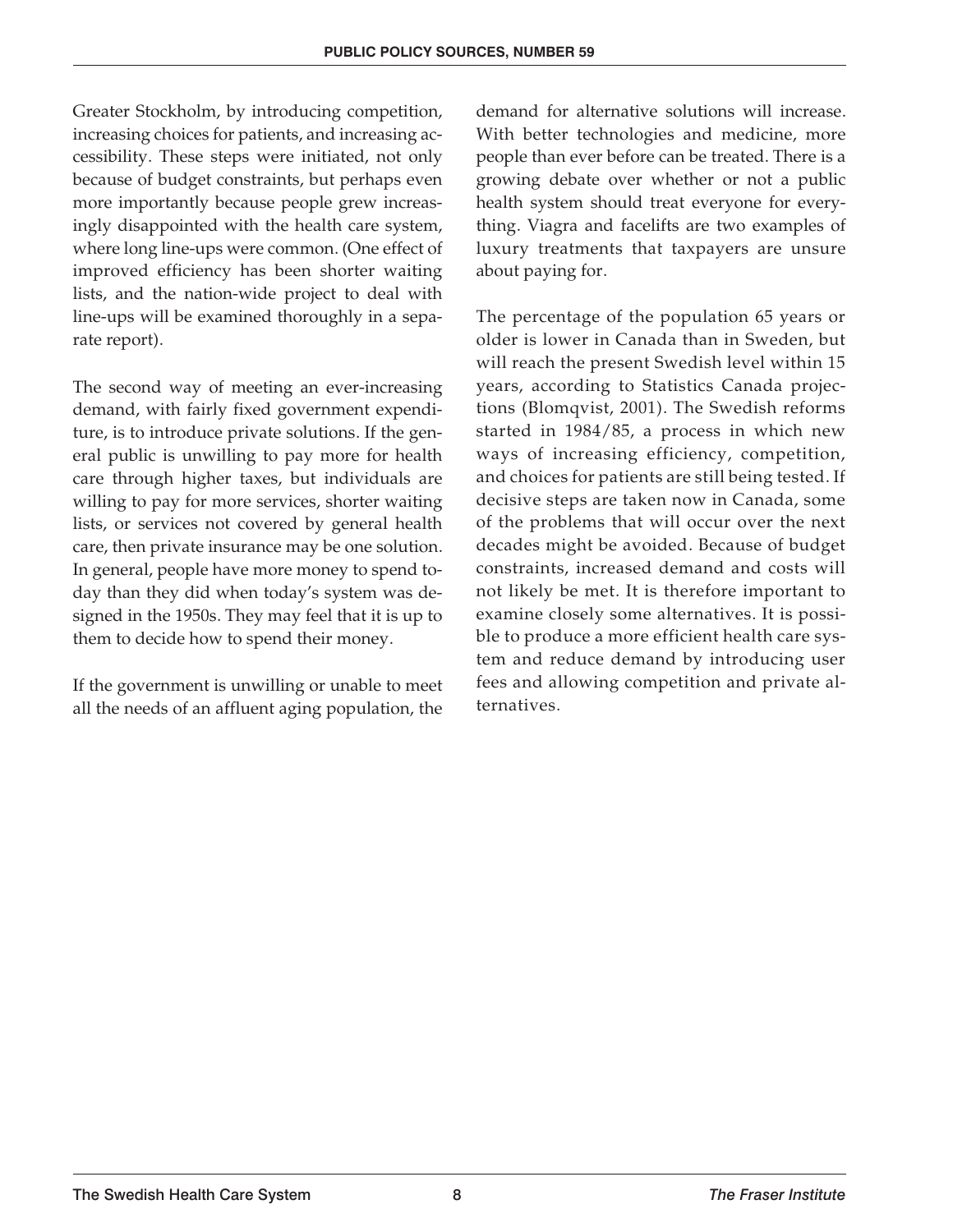Greater Stockholm, by introducing competition, increasing choices for patients, and increasing accessibility. These steps were initiated, not only because of budget constraints, but perhaps even more importantly because people grew increasingly disappointed with the health care system, where long line-ups were common. (One effect of improved efficiency has been shorter waiting lists, and the nation-wide project to deal with line-ups will be examined thoroughly in a separate report).

The second way of meeting an ever-increasing demand, with fairly fixed government expenditure, is to introduce private solutions. If the general public is unwilling to pay more for health care through higher taxes, but individuals are willing to pay for more services, shorter waiting lists, or services not covered by general health care, then private insurance may be one solution. In general, people have more money to spend today than they did when today's system was designed in the 1950s. They may feel that it is up to them to decide how to spend their money.

If the government is unwilling or unable to meet all the needs of an affluent aging population, the demand for alternative solutions will increase. With better technologies and medicine, more people than ever before can be treated. There is a growing debate over whether or not a public health system should treat everyone for everything. Viagra and facelifts are two examples of luxury treatments that taxpayers are unsure about paying for.

The percentage of the population 65 years or older is lower in Canada than in Sweden, but will reach the present Swedish level within 15 years, according to Statistics Canada projections (Blomqvist, 2001). The Swedish reforms started in 1984/85, a process in which new ways of increasing efficiency, competition, and choices for patients are still being tested. If decisive steps are taken now in Canada, some of the problems that will occur over the next decades might be avoided. Because of budget constraints, increased demand and costs will not likely be met. It is therefore important to examine closely some alternatives. It is possible to produce a more efficient health care system and reduce demand by introducing user fees and allowing competition and private alternatives.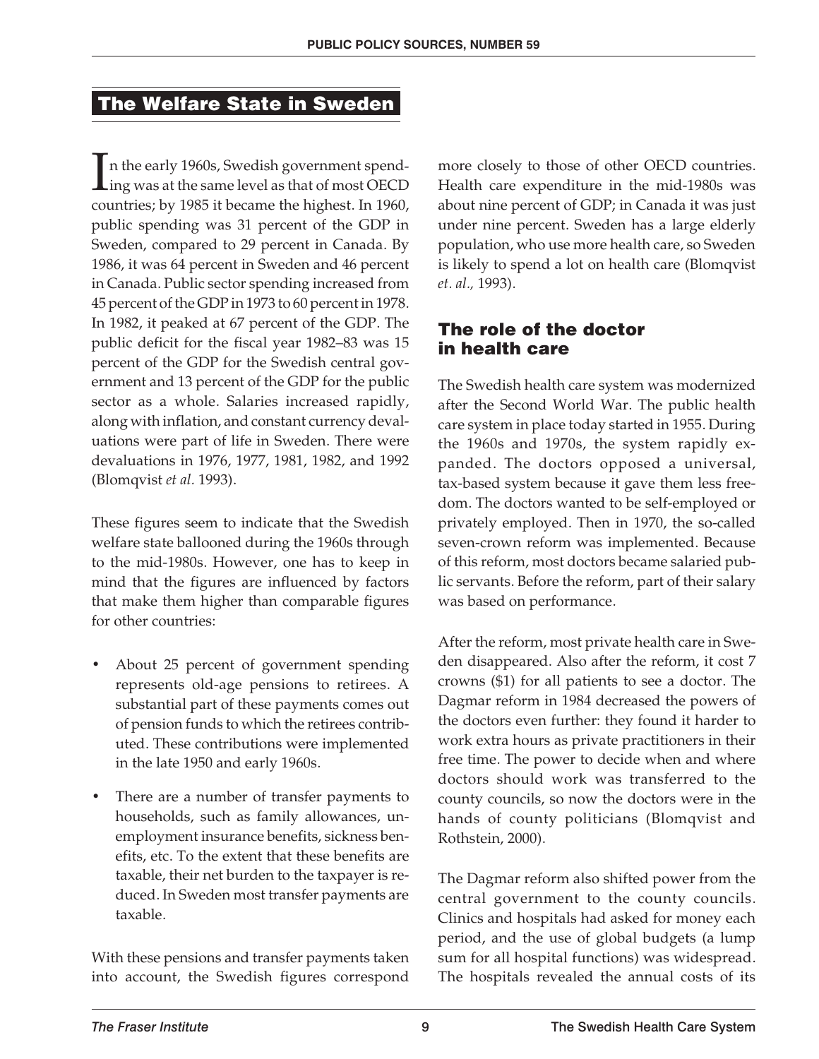## The Welfare State in Sweden

In the early 1960s, Swedish government spending was at the same level as that of most OECD countries; by 1985 it became the highest. In 1960, public spending was 31 percent of the GDP in Sweden, compared to 29 percent in Canada. By 1986, it was 64 percent in Sweden and 46 percent in Canada. Public sector spending increased from 45 percent of the GDP in 1973 to 60 percent in 1978. In 1982, it peaked at 67 percent of the GDP. The public deficit for the fiscal year 1982–83 was 15 percent of the GDP for the Swedish central government and 13 percent of the GDP for the public sector as a whole. Salaries increased rapidly, along with inflation, and constant currency devaluations were part of life in Sweden. There were devaluations in 1976, 1977, 1981, 1982, and 1992 (Blomqvist *et al.* 1993).

These figures seem to indicate that the Swedish welfare state ballooned during the 1960s through to the mid-1980s. However, one has to keep in mind that the figures are influenced by factors that make them higher than comparable figures for other countries:

- About 25 percent of government spending represents old-age pensions to retirees. A substantial part of these payments comes out of pension funds to which the retirees contributed. These contributions were implemented in the late 1950 and early 1960s.
- There are a number of transfer payments to households, such as family allowances, unemployment insurance benefits, sickness benefits, etc. To the extent that these benefits are taxable, their net burden to the taxpayer is reduced. In Sweden most transfer payments are taxable.

With these pensions and transfer payments taken into account, the Swedish figures correspond more closely to those of other OECD countries. Health care expenditure in the mid-1980s was about nine percent of GDP; in Canada it was just under nine percent. Sweden has a large elderly population, who use more health care, so Sweden is likely to spend a lot on health care (Blomqvist *et. al.,* 1993).

### The role of the doctor in health care

The Swedish health care system was modernized after the Second World War. The public health care system in place today started in 1955. During the 1960s and 1970s, the system rapidly expanded. The doctors opposed a universal, tax-based system because it gave them less freedom. The doctors wanted to be self-employed or privately employed. Then in 1970, the so-called seven-crown reform was implemented. Because of this reform, most doctors became salaried public servants. Before the reform, part of their salary was based on performance.

After the reform, most private health care in Sweden disappeared. Also after the reform, it cost 7 crowns ($1) for all patients to see a doctor. The Dagmar reform in 1984 decreased the powers of the doctors even further: they found it harder to work extra hours as private practitioners in their free time. The power to decide when and where doctors should work was transferred to the county councils, so now the doctors were in the hands of county politicians (Blomqvist and Rothstein, 2000).

The Dagmar reform also shifted power from the central government to the county councils. Clinics and hospitals had asked for money each period, and the use of global budgets (a lump sum for all hospital functions) was widespread. The hospitals revealed the annual costs of its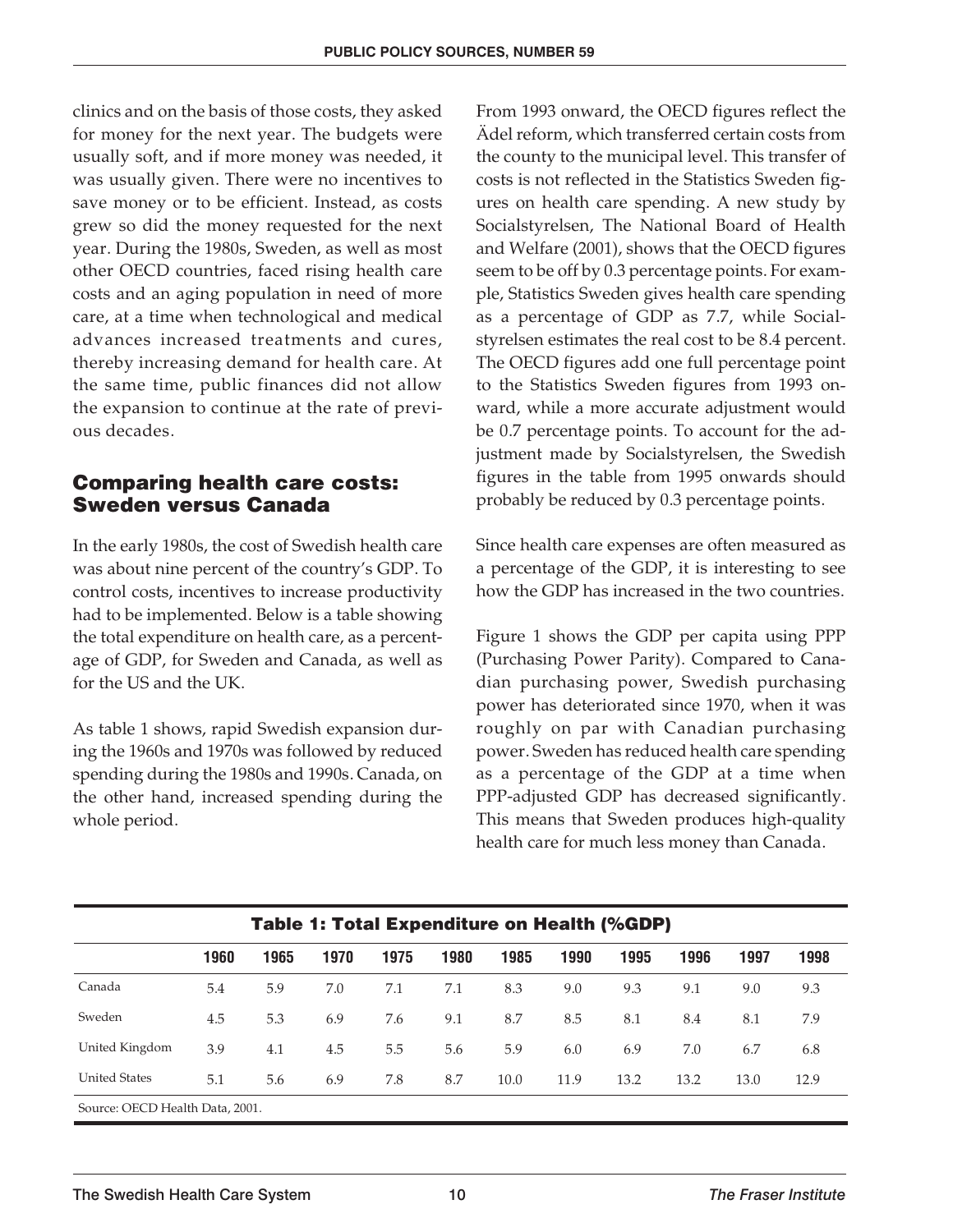clinics and on the basis of those costs, they asked for money for the next year. The budgets were usually soft, and if more money was needed, it was usually given. There were no incentives to save money or to be efficient. Instead, as costs grew so did the money requested for the next year. During the 1980s, Sweden, as well as most other OECD countries, faced rising health care costs and an aging population in need of more care, at a time when technological and medical advances increased treatments and cures, thereby increasing demand for health care. At the same time, public finances did not allow the expansion to continue at the rate of previous decades.

## Comparing health care costs: Sweden versus Canada

In the early 1980s, the cost of Swedish health care was about nine percent of the country's GDP. To control costs, incentives to increase productivity had to be implemented. Below is a table showing the total expenditure on health care, as a percentage of GDP, for Sweden and Canada, as well as for the US and the UK.

As table 1 shows, rapid Swedish expansion during the 1960s and 1970s was followed by reduced spending during the 1980s and 1990s. Canada, on the other hand, increased spending during the whole period.

From 1993 onward, the OECD figures reflect the Ädel reform, which transferred certain costs from the county to the municipal level. This transfer of costs is not reflected in the Statistics Sweden figures on health care spending. A new study by Socialstyrelsen, The National Board of Health and Welfare (2001), shows that the OECD figures seem to be off by 0.3 percentage points. For example, Statistics Sweden gives health care spending as a percentage of GDP as 7.7, while Socialstyrelsen estimates the real cost to be 8.4 percent. The OECD figures add one full percentage point to the Statistics Sweden figures from 1993 onward, while a more accurate adjustment would be 0.7 percentage points. To account for the adjustment made by Socialstyrelsen, the Swedish figures in the table from 1995 onwards should probably be reduced by 0.3 percentage points.

Since health care expenses are often measured as a percentage of the GDP, it is interesting to see how the GDP has increased in the two countries.

Figure 1 shows the GDP per capita using PPP (Purchasing Power Parity). Compared to Canadian purchasing power, Swedish purchasing power has deteriorated since 1970, when it was roughly on par with Canadian purchasing power. Sweden has reduced health care spending as a percentage of the GDP at a time when PPP-adjusted GDP has decreased significantly. This means that Sweden produces high-quality health care for much less money than Canada.

**Table 1: Total Expenditure on Health (%GDP)**

| | 1960 | 1965 | 1970 | 1975 | 1980 | 1985 | 1990 | 1995 | 1996 | 1997 | 1998 |
|---|---|---|---|---|---|---|---|---|---|---|---|
| Canada | 5.4 | 5.9 | 7.0 | 7.1 | 7.1 | 8.3 | 9.0 | 9.3 | 9.1 | 9.0 | 9.3 |
| Sweden | 4.5 | 5.3 | 6.9 | 7.6 | 9.1 | 8.7 | 8.5 | 8.1 | 8.4 | 8.1 | 7.9 |
| United Kingdom | 3.9 | 4.1 | 4.5 | 5.5 | 5.6 | 5.9 | 6.0 | 6.9 | 7.0 | 6.7 | 6.8 |
| United States | 5.1 | 5.6 | 6.9 | 7.8 | 8.7 | 10.0 | 11.9 | 13.2 | 13.2 | 13.0 | 12.9 |

Source: OECD Health Data, 2001.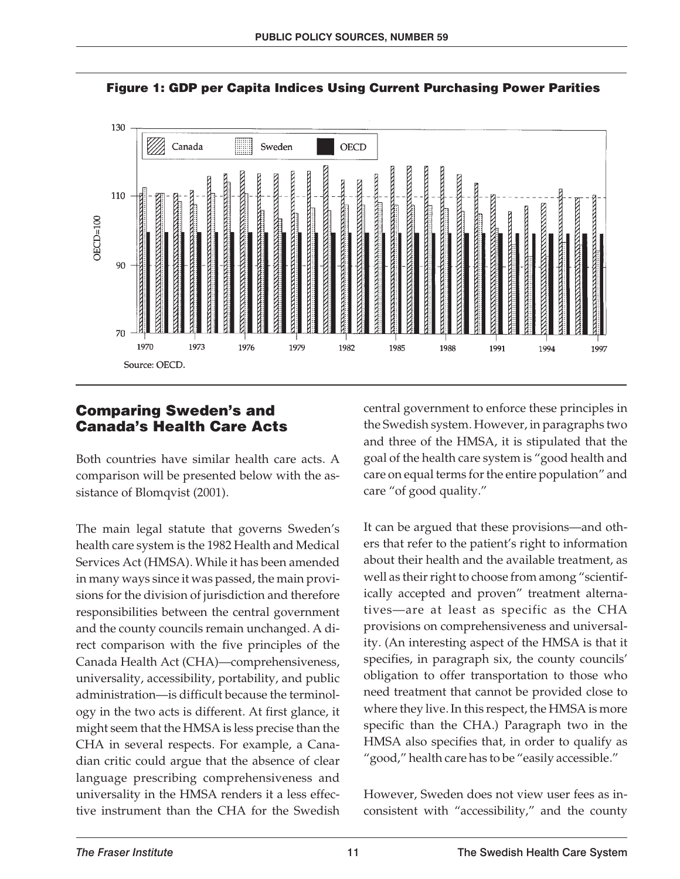**Figure 1: GDP per Capita Indices Using Current Purchasing Power Parities**

Source: OECD.

## Comparing Sweden's and Canada's Health Care Acts

Both countries have similar health care acts. A comparison will be presented below with the assistance of Blomqvist (2001).

The main legal statute that governs Sweden's health care system is the 1982 Health and Medical Services Act (HMSA). While it has been amended in many ways since it was passed, the main provisions for the division of jurisdiction and therefore responsibilities between the central government and the county councils remain unchanged. A direct comparison with the five principles of the Canada Health Act (CHA)—comprehensiveness, universality, accessibility, portability, and public administration—is difficult because the terminology in the two acts is different. At first glance, it might seem that the HMSA is less precise than the CHA in several respects. For example, a Canadian critic could argue that the absence of clear language prescribing comprehensiveness and universality in the HMSA renders it a less effective instrument than the CHA for the Swedish central government to enforce these principles in the Swedish system. However, in paragraphs two and three of the HMSA, it is stipulated that the goal of the health care system is "good health and care on equal terms for the entire population" and care "of good quality."

It can be argued that these provisions—and others that refer to the patient's right to information about their health and the available treatment, as well as their right to choose from among "scientifically accepted and proven" treatment alternatives—are at least as specific as the CHA provisions on comprehensiveness and universality. (An interesting aspect of the HMSA is that it specifies, in paragraph six, the county councils' obligation to offer transportation to those who need treatment that cannot be provided close to where they live. In this respect, the HMSA is more specific than the CHA.) Paragraph two in the HMSA also specifies that, in order to qualify as "good," health care has to be "easily accessible."

However, Sweden does not view user fees as inconsistent with "accessibility," and the county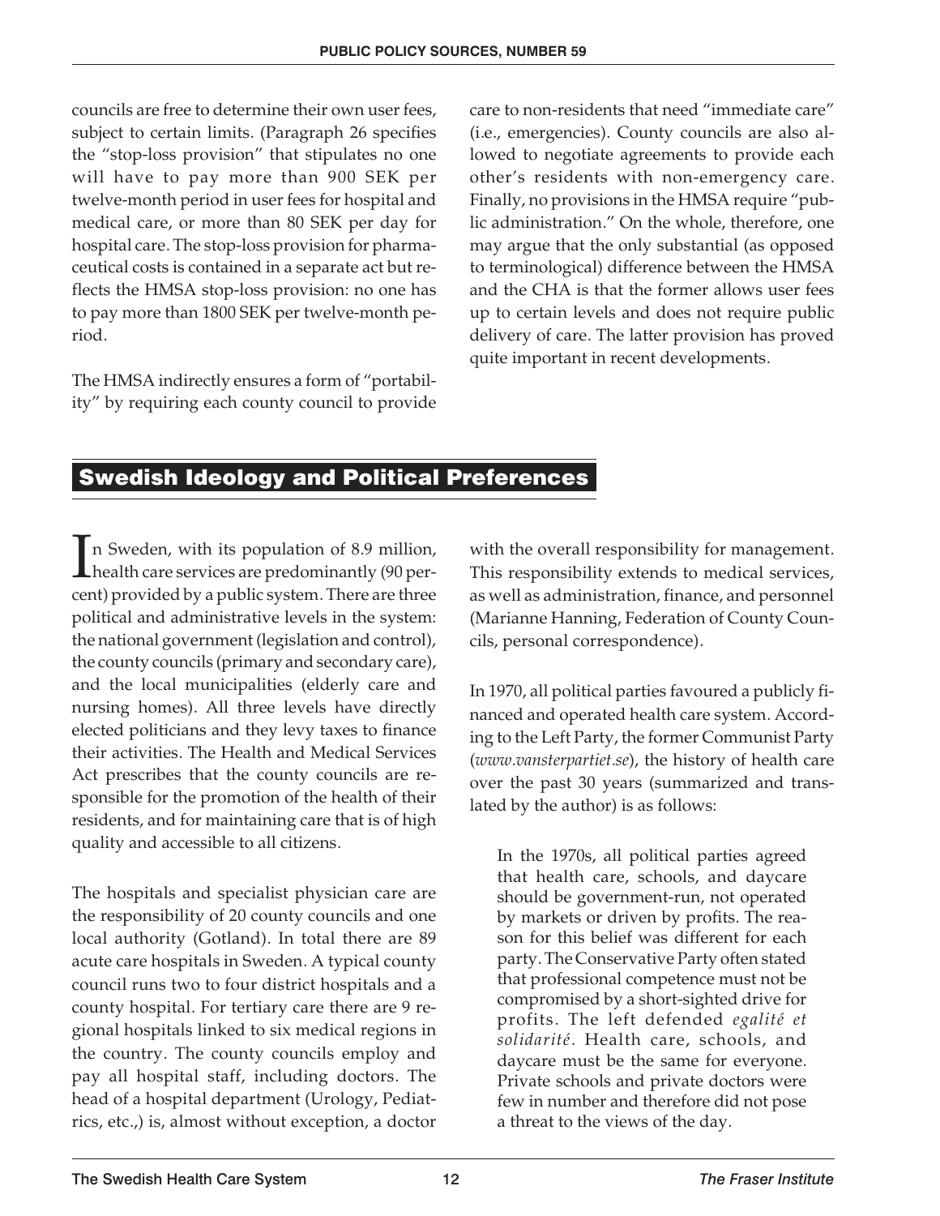councils are free to determine their own user fees, subject to certain limits. (Paragraph 26 specifies the "stop-loss provision" that stipulates no one will have to pay more than 900 SEK per twelve-month period in user fees for hospital and medical care, or more than 80 SEK per day for hospital care. The stop-loss provision for pharmaceutical costs is contained in a separate act but reflects the HMSA stop-loss provision: no one has to pay more than 1800 SEK per twelve-month period.

The HMSA indirectly ensures a form of "portability" by requiring each county council to provide care to non-residents that need "immediate care" (i.e., emergencies). County councils are also allowed to negotiate agreements to provide each other's residents with non-emergency care. Finally, no provisions in the HMSA require "public administration." On the whole, therefore, one may argue that the only substantial (as opposed to terminological) difference between the HMSA and the CHA is that the former allows user fees up to certain levels and does not require public delivery of care. The latter provision has proved quite important in recent developments.

## Swedish Ideology and Political Preferences

In Sweden, with its population of 8.9 million, health care services are predominantly (90 percent) provided by a public system. There are three political and administrative levels in the system: the national government (legislation and control), the county councils (primary and secondary care), and the local municipalities (elderly care and nursing homes). All three levels have directly elected politicians and they levy taxes to finance their activities. The Health and Medical Services Act prescribes that the county councils are responsible for the promotion of the health of their residents, and for maintaining care that is of high quality and accessible to all citizens.

The hospitals and specialist physician care are the responsibility of 20 county councils and one local authority (Gotland). In total there are 89 acute care hospitals in Sweden. A typical county council runs two to four district hospitals and a county hospital. For tertiary care there are 9 regional hospitals linked to six medical regions in the country. The county councils employ and pay all hospital staff, including doctors. The head of a hospital department (Urology, Pediatrics, etc.,) is, almost without exception, a doctor with the overall responsibility for management. This responsibility extends to medical services, as well as administration, finance, and personnel (Marianne Hanning, Federation of County Councils, personal correspondence).

In 1970, all political parties favoured a publicly financed and operated health care system. According to the Left Party, the former Communist Party (*www.vansterpartiet.se*), the history of health care over the past 30 years (summarized and translated by the author) is as follows:

> In the 1970s, all political parties agreed that health care, schools, and daycare should be government-run, not operated by markets or driven by profits. The reason for this belief was different for each party. The Conservative Party often stated that professional competence must not be compromised by a short-sighted drive for profits. The left defended *egalité et solidarité*. Health care, schools, and daycare must be the same for everyone. Private schools and private doctors were few in number and therefore did not pose a threat to the views of the day.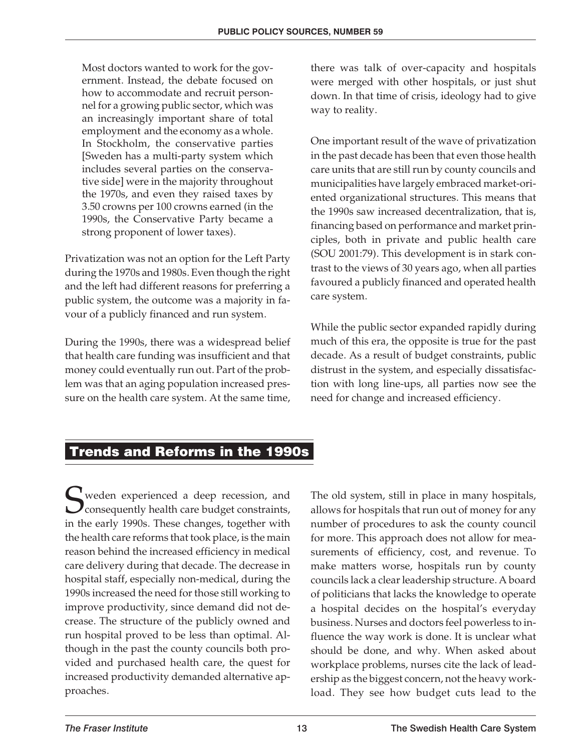> Most doctors wanted to work for the government. Instead, the debate focused on how to accommodate and recruit personnel for a growing public sector, which was an increasingly important share of total employment and the economy as a whole. In Stockholm, the conservative parties [Sweden has a multi-party system which includes several parties on the conservative side] were in the majority throughout the 1970s, and even they raised taxes by 3.50 crowns per 100 crowns earned (in the 1990s, the Conservative Party became a strong proponent of lower taxes).

Privatization was not an option for the Left Party during the 1970s and 1980s. Even though the right and the left had different reasons for preferring a public system, the outcome was a majority in favour of a publicly financed and run system.

During the 1990s, there was a widespread belief that health care funding was insufficient and that money could eventually run out. Part of the problem was that an aging population increased pressure on the health care system. At the same time, there was talk of over-capacity and hospitals were merged with other hospitals, or just shut down. In that time of crisis, ideology had to give way to reality.

One important result of the wave of privatization in the past decade has been that even those health care units that are still run by county councils and municipalities have largely embraced market-oriented organizational structures. This means that the 1990s saw increased decentralization, that is, financing based on performance and market principles, both in private and public health care (SOU 2001:79). This development is in stark contrast to the views of 30 years ago, when all parties favoured a publicly financed and operated health care system.

While the public sector expanded rapidly during much of this era, the opposite is true for the past decade. As a result of budget constraints, public distrust in the system, and especially dissatisfaction with long line-ups, all parties now see the need for change and increased efficiency.

## Trends and Reforms in the 1990s

Sweden experienced a deep recession, and consequently health care budget constraints, in the early 1990s. These changes, together with the health care reforms that took place, is the main reason behind the increased efficiency in medical care delivery during that decade. The decrease in hospital staff, especially non-medical, during the 1990s increased the need for those still working to improve productivity, since demand did not decrease. The structure of the publicly owned and run hospital proved to be less than optimal. Although in the past the county councils both provided and purchased health care, the quest for increased productivity demanded alternative approaches.

The old system, still in place in many hospitals, allows for hospitals that run out of money for any number of procedures to ask the county council for more. This approach does not allow for measurements of efficiency, cost, and revenue. To make matters worse, hospitals run by county councils lack a clear leadership structure. A board of politicians that lacks the knowledge to operate a hospital decides on the hospital's everyday business. Nurses and doctors feel powerless to influence the way work is done. It is unclear what should be done, and why. When asked about workplace problems, nurses cite the lack of leadership as the biggest concern, not the heavy workload. They see how budget cuts lead to the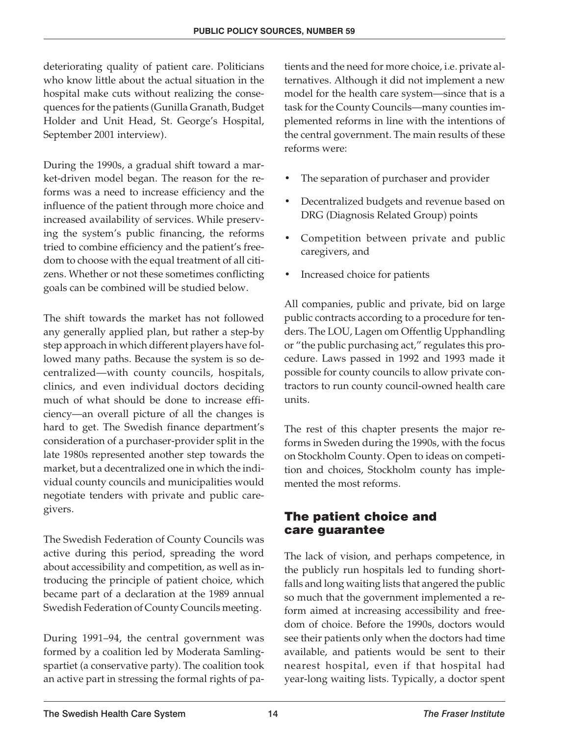deteriorating quality of patient care. Politicians who know little about the actual situation in the hospital make cuts without realizing the consequences for the patients (Gunilla Granath, Budget Holder and Unit Head, St. George's Hospital, September 2001 interview).

During the 1990s, a gradual shift toward a market-driven model began. The reason for the reforms was a need to increase efficiency and the influence of the patient through more choice and increased availability of services. While preserving the system's public financing, the reforms tried to combine efficiency and the patient's freedom to choose with the equal treatment of all citizens. Whether or not these sometimes conflicting goals can be combined will be studied below.

The shift towards the market has not followed any generally applied plan, but rather a step-by step approach in which different players have followed many paths. Because the system is so decentralized—with county councils, hospitals, clinics, and even individual doctors deciding much of what should be done to increase efficiency—an overall picture of all the changes is hard to get. The Swedish finance department's consideration of a purchaser-provider split in the late 1980s represented another step towards the market, but a decentralized one in which the individual county councils and municipalities would negotiate tenders with private and public caregivers.

The Swedish Federation of County Councils was active during this period, spreading the word about accessibility and competition, as well as introducing the principle of patient choice, which became part of a declaration at the 1989 annual Swedish Federation of County Councils meeting.

During 1991–94, the central government was formed by a coalition led by Moderata Samlingspartiet (a conservative party). The coalition took an active part in stressing the formal rights of patients and the need for more choice, i.e. private alternatives. Although it did not implement a new model for the health care system—since that is a task for the County Councils—many counties implemented reforms in line with the intentions of the central government. The main results of these reforms were:

- The separation of purchaser and provider
- Decentralized budgets and revenue based on DRG (Diagnosis Related Group) points
- Competition between private and public caregivers, and
- Increased choice for patients

All companies, public and private, bid on large public contracts according to a procedure for tenders. The LOU, Lagen om Offentlig Upphandling or "the public purchasing act," regulates this procedure. Laws passed in 1992 and 1993 made it possible for county councils to allow private contractors to run county council-owned health care units.

The rest of this chapter presents the major reforms in Sweden during the 1990s, with the focus on Stockholm County. Open to ideas on competition and choices, Stockholm county has implemented the most reforms.

## The patient choice and care guarantee

The lack of vision, and perhaps competence, in the publicly run hospitals led to funding shortfalls and long waiting lists that angered the public so much that the government implemented a reform aimed at increasing accessibility and freedom of choice. Before the 1990s, doctors would see their patients only when the doctors had time available, and patients would be sent to their nearest hospital, even if that hospital had year-long waiting lists. Typically, a doctor spent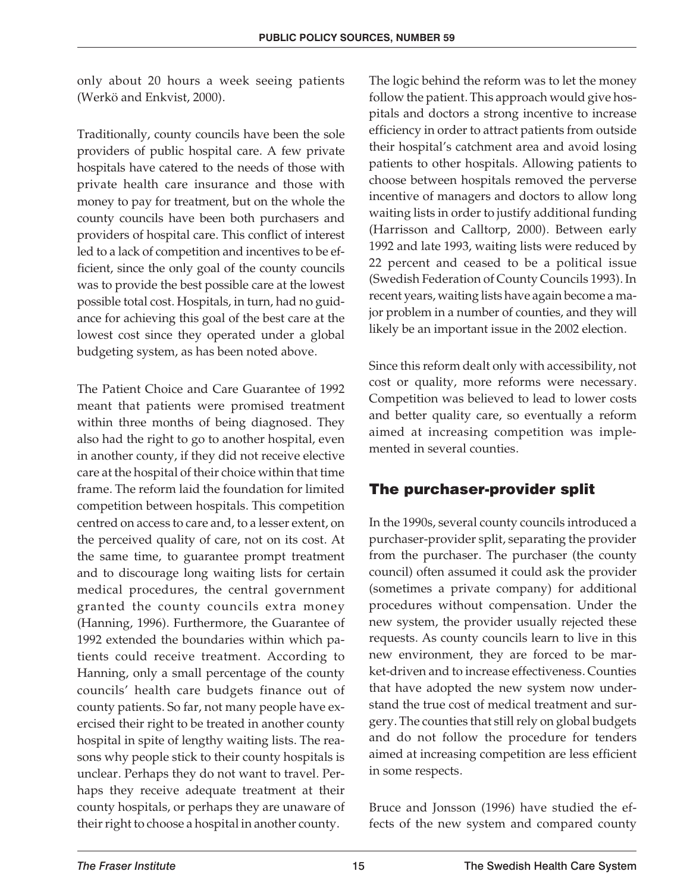only about 20 hours a week seeing patients (Werkö and Enkvist, 2000).

Traditionally, county councils have been the sole providers of public hospital care. A few private hospitals have catered to the needs of those with private health care insurance and those with money to pay for treatment, but on the whole the county councils have been both purchasers and providers of hospital care. This conflict of interest led to a lack of competition and incentives to be efficient, since the only goal of the county councils was to provide the best possible care at the lowest possible total cost. Hospitals, in turn, had no guidance for achieving this goal of the best care at the lowest cost since they operated under a global budgeting system, as has been noted above.

The Patient Choice and Care Guarantee of 1992 meant that patients were promised treatment within three months of being diagnosed. They also had the right to go to another hospital, even in another county, if they did not receive elective care at the hospital of their choice within that time frame. The reform laid the foundation for limited competition between hospitals. This competition centred on access to care and, to a lesser extent, on the perceived quality of care, not on its cost. At the same time, to guarantee prompt treatment and to discourage long waiting lists for certain medical procedures, the central government granted the county councils extra money (Hanning, 1996). Furthermore, the Guarantee of 1992 extended the boundaries within which patients could receive treatment. According to Hanning, only a small percentage of the county councils' health care budgets finance out of county patients. So far, not many people have exercised their right to be treated in another county hospital in spite of lengthy waiting lists. The reasons why people stick to their county hospitals is unclear. Perhaps they do not want to travel. Perhaps they receive adequate treatment at their county hospitals, or perhaps they are unaware of their right to choose a hospital in another county.

The logic behind the reform was to let the money follow the patient. This approach would give hospitals and doctors a strong incentive to increase efficiency in order to attract patients from outside their hospital's catchment area and avoid losing patients to other hospitals. Allowing patients to choose between hospitals removed the perverse incentive of managers and doctors to allow long waiting lists in order to justify additional funding (Harrisson and Calltorp, 2000). Between early 1992 and late 1993, waiting lists were reduced by 22 percent and ceased to be a political issue (Swedish Federation of County Councils 1993). In recent years, waiting lists have again become a major problem in a number of counties, and they will likely be an important issue in the 2002 election.

Since this reform dealt only with accessibility, not cost or quality, more reforms were necessary. Competition was believed to lead to lower costs and better quality care, so eventually a reform aimed at increasing competition was implemented in several counties.

## The purchaser-provider split

In the 1990s, several county councils introduced a purchaser-provider split, separating the provider from the purchaser. The purchaser (the county council) often assumed it could ask the provider (sometimes a private company) for additional procedures without compensation. Under the new system, the provider usually rejected these requests. As county councils learn to live in this new environment, they are forced to be market-driven and to increase effectiveness. Counties that have adopted the new system now understand the true cost of medical treatment and surgery. The counties that still rely on global budgets and do not follow the procedure for tenders aimed at increasing competition are less efficient in some respects.

Bruce and Jonsson (1996) have studied the effects of the new system and compared county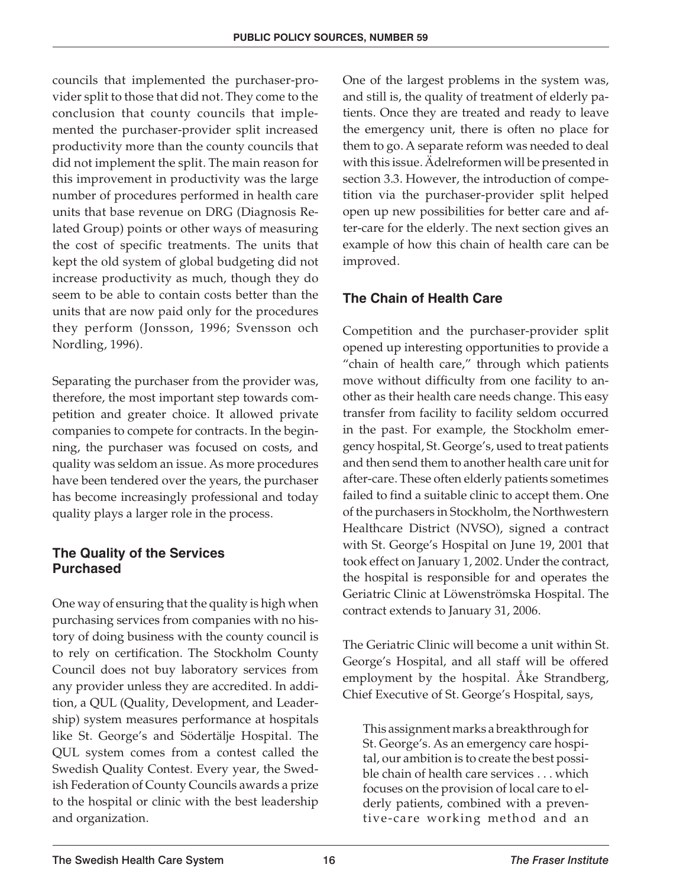councils that implemented the purchaser-provider split to those that did not. They come to the conclusion that county councils that implemented the purchaser-provider split increased productivity more than the county councils that did not implement the split. The main reason for this improvement in productivity was the large number of procedures performed in health care units that base revenue on DRG (Diagnosis Related Group) points or other ways of measuring the cost of specific treatments. The units that kept the old system of global budgeting did not increase productivity as much, though they do seem to be able to contain costs better than the units that are now paid only for the procedures they perform (Jonsson, 1996; Svensson och Nordling, 1996).

Separating the purchaser from the provider was, therefore, the most important step towards competition and greater choice. It allowed private companies to compete for contracts. In the beginning, the purchaser was focused on costs, and quality was seldom an issue. As more procedures have been tendered over the years, the purchaser has become increasingly professional and today quality plays a larger role in the process.

### The Quality of the Services Purchased

One way of ensuring that the quality is high when purchasing services from companies with no history of doing business with the county council is to rely on certification. The Stockholm County Council does not buy laboratory services from any provider unless they are accredited. In addition, a QUL (Quality, Development, and Leadership) system measures performance at hospitals like St. George's and Södertälje Hospital. The QUL system comes from a contest called the Swedish Quality Contest. Every year, the Swedish Federation of County Councils awards a prize to the hospital or clinic with the best leadership and organization.

One of the largest problems in the system was, and still is, the quality of treatment of elderly patients. Once they are treated and ready to leave the emergency unit, there is often no place for them to go. A separate reform was needed to deal with this issue. Ädelreformen will be presented in section 3.3. However, the introduction of competition via the purchaser-provider split helped open up new possibilities for better care and after-care for the elderly. The next section gives an example of how this chain of health care can be improved.

### The Chain of Health Care

Competition and the purchaser-provider split opened up interesting opportunities to provide a "chain of health care," through which patients move without difficulty from one facility to another as their health care needs change. This easy transfer from facility to facility seldom occurred in the past. For example, the Stockholm emergency hospital, St. George's, used to treat patients and then send them to another health care unit for after-care. These often elderly patients sometimes failed to find a suitable clinic to accept them. One of the purchasers in Stockholm, the Northwestern Healthcare District (NVSO), signed a contract with St. George's Hospital on June 19, 2001 that took effect on January 1, 2002. Under the contract, the hospital is responsible for and operates the Geriatric Clinic at Löwenströmska Hospital. The contract extends to January 31, 2006.

The Geriatric Clinic will become a unit within St. George's Hospital, and all staff will be offered employment by the hospital. Åke Strandberg, Chief Executive of St. George's Hospital, says,

> This assignment marks a breakthrough for St. George's. As an emergency care hospital, our ambition is to create the best possible chain of health care services . . . which focuses on the provision of local care to elderly patients, combined with a preventive-care working method and an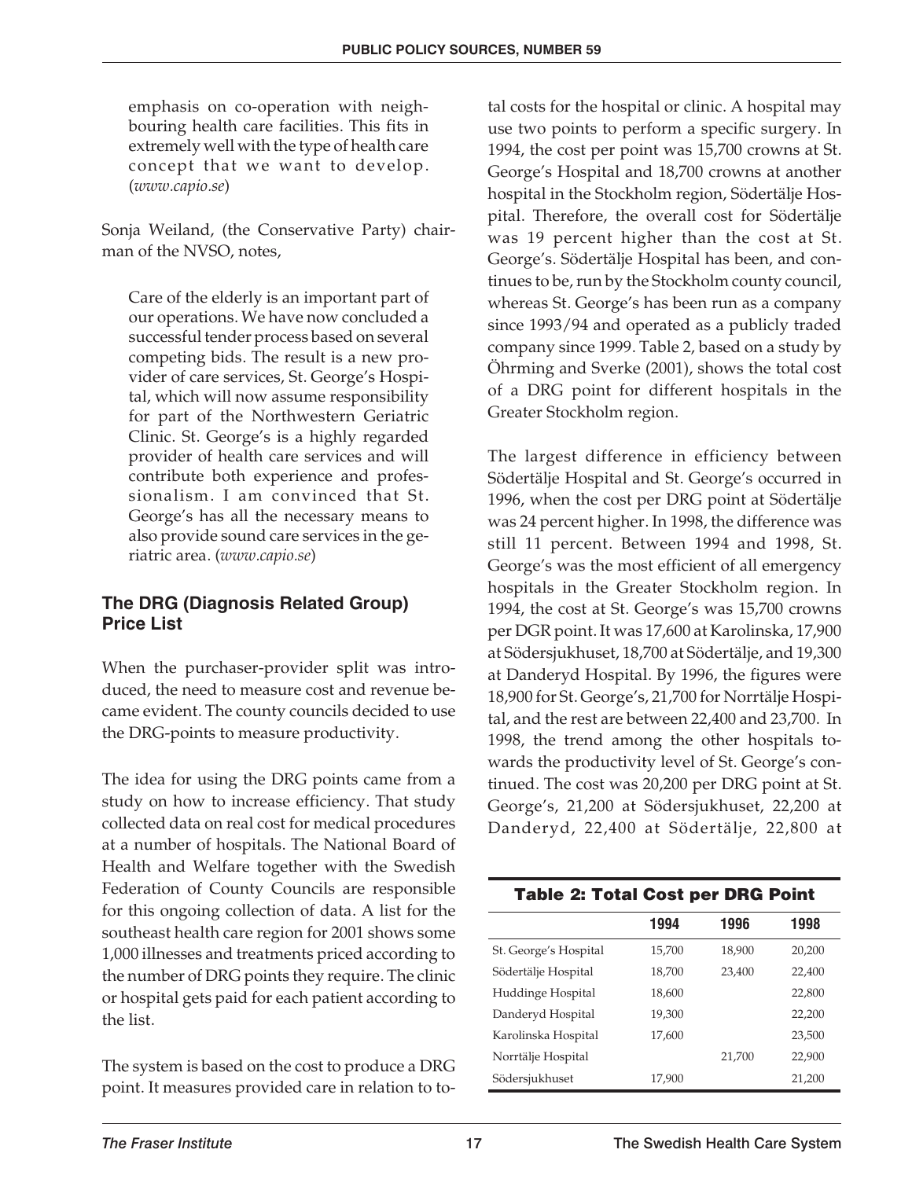emphasis on co-operation with neighbouring health care facilities. This fits in extremely well with the type of health care concept that we want to develop. (*www.capio.se*)

Sonja Weiland, (the Conservative Party) chairman of the NVSO, notes,

> Care of the elderly is an important part of our operations. We have now concluded a successful tender process based on several competing bids. The result is a new provider of care services, St. George's Hospital, which will now assume responsibility for part of the Northwestern Geriatric Clinic. St. George's is a highly regarded provider of health care services and will contribute both experience and professionalism. I am convinced that St. George's has all the necessary means to also provide sound care services in the geriatric area. (*www.capio.se*)

### The DRG (Diagnosis Related Group) Price List

When the purchaser-provider split was introduced, the need to measure cost and revenue became evident. The county councils decided to use the DRG-points to measure productivity.

The idea for using the DRG points came from a study on how to increase efficiency. That study collected data on real cost for medical procedures at a number of hospitals. The National Board of Health and Welfare together with the Swedish Federation of County Councils are responsible for this ongoing collection of data. A list for the southeast health care region for 2001 shows some 1,000 illnesses and treatments priced according to the number of DRG points they require. The clinic or hospital gets paid for each patient according to the list.

The system is based on the cost to produce a DRG point. It measures provided care in relation to total costs for the hospital or clinic. A hospital may use two points to perform a specific surgery. In 1994, the cost per point was 15,700 crowns at St. George's Hospital and 18,700 crowns at another hospital in the Stockholm region, Södertälje Hospital. Therefore, the overall cost for Södertälje was 19 percent higher than the cost at St. George's. Södertälje Hospital has been, and continues to be, run by the Stockholm county council, whereas St. George's has been run as a company since 1993/94 and operated as a publicly traded company since 1999. Table 2, based on a study by Öhrming and Sverke (2001), shows the total cost of a DRG point for different hospitals in the Greater Stockholm region.

The largest difference in efficiency between Södertälje Hospital and St. George's occurred in 1996, when the cost per DRG point at Södertälje was 24 percent higher. In 1998, the difference was still 11 percent. Between 1994 and 1998, St. George's was the most efficient of all emergency hospitals in the Greater Stockholm region. In 1994, the cost at St. George's was 15,700 crowns per DGR point. It was 17,600 at Karolinska, 17,900 at Södersjukhuset, 18,700 at Södertälje, and 19,300 at Danderyd Hospital. By 1996, the figures were 18,900 for St. George's, 21,700 for Norrtälje Hospital, and the rest are between 22,400 and 23,700. In 1998, the trend among the other hospitals towards the productivity level of St. George's continued. The cost was 20,200 per DRG point at St. George's, 21,200 at Södersjukhuset, 22,200 at Danderyd, 22,400 at Södertälje, 22,800 at

**Table 2: Total Cost per DRG Point**

| | 1994 | 1996 | 1998 |
|---|---|---|---|
| St. George's Hospital | 15,700 | 18,900 | 20,200 |
| Södertälje Hospital | 18,700 | 23,400 | 22,400 |
| Huddinge Hospital | 18,600 | | 22,800 |
| Danderyd Hospital | 19,300 | | 22,200 |
| Karolinska Hospital | 17,600 | | 23,500 |
| Norrtälje Hospital | | 21,700 | 22,900 |
| Södersjukhuset | 17,900 | | 21,200 |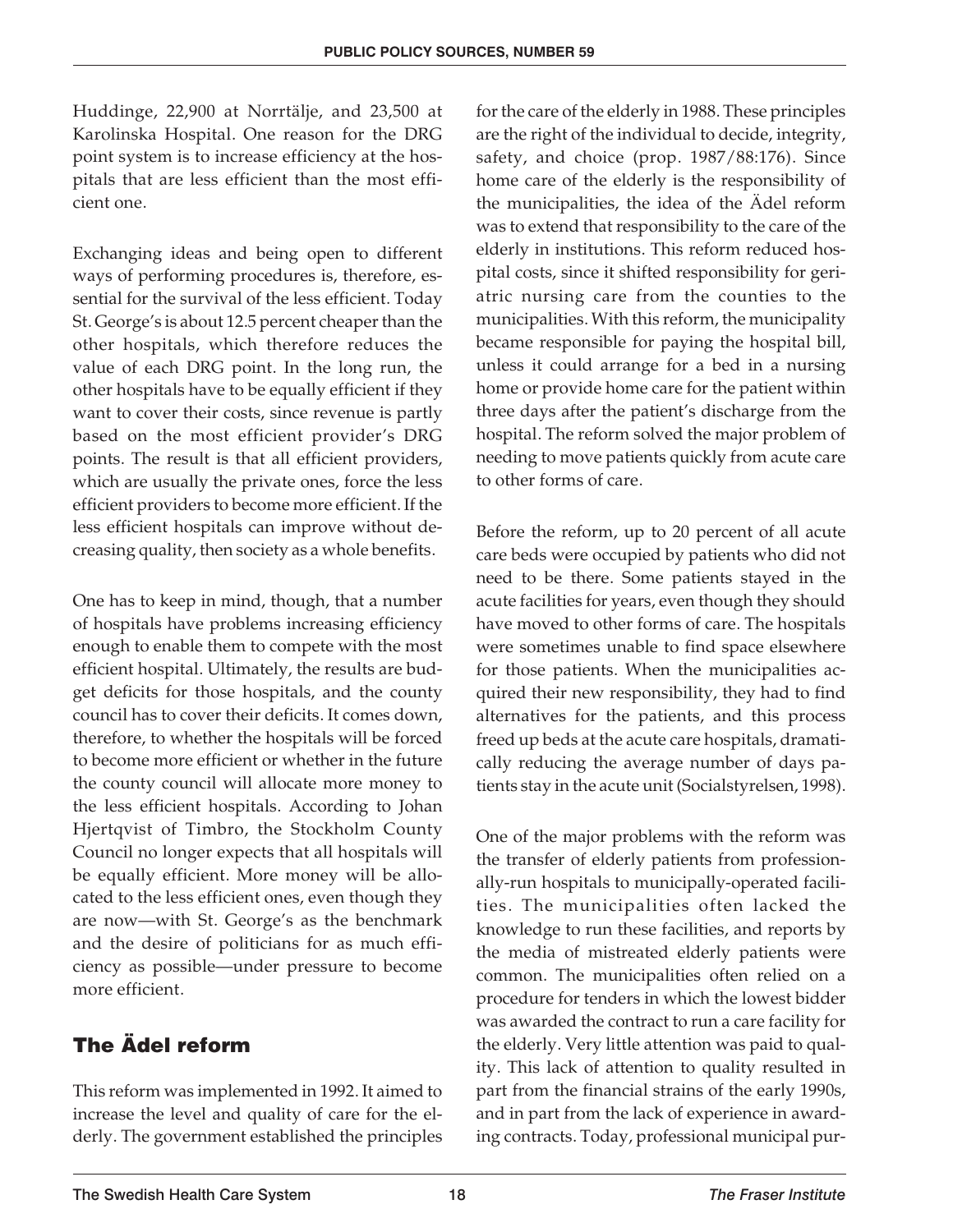Huddinge, 22,900 at Norrtälje, and 23,500 at Karolinska Hospital. One reason for the DRG point system is to increase efficiency at the hospitals that are less efficient than the most efficient one.

Exchanging ideas and being open to different ways of performing procedures is, therefore, essential for the survival of the less efficient. Today St. George's is about 12.5 percent cheaper than the other hospitals, which therefore reduces the value of each DRG point. In the long run, the other hospitals have to be equally efficient if they want to cover their costs, since revenue is partly based on the most efficient provider's DRG points. The result is that all efficient providers, which are usually the private ones, force the less efficient providers to become more efficient. If the less efficient hospitals can improve without decreasing quality, then society as a whole benefits.

One has to keep in mind, though, that a number of hospitals have problems increasing efficiency enough to enable them to compete with the most efficient hospital. Ultimately, the results are budget deficits for those hospitals, and the county council has to cover their deficits. It comes down, therefore, to whether the hospitals will be forced to become more efficient or whether in the future the county council will allocate more money to the less efficient hospitals. According to Johan Hjertqvist of Timbro, the Stockholm County Council no longer expects that all hospitals will be equally efficient. More money will be allocated to the less efficient ones, even though they are now—with St. George's as the benchmark and the desire of politicians for as much efficiency as possible—under pressure to become more efficient.

## The Ädel reform

This reform was implemented in 1992. It aimed to increase the level and quality of care for the elderly. The government established the principles for the care of the elderly in 1988. These principles are the right of the individual to decide, integrity, safety, and choice (prop. 1987/88:176). Since home care of the elderly is the responsibility of the municipalities, the idea of the Ädel reform was to extend that responsibility to the care of the elderly in institutions. This reform reduced hospital costs, since it shifted responsibility for geriatric nursing care from the counties to the municipalities. With this reform, the municipality became responsible for paying the hospital bill, unless it could arrange for a bed in a nursing home or provide home care for the patient within three days after the patient's discharge from the hospital. The reform solved the major problem of needing to move patients quickly from acute care to other forms of care.

Before the reform, up to 20 percent of all acute care beds were occupied by patients who did not need to be there. Some patients stayed in the acute facilities for years, even though they should have moved to other forms of care. The hospitals were sometimes unable to find space elsewhere for those patients. When the municipalities acquired their new responsibility, they had to find alternatives for the patients, and this process freed up beds at the acute care hospitals, dramatically reducing the average number of days patients stay in the acute unit (Socialstyrelsen, 1998).

One of the major problems with the reform was the transfer of elderly patients from professionally-run hospitals to municipally-operated facilities. The municipalities often lacked the knowledge to run these facilities, and reports by the media of mistreated elderly patients were common. The municipalities often relied on a procedure for tenders in which the lowest bidder was awarded the contract to run a care facility for the elderly. Very little attention was paid to quality. This lack of attention to quality resulted in part from the financial strains of the early 1990s, and in part from the lack of experience in awarding contracts. Today, professional municipal pur-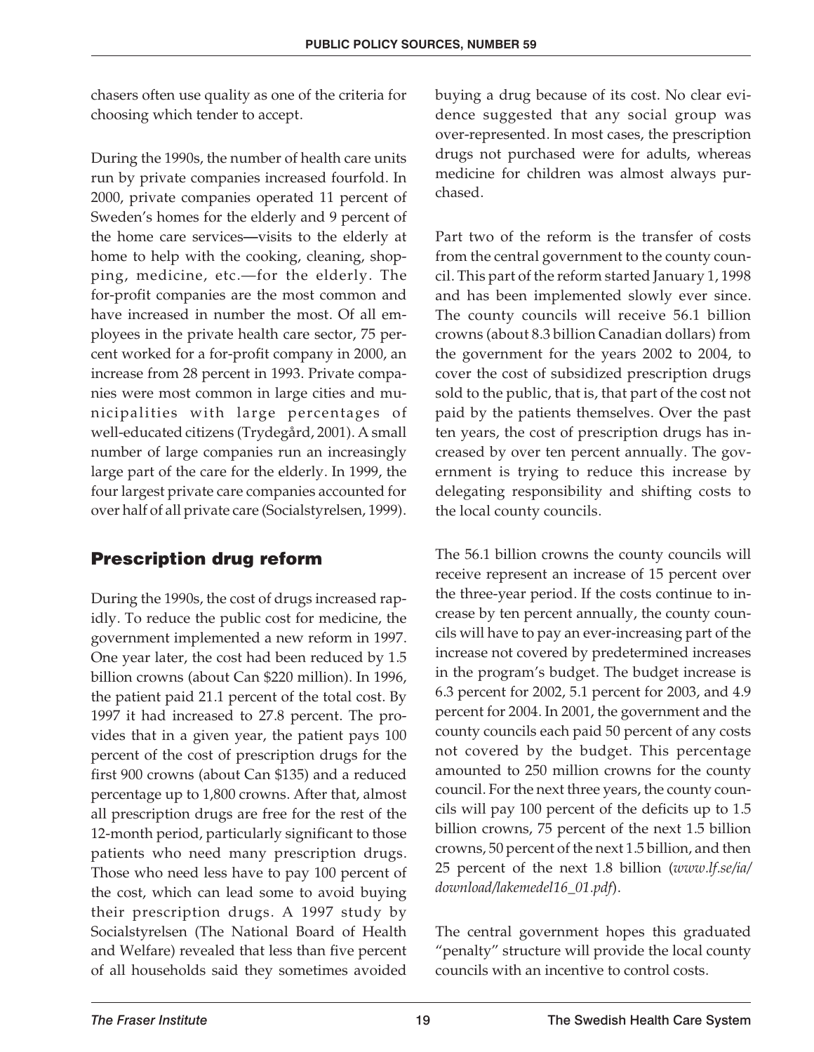chasers often use quality as one of the criteria for choosing which tender to accept.

During the 1990s, the number of health care units run by private companies increased fourfold. In 2000, private companies operated 11 percent of Sweden's homes for the elderly and 9 percent of the home care services—visits to the elderly at home to help with the cooking, cleaning, shopping, medicine, etc.—for the elderly. The for-profit companies are the most common and have increased in number the most. Of all employees in the private health care sector, 75 percent worked for a for-profit company in 2000, an increase from 28 percent in 1993. Private companies were most common in large cities and municipalities with large percentages of well-educated citizens (Trydegård, 2001). A small number of large companies run an increasingly large part of the care for the elderly. In 1999, the four largest private care companies accounted for over half of all private care (Socialstyrelsen, 1999).

## Prescription drug reform

During the 1990s, the cost of drugs increased rapidly. To reduce the public cost for medicine, the government implemented a new reform in 1997. One year later, the cost had been reduced by 1.5 billion crowns (about Can $220 million). In 1996, the patient paid 21.1 percent of the total cost. By 1997 it had increased to 27.8 percent. The provides that in a given year, the patient pays 100 percent of the cost of prescription drugs for the first 900 crowns (about Can $135) and a reduced percentage up to 1,800 crowns. After that, almost all prescription drugs are free for the rest of the 12-month period, particularly significant to those patients who need many prescription drugs. Those who need less have to pay 100 percent of the cost, which can lead some to avoid buying their prescription drugs. A 1997 study by Socialstyrelsen (The National Board of Health and Welfare) revealed that less than five percent of all households said they sometimes avoided buying a drug because of its cost. No clear evidence suggested that any social group was over-represented. In most cases, the prescription drugs not purchased were for adults, whereas medicine for children was almost always purchased.

Part two of the reform is the transfer of costs from the central government to the county council. This part of the reform started January 1, 1998 and has been implemented slowly ever since. The county councils will receive 56.1 billion crowns (about 8.3 billion Canadian dollars) from the government for the years 2002 to 2004, to cover the cost of subsidized prescription drugs sold to the public, that is, that part of the cost not paid by the patients themselves. Over the past ten years, the cost of prescription drugs has increased by over ten percent annually. The government is trying to reduce this increase by delegating responsibility and shifting costs to the local county councils.

The 56.1 billion crowns the county councils will receive represent an increase of 15 percent over the three-year period. If the costs continue to increase by ten percent annually, the county councils will have to pay an ever-increasing part of the increase not covered by predetermined increases in the program's budget. The budget increase is 6.3 percent for 2002, 5.1 percent for 2003, and 4.9 percent for 2004. In 2001, the government and the county councils each paid 50 percent of any costs not covered by the budget. This percentage amounted to 250 million crowns for the county council. For the next three years, the county councils will pay 100 percent of the deficits up to 1.5 billion crowns, 75 percent of the next 1.5 billion crowns, 50 percent of the next 1.5 billion, and then 25 percent of the next 1.8 billion (*www.lf.se/ia/download/lakemedel16_01.pdf*).

The central government hopes this graduated "penalty" structure will provide the local county councils with an incentive to control costs.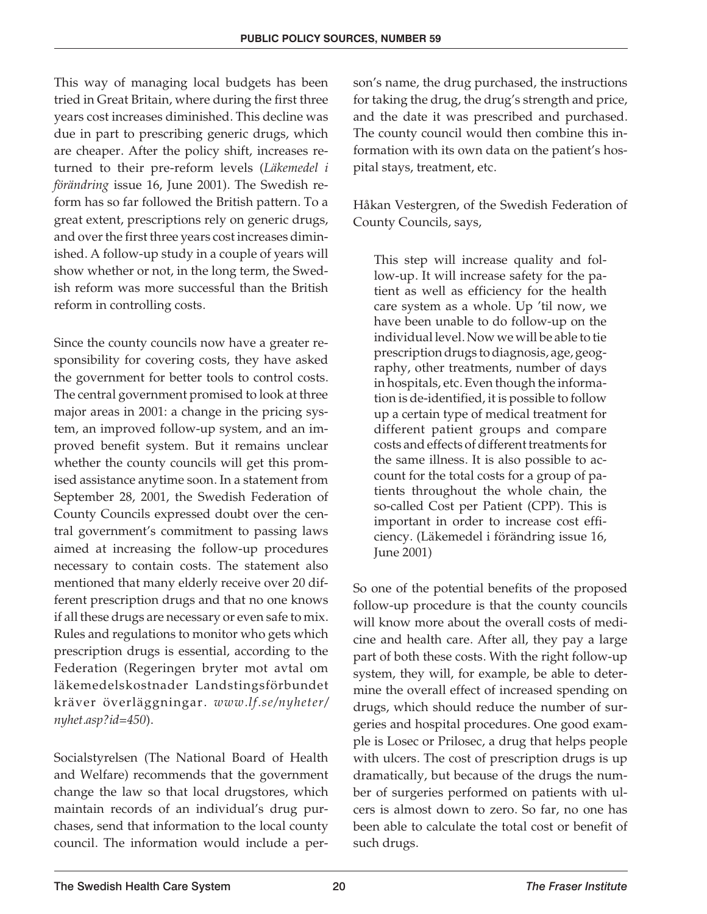This way of managing local budgets has been tried in Great Britain, where during the first three years cost increases diminished. This decline was due in part to prescribing generic drugs, which are cheaper. After the policy shift, increases returned to their pre-reform levels (*Läkemedel i förändring* issue 16, June 2001). The Swedish reform has so far followed the British pattern. To a great extent, prescriptions rely on generic drugs, and over the first three years cost increases diminished. A follow-up study in a couple of years will show whether or not, in the long term, the Swedish reform was more successful than the British reform in controlling costs.

Since the county councils now have a greater responsibility for covering costs, they have asked the government for better tools to control costs. The central government promised to look at three major areas in 2001: a change in the pricing system, an improved follow-up system, and an improved benefit system. But it remains unclear whether the county councils will get this promised assistance anytime soon. In a statement from September 28, 2001, the Swedish Federation of County Councils expressed doubt over the central government's commitment to passing laws aimed at increasing the follow-up procedures necessary to contain costs. The statement also mentioned that many elderly receive over 20 different prescription drugs and that no one knows if all these drugs are necessary or even safe to mix. Rules and regulations to monitor who gets which prescription drugs is essential, according to the Federation (Regeringen bryter mot avtal om läkemedelskostnader Landstingsförbundet kräver överläggningar. *www.lf.se/nyheter/nyhet.asp?id=450*).

Socialstyrelsen (The National Board of Health and Welfare) recommends that the government change the law so that local drugstores, which maintain records of an individual's drug purchases, send that information to the local county council. The information would include a person's name, the drug purchased, the instructions for taking the drug, the drug's strength and price, and the date it was prescribed and purchased. The county council would then combine this information with its own data on the patient's hospital stays, treatment, etc.

Håkan Vestergren, of the Swedish Federation of County Councils, says,

> This step will increase quality and follow-up. It will increase safety for the patient as well as efficiency for the health care system as a whole. Up 'til now, we have been unable to do follow-up on the individual level. Now we will be able to tie prescription drugs to diagnosis, age, geography, other treatments, number of days in hospitals, etc. Even though the information is de-identified, it is possible to follow up a certain type of medical treatment for different patient groups and compare costs and effects of different treatments for the same illness. It is also possible to account for the total costs for a group of patients throughout the whole chain, the so-called Cost per Patient (CPP). This is important in order to increase cost efficiency. (Läkemedel i förändring issue 16, June 2001)

So one of the potential benefits of the proposed follow-up procedure is that the county councils will know more about the overall costs of medicine and health care. After all, they pay a large part of both these costs. With the right follow-up system, they will, for example, be able to determine the overall effect of increased spending on drugs, which should reduce the number of surgeries and hospital procedures. One good example is Losec or Prilosec, a drug that helps people with ulcers. The cost of prescription drugs is up dramatically, but because of the drugs the number of surgeries performed on patients with ulcers is almost down to zero. So far, no one has been able to calculate the total cost or benefit of such drugs.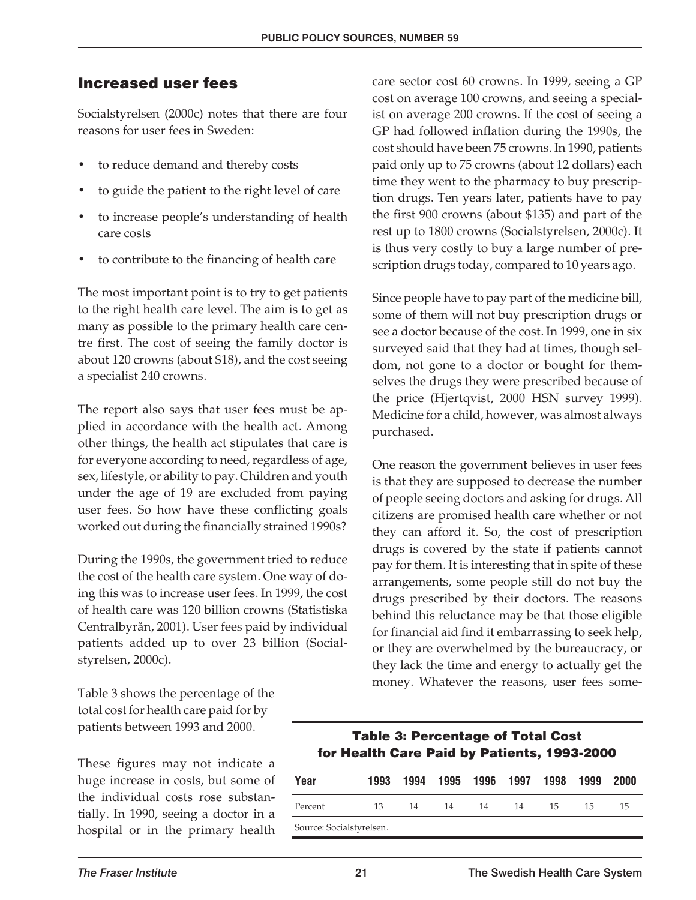## Increased user fees

Socialstyrelsen (2000c) notes that there are four reasons for user fees in Sweden:

- to reduce demand and thereby costs
- to guide the patient to the right level of care
- to increase people's understanding of health care costs
- to contribute to the financing of health care

The most important point is to try to get patients to the right health care level. The aim is to get as many as possible to the primary health care centre first. The cost of seeing the family doctor is about 120 crowns (about $18), and the cost seeing a specialist 240 crowns.

The report also says that user fees must be applied in accordance with the health act. Among other things, the health act stipulates that care is for everyone according to need, regardless of age, sex, lifestyle, or ability to pay. Children and youth under the age of 19 are excluded from paying user fees. So how have these conflicting goals worked out during the financially strained 1990s?

During the 1990s, the government tried to reduce the cost of the health care system. One way of doing this was to increase user fees. In 1999, the cost of health care was 120 billion crowns (Statistiska Centralbyrån, 2001). User fees paid by individual patients added up to over 23 billion (Socialstyrelsen, 2000c).

Table 3 shows the percentage of the total cost for health care paid for by patients between 1993 and 2000.

**Table 3: Percentage of Total Cost for Health Care Paid by Patients, 1993-2000**

| Year | 1993 | 1994 | 1995 | 1996 | 1997 | 1998 | 1999 | 2000 |
|---|---|---|---|---|---|---|---|---|
| Percent | 13 | 14 | 14 | 14 | 14 | 15 | 15 | 15 |

Source: Socialstyrelsen.

These figures may not indicate a huge increase in costs, but some of the individual costs rose substantially. In 1990, seeing a doctor in a hospital or in the primary health care sector cost 60 crowns. In 1999, seeing a GP cost on average 100 crowns, and seeing a specialist on average 200 crowns. If the cost of seeing a GP had followed inflation during the 1990s, the cost should have been 75 crowns. In 1990, patients paid only up to 75 crowns (about 12 dollars) each time they went to the pharmacy to buy prescription drugs. Ten years later, patients have to pay the first 900 crowns (about $135) and part of the rest up to 1800 crowns (Socialstyrelsen, 2000c). It is thus very costly to buy a large number of prescription drugs today, compared to 10 years ago.

Since people have to pay part of the medicine bill, some of them will not buy prescription drugs or see a doctor because of the cost. In 1999, one in six surveyed said that they had at times, though seldom, not gone to a doctor or bought for themselves the drugs they were prescribed because of the price (Hjertqvist, 2000 HSN survey 1999). Medicine for a child, however, was almost always purchased.

One reason the government believes in user fees is that they are supposed to decrease the number of people seeing doctors and asking for drugs. All citizens are promised health care whether or not they can afford it. So, the cost of prescription drugs is covered by the state if patients cannot pay for them. It is interesting that in spite of these arrangements, some people still do not buy the drugs prescribed by their doctors. The reasons behind this reluctance may be that those eligible for financial aid find it embarrassing to seek help, or they are overwhelmed by the bureaucracy, or they lack the time and energy to actually get the money. Whatever the reasons, user fees some-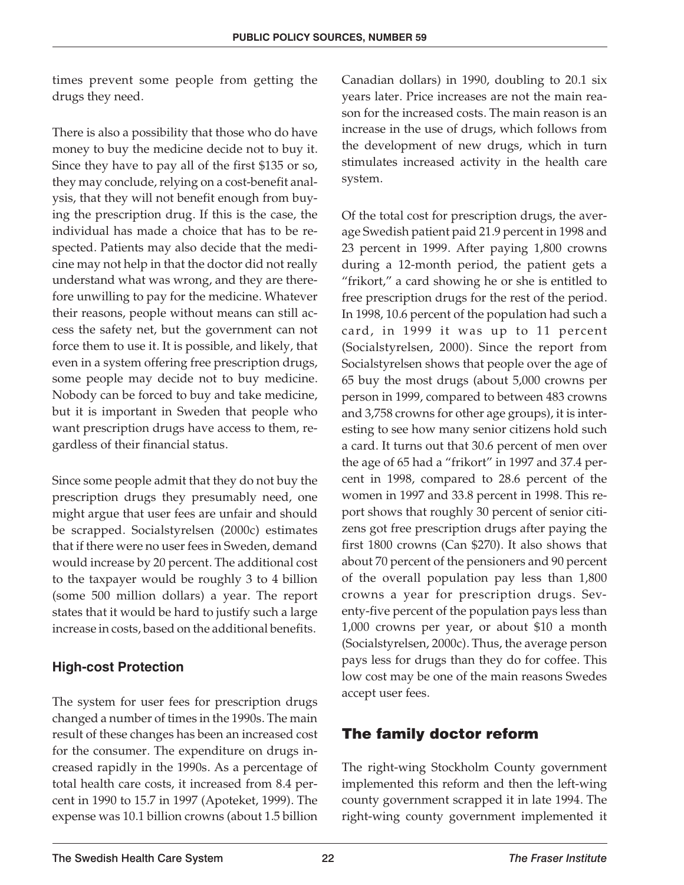times prevent some people from getting the drugs they need.

There is also a possibility that those who do have money to buy the medicine decide not to buy it. Since they have to pay all of the first $135 or so, they may conclude, relying on a cost-benefit analysis, that they will not benefit enough from buying the prescription drug. If this is the case, the individual has made a choice that has to be respected. Patients may also decide that the medicine may not help in that the doctor did not really understand what was wrong, and they are therefore unwilling to pay for the medicine. Whatever their reasons, people without means can still access the safety net, but the government can not force them to use it. It is possible, and likely, that even in a system offering free prescription drugs, some people may decide not to buy medicine. Nobody can be forced to buy and take medicine, but it is important in Sweden that people who want prescription drugs have access to them, regardless of their financial status.

Since some people admit that they do not buy the prescription drugs they presumably need, one might argue that user fees are unfair and should be scrapped. Socialstyrelsen (2000c) estimates that if there were no user fees in Sweden, demand would increase by 20 percent. The additional cost to the taxpayer would be roughly 3 to 4 billion (some 500 million dollars) a year. The report states that it would be hard to justify such a large increase in costs, based on the additional benefits.

### High-cost Protection

The system for user fees for prescription drugs changed a number of times in the 1990s. The main result of these changes has been an increased cost for the consumer. The expenditure on drugs increased rapidly in the 1990s. As a percentage of total health care costs, it increased from 8.4 percent in 1990 to 15.7 in 1997 (Apoteket, 1999). The expense was 10.1 billion crowns (about 1.5 billion Canadian dollars) in 1990, doubling to 20.1 six years later. Price increases are not the main reason for the increased costs. The main reason is an increase in the use of drugs, which follows from the development of new drugs, which in turn stimulates increased activity in the health care system.

Of the total cost for prescription drugs, the average Swedish patient paid 21.9 percent in 1998 and 23 percent in 1999. After paying 1,800 crowns during a 12-month period, the patient gets a "frikort," a card showing he or she is entitled to free prescription drugs for the rest of the period. In 1998, 10.6 percent of the population had such a card, in 1999 it was up to 11 percent (Socialstyrelsen, 2000). Since the report from Socialstyrelsen shows that people over the age of 65 buy the most drugs (about 5,000 crowns per person in 1999, compared to between 483 crowns and 3,758 crowns for other age groups), it is interesting to see how many senior citizens hold such a card. It turns out that 30.6 percent of men over the age of 65 had a "frikort" in 1997 and 37.4 percent in 1998, compared to 28.6 percent of the women in 1997 and 33.8 percent in 1998. This report shows that roughly 30 percent of senior citizens got free prescription drugs after paying the first 1800 crowns (Can $270). It also shows that about 70 percent of the pensioners and 90 percent of the overall population pay less than 1,800 crowns a year for prescription drugs. Seventy-five percent of the population pays less than 1,000 crowns per year, or about $10 a month (Socialstyrelsen, 2000c). Thus, the average person pays less for drugs than they do for coffee. This low cost may be one of the main reasons Swedes accept user fees.

## The family doctor reform

The right-wing Stockholm County government implemented this reform and then the left-wing county government scrapped it in late 1994. The right-wing county government implemented it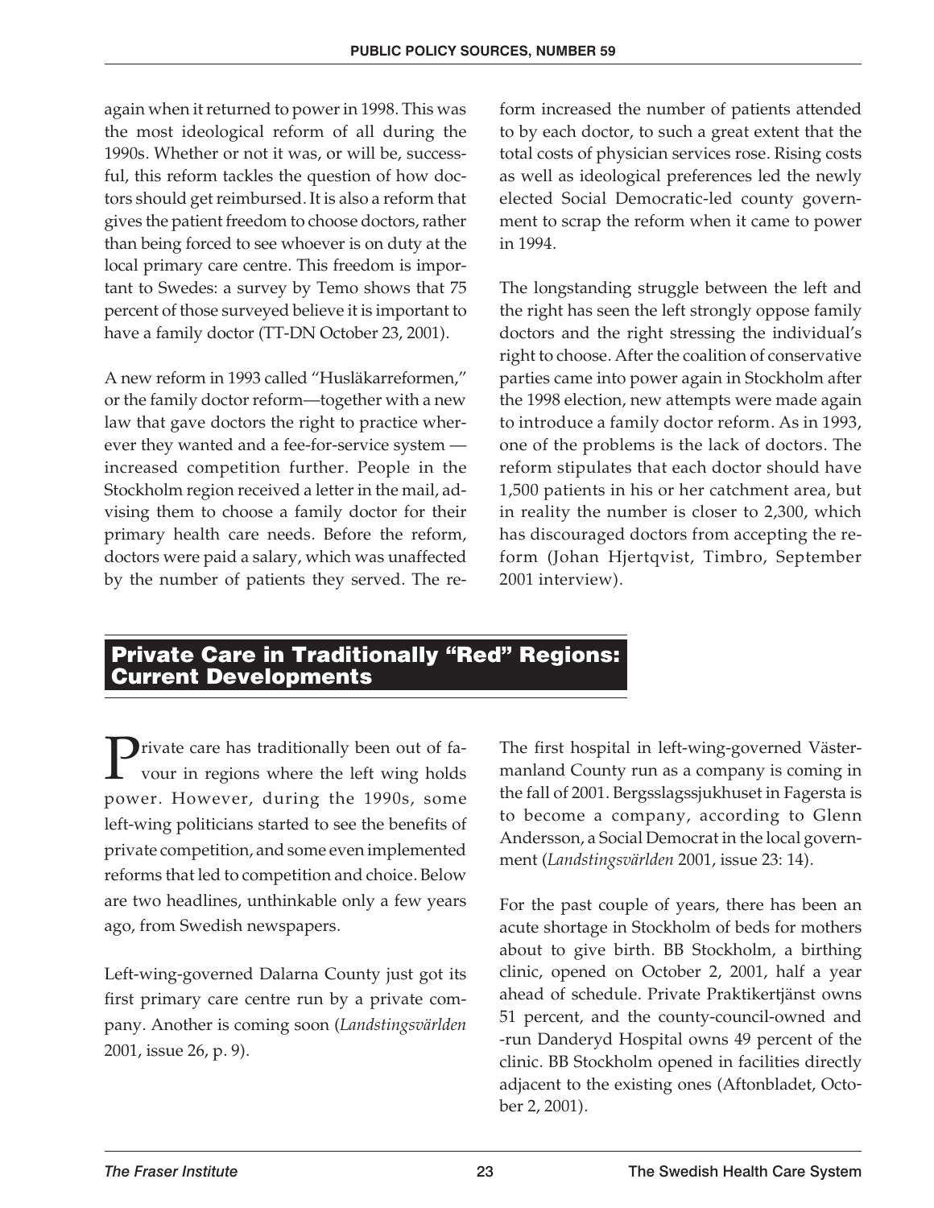again when it returned to power in 1998. This was the most ideological reform of all during the 1990s. Whether or not it was, or will be, successful, this reform tackles the question of how doctors should get reimbursed. It is also a reform that gives the patient freedom to choose doctors, rather than being forced to see whoever is on duty at the local primary care centre. This freedom is important to Swedes: a survey by Temo shows that 75 percent of those surveyed believe it is important to have a family doctor (TT-DN October 23, 2001).

A new reform in 1993 called "Husläkarreformen," or the family doctor reform—together with a new law that gave doctors the right to practice wherever they wanted and a fee-for-service system — increased competition further. People in the Stockholm region received a letter in the mail, advising them to choose a family doctor for their primary health care needs. Before the reform, doctors were paid a salary, which was unaffected by the number of patients they served. The reform increased the number of patients attended to by each doctor, to such a great extent that the total costs of physician services rose. Rising costs as well as ideological preferences led the newly elected Social Democratic-led county government to scrap the reform when it came to power in 1994.

The longstanding struggle between the left and the right has seen the left strongly oppose family doctors and the right stressing the individual's right to choose. After the coalition of conservative parties came into power again in Stockholm after the 1998 election, new attempts were made again to introduce a family doctor reform. As in 1993, one of the problems is the lack of doctors. The reform stipulates that each doctor should have 1,500 patients in his or her catchment area, but in reality the number is closer to 2,300, which has discouraged doctors from accepting the reform (Johan Hjertqvist, Timbro, September 2001 interview).

## Private Care in Traditionally "Red" Regions: Current Developments

Private care has traditionally been out of favour in regions where the left wing holds power. However, during the 1990s, some left-wing politicians started to see the benefits of private competition, and some even implemented reforms that led to competition and choice. Below are two headlines, unthinkable only a few years ago, from Swedish newspapers.

Left-wing-governed Dalarna County just got its first primary care centre run by a private company. Another is coming soon (*Landstingsvärlden* 2001, issue 26, p. 9).

The first hospital in left-wing-governed Västermanland County run as a company is coming in the fall of 2001. Bergsslagssjukhuset in Fagersta is to become a company, according to Glenn Andersson, a Social Democrat in the local government (*Landstingsvärlden* 2001, issue 23: 14).

For the past couple of years, there has been an acute shortage in Stockholm of beds for mothers about to give birth. BB Stockholm, a birthing clinic, opened on October 2, 2001, half a year ahead of schedule. Private Praktikertjänst owns 51 percent, and the county-council-owned and -run Danderyd Hospital owns 49 percent of the clinic. BB Stockholm opened in facilities directly adjacent to the existing ones (Aftonbladet, October 2, 2001).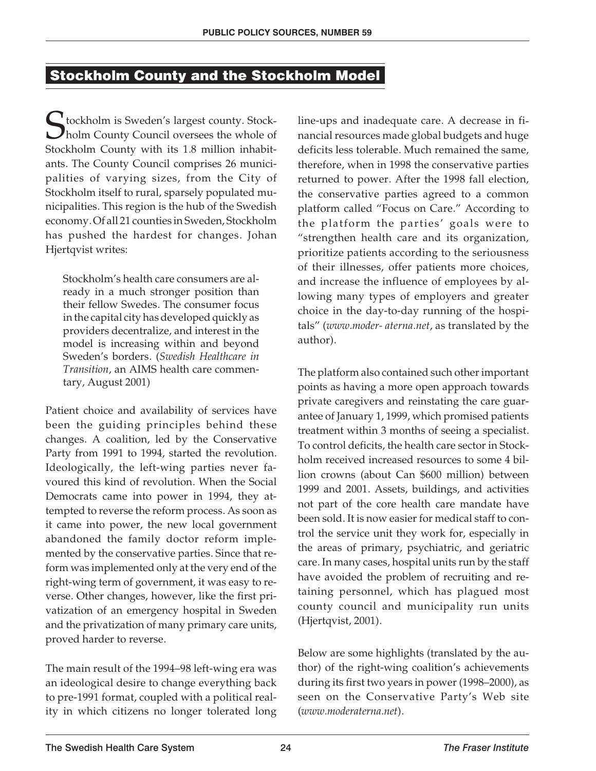## Stockholm County and the Stockholm Model

Stockholm is Sweden's largest county. Stockholm County Council oversees the whole of Stockholm County with its 1.8 million inhabitants. The County Council comprises 26 municipalities of varying sizes, from the City of Stockholm itself to rural, sparsely populated municipalities. This region is the hub of the Swedish economy. Of all 21 counties in Sweden, Stockholm has pushed the hardest for changes. Johan Hjertqvist writes:

> Stockholm's health care consumers are already in a much stronger position than their fellow Swedes. The consumer focus in the capital city has developed quickly as providers decentralize, and interest in the model is increasing within and beyond Sweden's borders. (*Swedish Healthcare in Transition*, an AIMS health care commentary, August 2001)

Patient choice and availability of services have been the guiding principles behind these changes. A coalition, led by the Conservative Party from 1991 to 1994, started the revolution. Ideologically, the left-wing parties never favoured this kind of revolution. When the Social Democrats came into power in 1994, they attempted to reverse the reform process. As soon as it came into power, the new local government abandoned the family doctor reform implemented by the conservative parties. Since that reform was implemented only at the very end of the right-wing term of government, it was easy to reverse. Other changes, however, like the first privatization of an emergency hospital in Sweden and the privatization of many primary care units, proved harder to reverse.

The main result of the 1994–98 left-wing era was an ideological desire to change everything back to pre-1991 format, coupled with a political reality in which citizens no longer tolerated long line-ups and inadequate care. A decrease in financial resources made global budgets and huge deficits less tolerable. Much remained the same, therefore, when in 1998 the conservative parties returned to power. After the 1998 fall election, the conservative parties agreed to a common platform called "Focus on Care." According to the platform the parties' goals were to "strengthen health care and its organization, prioritize patients according to the seriousness of their illnesses, offer patients more choices, and increase the influence of employees by allowing many types of employers and greater choice in the day-to-day running of the hospitals" (*www.moder- aterna.net*, as translated by the author).

The platform also contained such other important points as having a more open approach towards private caregivers and reinstating the care guarantee of January 1, 1999, which promised patients treatment within 3 months of seeing a specialist. To control deficits, the health care sector in Stockholm received increased resources to some 4 billion crowns (about Can $600 million) between 1999 and 2001. Assets, buildings, and activities not part of the core health care mandate have been sold. It is now easier for medical staff to control the service unit they work for, especially in the areas of primary, psychiatric, and geriatric care. In many cases, hospital units run by the staff have avoided the problem of recruiting and retaining personnel, which has plagued most county council and municipality run units (Hjertqvist, 2001).

Below are some highlights (translated by the author) of the right-wing coalition's achievements during its first two years in power (1998–2000), as seen on the Conservative Party's Web site (*www.moderaterna.net*).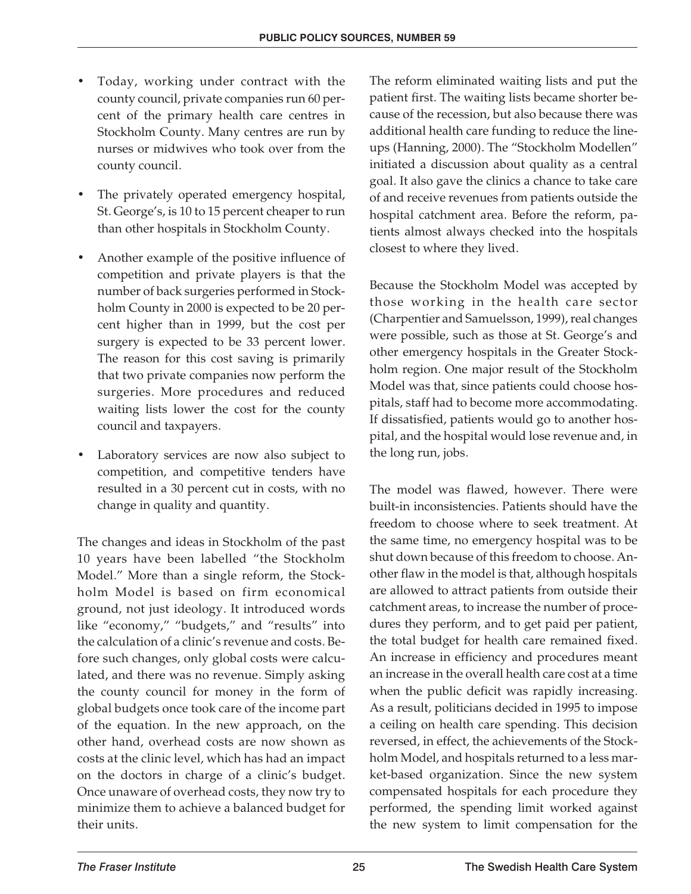- Today, working under contract with the county council, private companies run 60 percent of the primary health care centres in Stockholm County. Many centres are run by nurses or midwives who took over from the county council.
- The privately operated emergency hospital, St. George's, is 10 to 15 percent cheaper to run than other hospitals in Stockholm County.
- Another example of the positive influence of competition and private players is that the number of back surgeries performed in Stockholm County in 2000 is expected to be 20 percent higher than in 1999, but the cost per surgery is expected to be 33 percent lower. The reason for this cost saving is primarily that two private companies now perform the surgeries. More procedures and reduced waiting lists lower the cost for the county council and taxpayers.
- Laboratory services are now also subject to competition, and competitive tenders have resulted in a 30 percent cut in costs, with no change in quality and quantity.

The changes and ideas in Stockholm of the past 10 years have been labelled "the Stockholm Model." More than a single reform, the Stockholm Model is based on firm economical ground, not just ideology. It introduced words like "economy," "budgets," and "results" into the calculation of a clinic's revenue and costs. Before such changes, only global costs were calculated, and there was no revenue. Simply asking the county council for money in the form of global budgets once took care of the income part of the equation. In the new approach, on the other hand, overhead costs are now shown as costs at the clinic level, which has had an impact on the doctors in charge of a clinic's budget. Once unaware of overhead costs, they now try to minimize them to achieve a balanced budget for their units.

The reform eliminated waiting lists and put the patient first. The waiting lists became shorter because of the recession, but also because there was additional health care funding to reduce the lineups (Hanning, 2000). The "Stockholm Modellen" initiated a discussion about quality as a central goal. It also gave the clinics a chance to take care of and receive revenues from patients outside the hospital catchment area. Before the reform, patients almost always checked into the hospitals closest to where they lived.

Because the Stockholm Model was accepted by those working in the health care sector (Charpentier and Samuelsson, 1999), real changes were possible, such as those at St. George's and other emergency hospitals in the Greater Stockholm region. One major result of the Stockholm Model was that, since patients could choose hospitals, staff had to become more accommodating. If dissatisfied, patients would go to another hospital, and the hospital would lose revenue and, in the long run, jobs.

The model was flawed, however. There were built-in inconsistencies. Patients should have the freedom to choose where to seek treatment. At the same time, no emergency hospital was to be shut down because of this freedom to choose. Another flaw in the model is that, although hospitals are allowed to attract patients from outside their catchment areas, to increase the number of procedures they perform, and to get paid per patient, the total budget for health care remained fixed. An increase in efficiency and procedures meant an increase in the overall health care cost at a time when the public deficit was rapidly increasing. As a result, politicians decided in 1995 to impose a ceiling on health care spending. This decision reversed, in effect, the achievements of the Stockholm Model, and hospitals returned to a less market-based organization. Since the new system compensated hospitals for each procedure they performed, the spending limit worked against the new system to limit compensation for the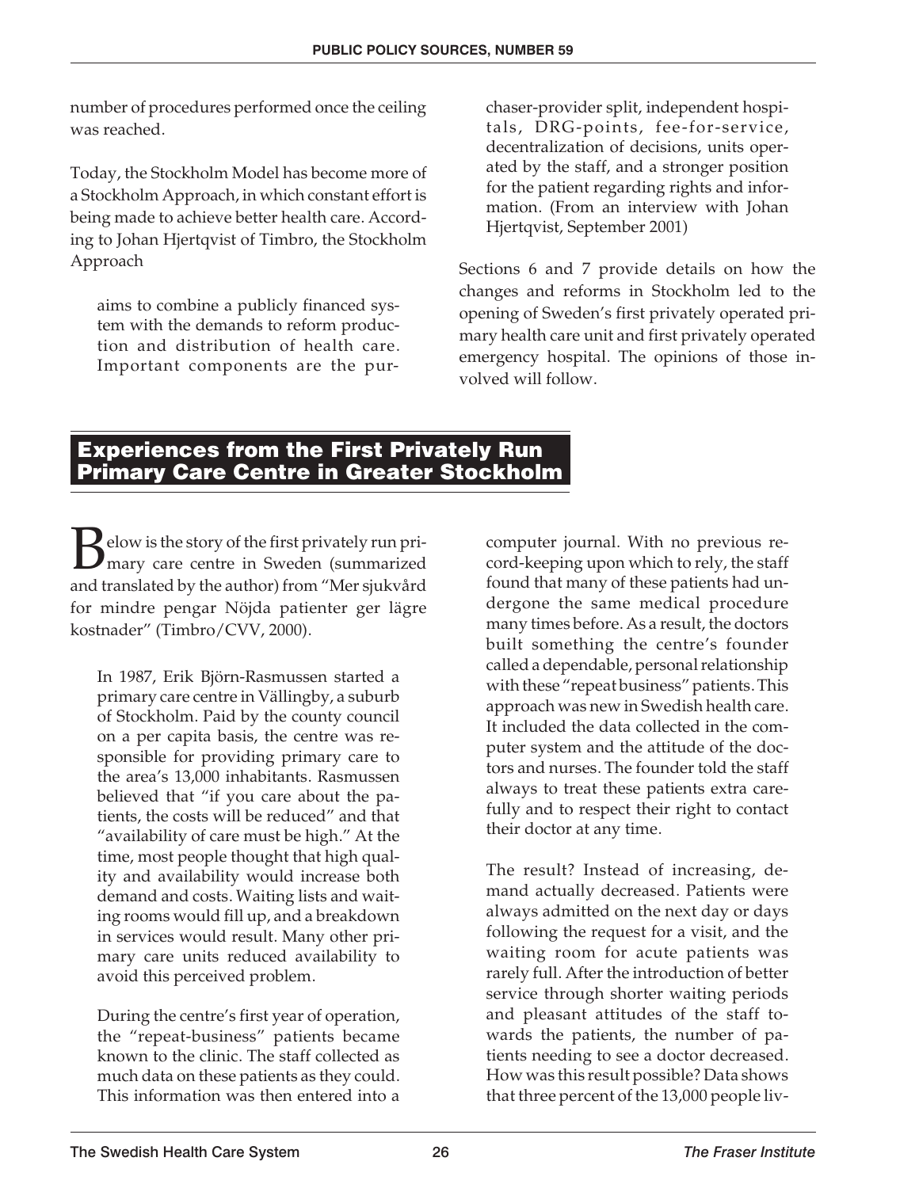number of procedures performed once the ceiling was reached.

Today, the Stockholm Model has become more of a Stockholm Approach, in which constant effort is being made to achieve better health care. According to Johan Hjertqvist of Timbro, the Stockholm Approach

> aims to combine a publicly financed system with the demands to reform production and distribution of health care. Important components are the purchaser-provider split, independent hospitals, DRG-points, fee-for-service, decentralization of decisions, units operated by the staff, and a stronger position for the patient regarding rights and information. (From an interview with Johan Hjertqvist, September 2001)

Sections 6 and 7 provide details on how the changes and reforms in Stockholm led to the opening of Sweden's first privately operated primary health care unit and first privately operated emergency hospital. The opinions of those involved will follow.

## Experiences from the First Privately Run Primary Care Centre in Greater Stockholm

Below is the story of the first privately run primary care centre in Sweden (summarized and translated by the author) from "Mer sjukvård för mindre pengar Nöjda patienter ger lägre kostnader" (Timbro/CVV, 2000).

> In 1987, Erik Björn-Rasmussen started a primary care centre in Vällingby, a suburb of Stockholm. Paid by the county council on a per capita basis, the centre was responsible for providing primary care to the area's 13,000 inhabitants. Rasmussen believed that "if you care about the patients, the costs will be reduced" and that "availability of care must be high." At the time, most people thought that high quality and availability would increase both demand and costs. Waiting lists and waiting rooms would fill up, and a breakdown in services would result. Many other primary care units reduced availability to avoid this perceived problem.
>
> During the centre's first year of operation, the "repeat-business" patients became known to the clinic. The staff collected as much data on these patients as they could. This information was then entered into a computer journal. With no previous record-keeping upon which to rely, the staff found that many of these patients had undergone the same medical procedure many times before. As a result, the doctors built something the centre's founder called a dependable, personal relationship with these "repeat business" patients. This approach was new in Swedish health care. It included the data collected in the computer system and the attitude of the doctors and nurses. The founder told the staff always to treat these patients extra carefully and to respect their right to contact their doctor at any time.
>
> The result? Instead of increasing, demand actually decreased. Patients were always admitted on the next day or days following the request for a visit, and the waiting room for acute patients was rarely full. After the introduction of better service through shorter waiting periods and pleasant attitudes of the staff towards the patients, the number of patients needing to see a doctor decreased. How was this result possible? Data shows that three percent of the 13,000 people liv-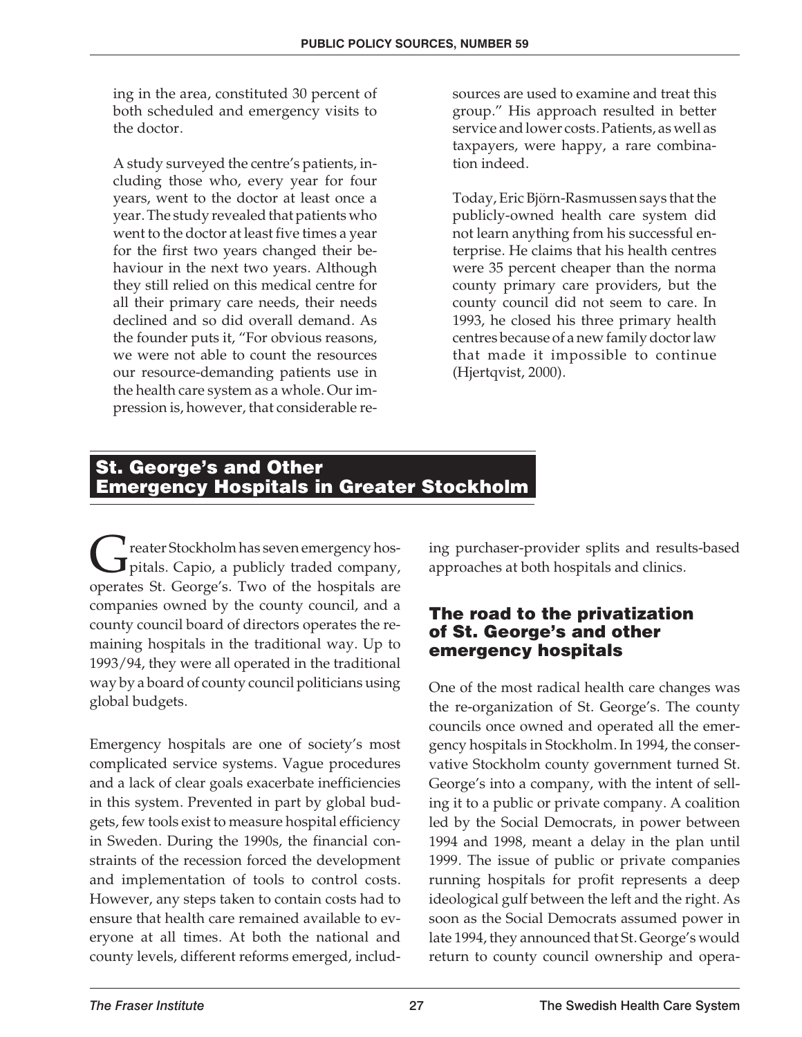ing in the area, constituted 30 percent of both scheduled and emergency visits to the doctor.

A study surveyed the centre's patients, including those who, every year for four years, went to the doctor at least once a year. The study revealed that patients who went to the doctor at least five times a year for the first two years changed their behaviour in the next two years. Although they still relied on this medical centre for all their primary care needs, their needs declined and so did overall demand. As the founder puts it, "For obvious reasons, we were not able to count the resources our resource-demanding patients use in the health care system as a whole. Our impression is, however, that considerable resources are used to examine and treat this group." His approach resulted in better service and lower costs. Patients, as well as taxpayers, were happy, a rare combination indeed.

Today, Eric Björn-Rasmussen says that the publicly-owned health care system did not learn anything from his successful enterprise. He claims that his health centres were 35 percent cheaper than the norma county primary care providers, but the county council did not seem to care. In 1993, he closed his three primary health centres because of a new family doctor law that made it impossible to continue (Hjertqvist, 2000).

## St. George's and Other Emergency Hospitals in Greater Stockholm

Greater Stockholm has seven emergency hospitals. Capio, a publicly traded company, operates St. George's. Two of the hospitals are companies owned by the county council, and a county council board of directors operates the remaining hospitals in the traditional way. Up to 1993/94, they were all operated in the traditional way by a board of county council politicians using global budgets.

Emergency hospitals are one of society's most complicated service systems. Vague procedures and a lack of clear goals exacerbate inefficiencies in this system. Prevented in part by global budgets, few tools exist to measure hospital efficiency in Sweden. During the 1990s, the financial constraints of the recession forced the development and implementation of tools to control costs. However, any steps taken to contain costs had to ensure that health care remained available to everyone at all times. At both the national and county levels, different reforms emerged, including purchaser-provider splits and results-based approaches at both hospitals and clinics.

### The road to the privatization of St. George's and other emergency hospitals

One of the most radical health care changes was the re-organization of St. George's. The county councils once owned and operated all the emergency hospitals in Stockholm. In 1994, the conservative Stockholm county government turned St. George's into a company, with the intent of selling it to a public or private company. A coalition led by the Social Democrats, in power between 1994 and 1998, meant a delay in the plan until 1999. The issue of public or private companies running hospitals for profit represents a deep ideological gulf between the left and the right. As soon as the Social Democrats assumed power in late 1994, they announced that St. George's would return to county council ownership and opera-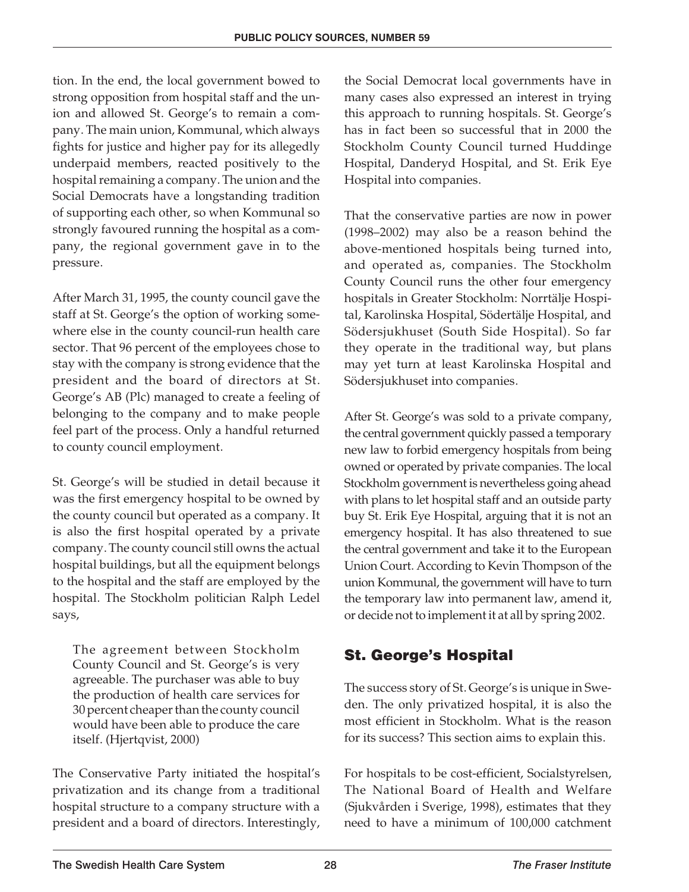tion. In the end, the local government bowed to strong opposition from hospital staff and the union and allowed St. George's to remain a company. The main union, Kommunal, which always fights for justice and higher pay for its allegedly underpaid members, reacted positively to the hospital remaining a company. The union and the Social Democrats have a longstanding tradition of supporting each other, so when Kommunal so strongly favoured running the hospital as a company, the regional government gave in to the pressure.

After March 31, 1995, the county council gave the staff at St. George's the option of working somewhere else in the county council-run health care sector. That 96 percent of the employees chose to stay with the company is strong evidence that the president and the board of directors at St. George's AB (Plc) managed to create a feeling of belonging to the company and to make people feel part of the process. Only a handful returned to county council employment.

St. George's will be studied in detail because it was the first emergency hospital to be owned by the county council but operated as a company. It is also the first hospital operated by a private company. The county council still owns the actual hospital buildings, but all the equipment belongs to the hospital and the staff are employed by the hospital. The Stockholm politician Ralph Ledel says,

> The agreement between Stockholm County Council and St. George's is very agreeable. The purchaser was able to buy the production of health care services for 30 percent cheaper than the county council would have been able to produce the care itself. (Hjertqvist, 2000)

The Conservative Party initiated the hospital's privatization and its change from a traditional hospital structure to a company structure with a president and a board of directors. Interestingly, the Social Democrat local governments have in many cases also expressed an interest in trying this approach to running hospitals. St. George's has in fact been so successful that in 2000 the Stockholm County Council turned Huddinge Hospital, Danderyd Hospital, and St. Erik Eye Hospital into companies.

That the conservative parties are now in power (1998–2002) may also be a reason behind the above-mentioned hospitals being turned into, and operated as, companies. The Stockholm County Council runs the other four emergency hospitals in Greater Stockholm: Norrtälje Hospital, Karolinska Hospital, Södertälje Hospital, and Södersjukhuset (South Side Hospital). So far they operate in the traditional way, but plans may yet turn at least Karolinska Hospital and Södersjukhuset into companies.

After St. George's was sold to a private company, the central government quickly passed a temporary new law to forbid emergency hospitals from being owned or operated by private companies. The local Stockholm government is nevertheless going ahead with plans to let hospital staff and an outside party buy St. Erik Eye Hospital, arguing that it is not an emergency hospital. It has also threatened to sue the central government and take it to the European Union Court. According to Kevin Thompson of the union Kommunal, the government will have to turn the temporary law into permanent law, amend it, or decide not to implement it at all by spring 2002.

## St. George's Hospital

The success story of St. George's is unique in Sweden. The only privatized hospital, it is also the most efficient in Stockholm. What is the reason for its success? This section aims to explain this.

For hospitals to be cost-efficient, Socialstyrelsen, The National Board of Health and Welfare (Sjukvården i Sverige, 1998), estimates that they need to have a minimum of 100,000 catchment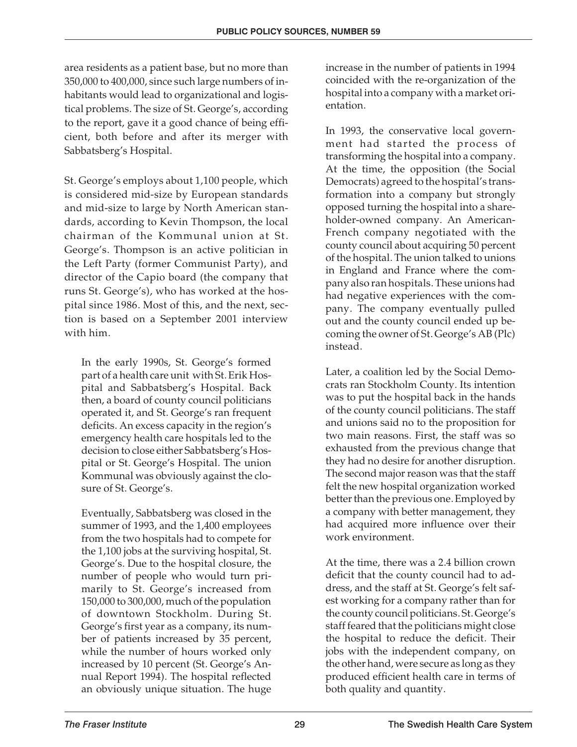area residents as a patient base, but no more than 350,000 to 400,000, since such large numbers of inhabitants would lead to organizational and logistical problems. The size of St. George's, according to the report, gave it a good chance of being efficient, both before and after its merger with Sabbatsberg's Hospital.

St. George's employs about 1,100 people, which is considered mid-size by European standards and mid-size to large by North American standards, according to Kevin Thompson, the local chairman of the Kommunal union at St. George's. Thompson is an active politician in the Left Party (former Communist Party), and director of the Capio board (the company that runs St. George's), who has worked at the hospital since 1986. Most of this, and the next, section is based on a September 2001 interview with him.

> In the early 1990s, St. George's formed part of a health care unit with St. Erik Hospital and Sabbatsberg's Hospital. Back then, a board of county council politicians operated it, and St. George's ran frequent deficits. An excess capacity in the region's emergency health care hospitals led to the decision to close either Sabbatsberg's Hospital or St. George's Hospital. The union Kommunal was obviously against the closure of St. George's.
>
> Eventually, Sabbatsberg was closed in the summer of 1993, and the 1,400 employees from the two hospitals had to compete for the 1,100 jobs at the surviving hospital, St. George's. Due to the hospital closure, the number of people who would turn primarily to St. George's increased from 150,000 to 300,000, much of the population of downtown Stockholm. During St. George's first year as a company, its number of patients increased by 35 percent, while the number of hours worked only increased by 10 percent (St. George's Annual Report 1994). The hospital reflected an obviously unique situation. The huge increase in the number of patients in 1994 coincided with the re-organization of the hospital into a company with a market orientation.
>
> In 1993, the conservative local government had started the process of transforming the hospital into a company. At the time, the opposition (the Social Democrats) agreed to the hospital's transformation into a company but strongly opposed turning the hospital into a shareholder-owned company. An American-French company negotiated with the county council about acquiring 50 percent of the hospital. The union talked to unions in England and France where the company also ran hospitals. These unions had had negative experiences with the company. The company eventually pulled out and the county council ended up becoming the owner of St. George's AB (Plc) instead.
>
> Later, a coalition led by the Social Democrats ran Stockholm County. Its intention was to put the hospital back in the hands of the county council politicians. The staff and unions said no to the proposition for two main reasons. First, the staff was so exhausted from the previous change that they had no desire for another disruption. The second major reason was that the staff felt the new hospital organization worked better than the previous one. Employed by a company with better management, they had acquired more influence over their work environment.
>
> At the time, there was a 2.4 billion crown deficit that the county council had to address, and the staff at St. George's felt safest working for a company rather than for the county council politicians. St. George's staff feared that the politicians might close the hospital to reduce the deficit. Their jobs with the independent company, on the other hand, were secure as long as they produced efficient health care in terms of both quality and quantity.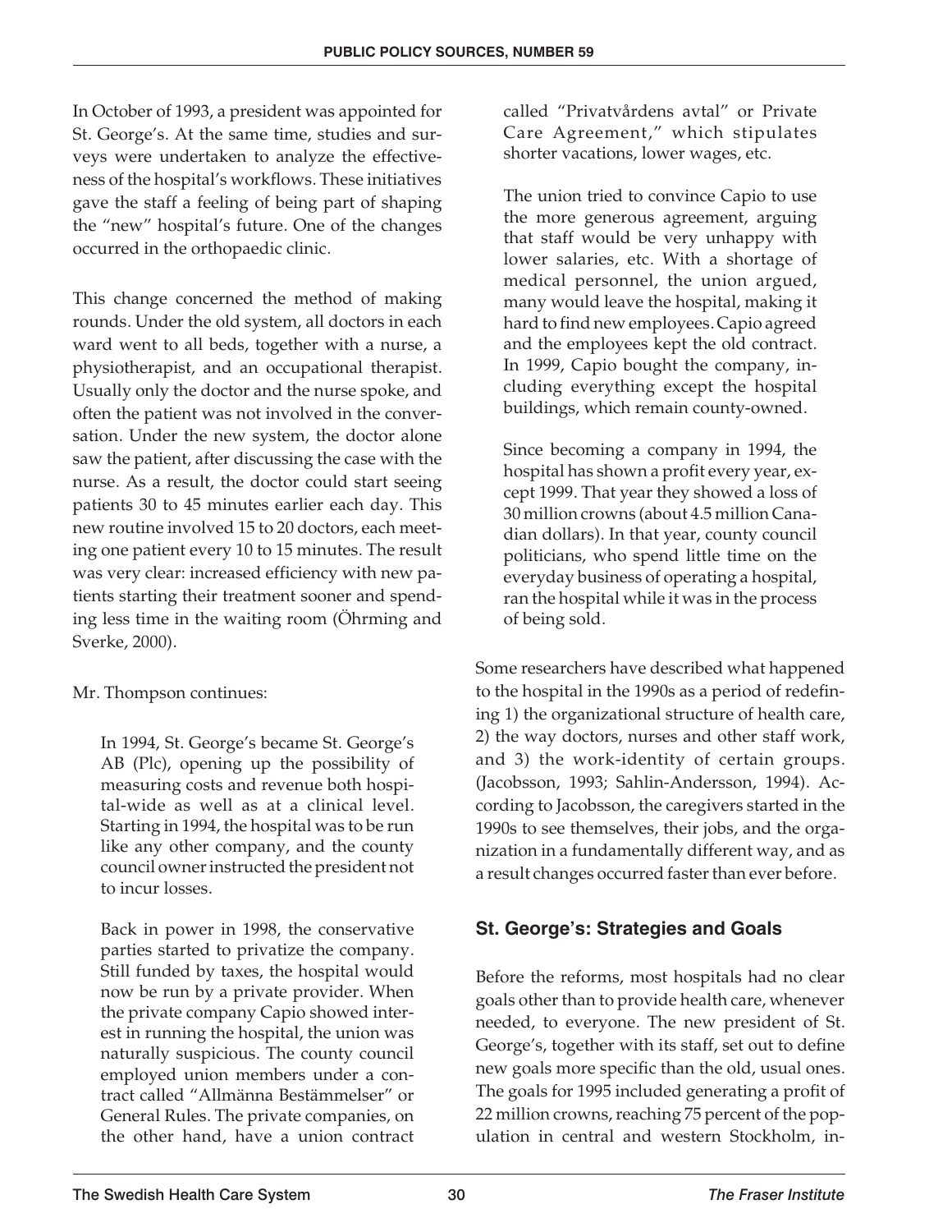In October of 1993, a president was appointed for St. George's. At the same time, studies and surveys were undertaken to analyze the effectiveness of the hospital's workflows. These initiatives gave the staff a feeling of being part of shaping the "new" hospital's future. One of the changes occurred in the orthopaedic clinic.

This change concerned the method of making rounds. Under the old system, all doctors in each ward went to all beds, together with a nurse, a physiotherapist, and an occupational therapist. Usually only the doctor and the nurse spoke, and often the patient was not involved in the conversation. Under the new system, the doctor alone saw the patient, after discussing the case with the nurse. As a result, the doctor could start seeing patients 30 to 45 minutes earlier each day. This new routine involved 15 to 20 doctors, each meeting one patient every 10 to 15 minutes. The result was very clear: increased efficiency with new patients starting their treatment sooner and spending less time in the waiting room (Öhrming and Sverke, 2000).

Mr. Thompson continues:

> In 1994, St. George's became St. George's AB (Plc), opening up the possibility of measuring costs and revenue both hospital-wide as well as at a clinical level. Starting in 1994, the hospital was to be run like any other company, and the county council owner instructed the president not to incur losses.
>
> Back in power in 1998, the conservative parties started to privatize the company. Still funded by taxes, the hospital would now be run by a private provider. When the private company Capio showed interest in running the hospital, the union was naturally suspicious. The county council employed union members under a contract called "Allmänna Bestämmelser" or General Rules. The private companies, on the other hand, have a union contract called "Privatvårdens avtal" or Private Care Agreement," which stipulates shorter vacations, lower wages, etc.
>
> The union tried to convince Capio to use the more generous agreement, arguing that staff would be very unhappy with lower salaries, etc. With a shortage of medical personnel, the union argued, many would leave the hospital, making it hard to find new employees. Capio agreed and the employees kept the old contract. In 1999, Capio bought the company, including everything except the hospital buildings, which remain county-owned.
>
> Since becoming a company in 1994, the hospital has shown a profit every year, except 1999. That year they showed a loss of 30 million crowns (about 4.5 million Canadian dollars). In that year, county council politicians, who spend little time on the everyday business of operating a hospital, ran the hospital while it was in the process of being sold.

Some researchers have described what happened to the hospital in the 1990s as a period of redefining 1) the organizational structure of health care, 2) the way doctors, nurses and other staff work, and 3) the work-identity of certain groups. (Jacobsson, 1993; Sahlin-Andersson, 1994). According to Jacobsson, the caregivers started in the 1990s to see themselves, their jobs, and the organization in a fundamentally different way, and as a result changes occurred faster than ever before.

## St. George's: Strategies and Goals

Before the reforms, most hospitals had no clear goals other than to provide health care, whenever needed, to everyone. The new president of St. George's, together with its staff, set out to define new goals more specific than the old, usual ones. The goals for 1995 included generating a profit of 22 million crowns, reaching 75 percent of the population in central and western Stockholm, in-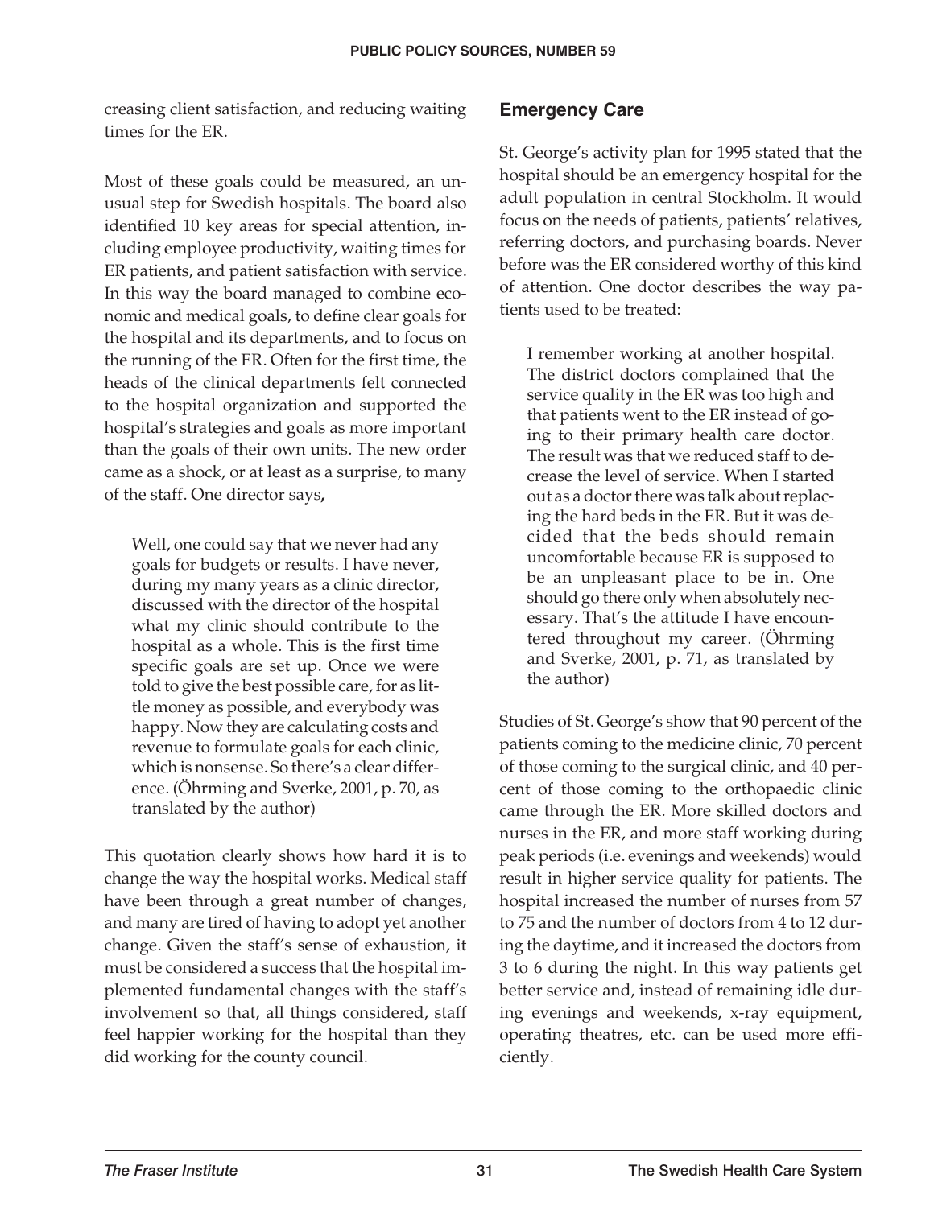creasing client satisfaction, and reducing waiting times for the ER.

Most of these goals could be measured, an unusual step for Swedish hospitals. The board also identified 10 key areas for special attention, including employee productivity, waiting times for ER patients, and patient satisfaction with service. In this way the board managed to combine economic and medical goals, to define clear goals for the hospital and its departments, and to focus on the running of the ER. Often for the first time, the heads of the clinical departments felt connected to the hospital organization and supported the hospital's strategies and goals as more important than the goals of their own units. The new order came as a shock, or at least as a surprise, to many of the staff. One director says,

> Well, one could say that we never had any goals for budgets or results. I have never, during my many years as a clinic director, discussed with the director of the hospital what my clinic should contribute to the hospital as a whole. This is the first time specific goals are set up. Once we were told to give the best possible care, for as little money as possible, and everybody was happy. Now they are calculating costs and revenue to formulate goals for each clinic, which is nonsense. So there's a clear difference. (Öhrming and Sverke, 2001, p. 70, as translated by the author)

This quotation clearly shows how hard it is to change the way the hospital works. Medical staff have been through a great number of changes, and many are tired of having to adopt yet another change. Given the staff's sense of exhaustion, it must be considered a success that the hospital implemented fundamental changes with the staff's involvement so that, all things considered, staff feel happier working for the hospital than they did working for the county council.

## Emergency Care

St. George's activity plan for 1995 stated that the hospital should be an emergency hospital for the adult population in central Stockholm. It would focus on the needs of patients, patients' relatives, referring doctors, and purchasing boards. Never before was the ER considered worthy of this kind of attention. One doctor describes the way patients used to be treated:

> I remember working at another hospital. The district doctors complained that the service quality in the ER was too high and that patients went to the ER instead of going to their primary health care doctor. The result was that we reduced staff to decrease the level of service. When I started out as a doctor there was talk about replacing the hard beds in the ER. But it was decided that the beds should remain uncomfortable because ER is supposed to be an unpleasant place to be in. One should go there only when absolutely necessary. That's the attitude I have encountered throughout my career. (Öhrming and Sverke, 2001, p. 71, as translated by the author)

Studies of St. George's show that 90 percent of the patients coming to the medicine clinic, 70 percent of those coming to the surgical clinic, and 40 percent of those coming to the orthopaedic clinic came through the ER. More skilled doctors and nurses in the ER, and more staff working during peak periods (i.e. evenings and weekends) would result in higher service quality for patients. The hospital increased the number of nurses from 57 to 75 and the number of doctors from 4 to 12 during the daytime, and it increased the doctors from 3 to 6 during the night. In this way patients get better service and, instead of remaining idle during evenings and weekends, x-ray equipment, operating theatres, etc. can be used more efficiently.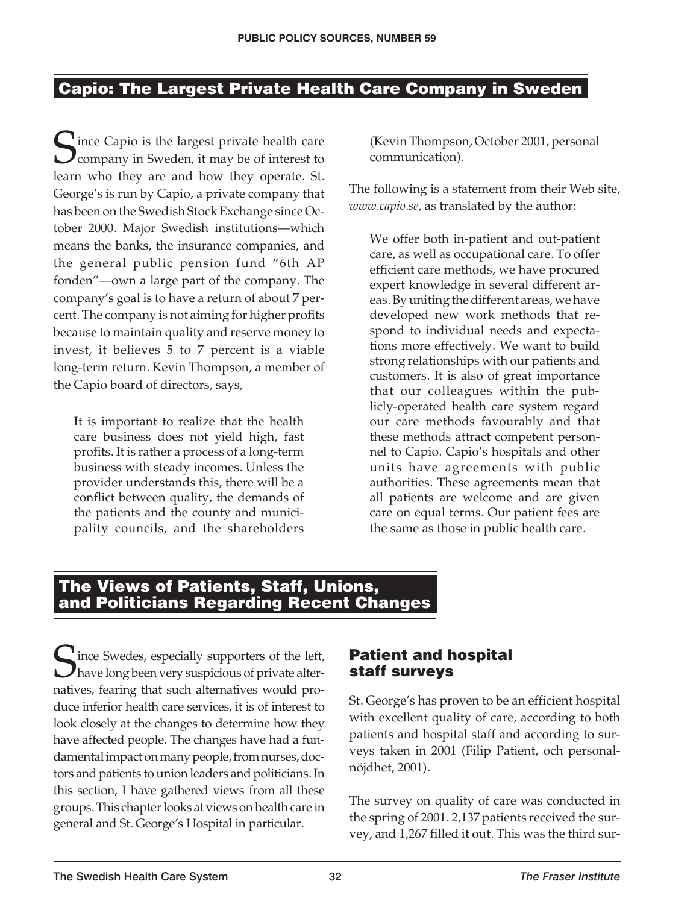## Capio: The Largest Private Health Care Company in Sweden

Since Capio is the largest private health care company in Sweden, it may be of interest to learn who they are and how they operate. St. George's is run by Capio, a private company that has been on the Swedish Stock Exchange since October 2000. Major Swedish institutions—which means the banks, the insurance companies, and the general public pension fund "6th AP fonden"—own a large part of the company. The company's goal is to have a return of about 7 percent. The company is not aiming for higher profits because to maintain quality and reserve money to invest, it believes 5 to 7 percent is a viable long-term return. Kevin Thompson, a member of the Capio board of directors, says,

> It is important to realize that the health care business does not yield high, fast profits. It is rather a process of a long-term business with steady incomes. Unless the provider understands this, there will be a conflict between quality, the demands of the patients and the county and municipality councils, and the shareholders (Kevin Thompson, October 2001, personal communication).

The following is a statement from their Web site, *www.capio.se*, as translated by the author:

> We offer both in-patient and out-patient care, as well as occupational care. To offer efficient care methods, we have procured expert knowledge in several different areas. By uniting the different areas, we have developed new work methods that respond to individual needs and expectations more effectively. We want to build strong relationships with our patients and customers. It is also of great importance that our colleagues within the publicly-operated health care system regard our care methods favourably and that these methods attract competent personnel to Capio. Capio's hospitals and other units have agreements with public authorities. These agreements mean that all patients are welcome and are given care on equal terms. Our patient fees are the same as those in public health care.

## The Views of Patients, Staff, Unions, and Politicians Regarding Recent Changes

Since Swedes, especially supporters of the left, have long been very suspicious of private alternatives, fearing that such alternatives would produce inferior health care services, it is of interest to look closely at the changes to determine how they have affected people. The changes have had a fundamental impact on many people, from nurses, doctors and patients to union leaders and politicians. In this section, I have gathered views from all these groups. This chapter looks at views on health care in general and St. George's Hospital in particular.

### Patient and hospital staff surveys

St. George's has proven to be an efficient hospital with excellent quality of care, according to both patients and hospital staff and according to surveys taken in 2001 (Filip Patient, och personalnöjdhet, 2001).

The survey on quality of care was conducted in the spring of 2001. 2,137 patients received the survey, and 1,267 filled it out. This was the third sur-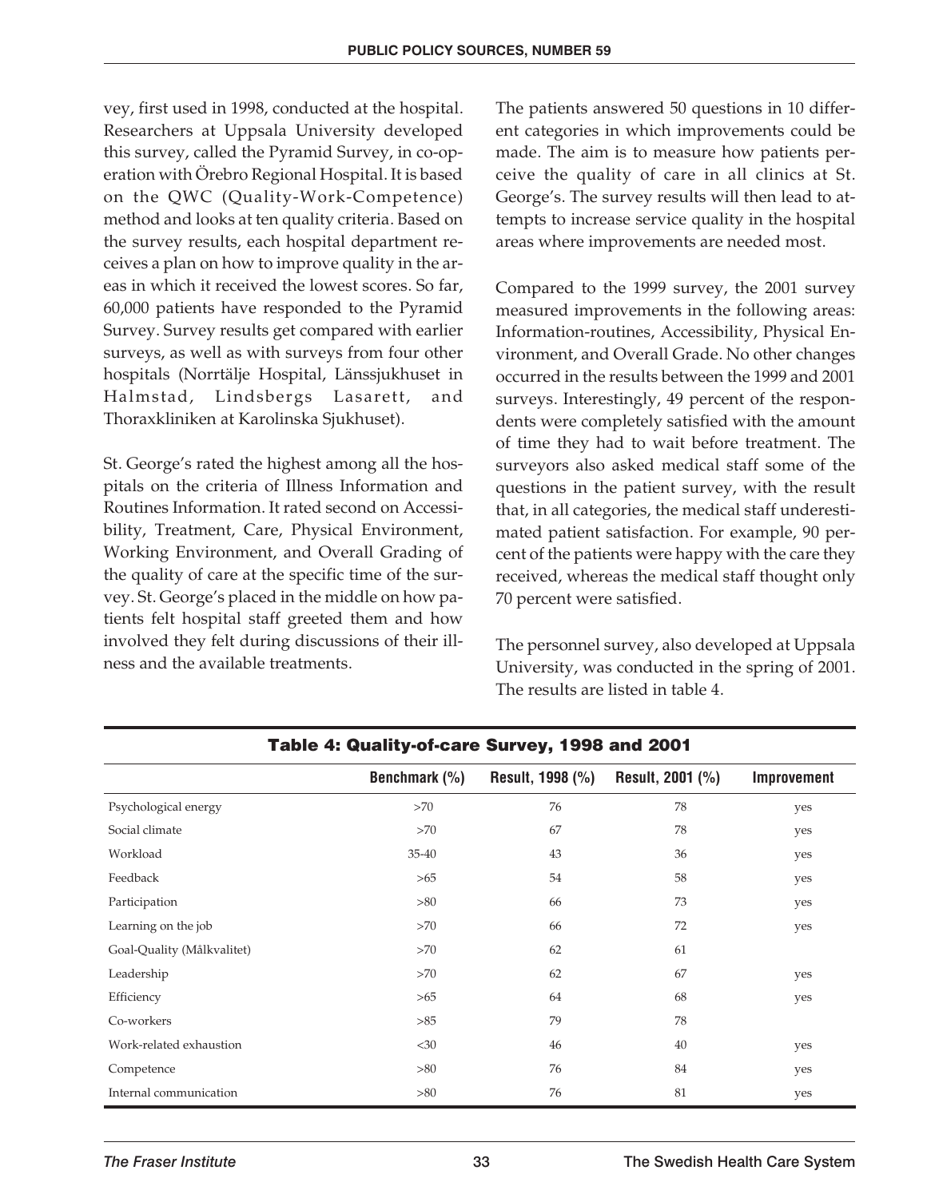vey, first used in 1998, conducted at the hospital. Researchers at Uppsala University developed this survey, called the Pyramid Survey, in co-operation with Örebro Regional Hospital. It is based on the QWC (Quality-Work-Competence) method and looks at ten quality criteria. Based on the survey results, each hospital department receives a plan on how to improve quality in the areas in which it received the lowest scores. So far, 60,000 patients have responded to the Pyramid Survey. Survey results get compared with earlier surveys, as well as with surveys from four other hospitals (Norrtälje Hospital, Länssjukhuset in Halmstad, Lindsbergs Lasarett, and Thoraxkliniken at Karolinska Sjukhuset).

St. George's rated the highest among all the hospitals on the criteria of Illness Information and Routines Information. It rated second on Accessibility, Treatment, Care, Physical Environment, Working Environment, and Overall Grading of the quality of care at the specific time of the survey. St. George's placed in the middle on how patients felt hospital staff greeted them and how involved they felt during discussions of their illness and the available treatments.

The patients answered 50 questions in 10 different categories in which improvements could be made. The aim is to measure how patients perceive the quality of care in all clinics at St. George's. The survey results will then lead to attempts to increase service quality in the hospital areas where improvements are needed most.

Compared to the 1999 survey, the 2001 survey measured improvements in the following areas: Information-routines, Accessibility, Physical Environment, and Overall Grade. No other changes occurred in the results between the 1999 and 2001 surveys. Interestingly, 49 percent of the respondents were completely satisfied with the amount of time they had to wait before treatment. The surveyors also asked medical staff some of the questions in the patient survey, with the result that, in all categories, the medical staff underestimated patient satisfaction. For example, 90 percent of the patients were happy with the care they received, whereas the medical staff thought only 70 percent were satisfied.

The personnel survey, also developed at Uppsala University, was conducted in the spring of 2001. The results are listed in table 4.

**Table 4: Quality-of-care Survey, 1998 and 2001**

| | Benchmark (%) | Result, 1998 (%) | Result, 2001 (%) | Improvement |
|---|---|---|---|---|
| Psychological energy | >70 | 76 | 78 | yes |
| Social climate | >70 | 67 | 78 | yes |
| Workload | 35-40 | 43 | 36 | yes |
| Feedback | >65 | 54 | 58 | yes |
| Participation | >80 | 66 | 73 | yes |
| Learning on the job | >70 | 66 | 72 | yes |
| Goal-Quality (Målkvalitet) | >70 | 62 | 61 | |
| Leadership | >70 | 62 | 67 | yes |
| Efficiency | >65 | 64 | 68 | yes |
| Co-workers | >85 | 79 | 78 | |
| Work-related exhaustion | <30 | 46 | 40 | yes |
| Competence | >80 | 76 | 84 | yes |
| Internal communication | >80 | 76 | 81 | yes |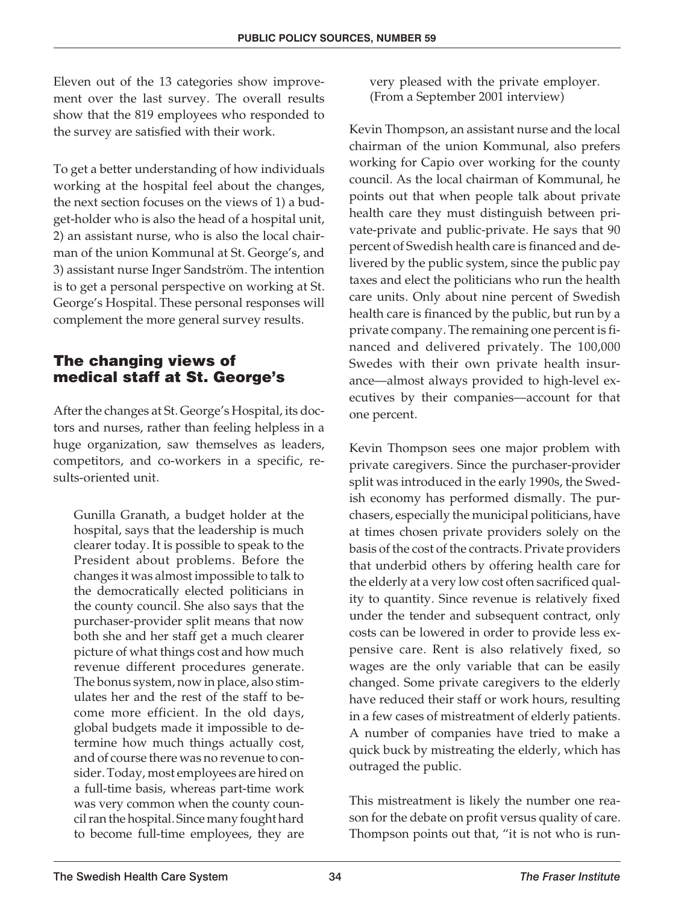Eleven out of the 13 categories show improvement over the last survey. The overall results show that the 819 employees who responded to the survey are satisfied with their work.

To get a better understanding of how individuals working at the hospital feel about the changes, the next section focuses on the views of 1) a budget-holder who is also the head of a hospital unit, 2) an assistant nurse, who is also the local chairman of the union Kommunal at St. George's, and 3) assistant nurse Inger Sandström. The intention is to get a personal perspective on working at St. George's Hospital. These personal responses will complement the more general survey results.

## The changing views of medical staff at St. George's

After the changes at St. George's Hospital, its doctors and nurses, rather than feeling helpless in a huge organization, saw themselves as leaders, competitors, and co-workers in a specific, results-oriented unit.

> Gunilla Granath, a budget holder at the hospital, says that the leadership is much clearer today. It is possible to speak to the President about problems. Before the changes it was almost impossible to talk to the democratically elected politicians in the county council. She also says that the purchaser-provider split means that now both she and her staff get a much clearer picture of what things cost and how much revenue different procedures generate. The bonus system, now in place, also stimulates her and the rest of the staff to become more efficient. In the old days, global budgets made it impossible to determine how much things actually cost, and of course there was no revenue to consider. Today, most employees are hired on a full-time basis, whereas part-time work was very common when the county council ran the hospital. Since many fought hard to become full-time employees, they are very pleased with the private employer. (From a September 2001 interview)

Kevin Thompson, an assistant nurse and the local chairman of the union Kommunal, also prefers working for Capio over working for the county council. As the local chairman of Kommunal, he points out that when people talk about private health care they must distinguish between private-private and public-private. He says that 90 percent of Swedish health care is financed and delivered by the public system, since the public pay taxes and elect the politicians who run the health care units. Only about nine percent of Swedish health care is financed by the public, but run by a private company. The remaining one percent is financed and delivered privately. The 100,000 Swedes with their own private health insurance—almost always provided to high-level executives by their companies—account for that one percent.

Kevin Thompson sees one major problem with private caregivers. Since the purchaser-provider split was introduced in the early 1990s, the Swedish economy has performed dismally. The purchasers, especially the municipal politicians, have at times chosen private providers solely on the basis of the cost of the contracts. Private providers that underbid others by offering health care for the elderly at a very low cost often sacrificed quality to quantity. Since revenue is relatively fixed under the tender and subsequent contract, only costs can be lowered in order to provide less expensive care. Rent is also relatively fixed, so wages are the only variable that can be easily changed. Some private caregivers to the elderly have reduced their staff or work hours, resulting in a few cases of mistreatment of elderly patients. A number of companies have tried to make a quick buck by mistreating the elderly, which has outraged the public.

This mistreatment is likely the number one reason for the debate on profit versus quality of care. Thompson points out that, "it is not who is run-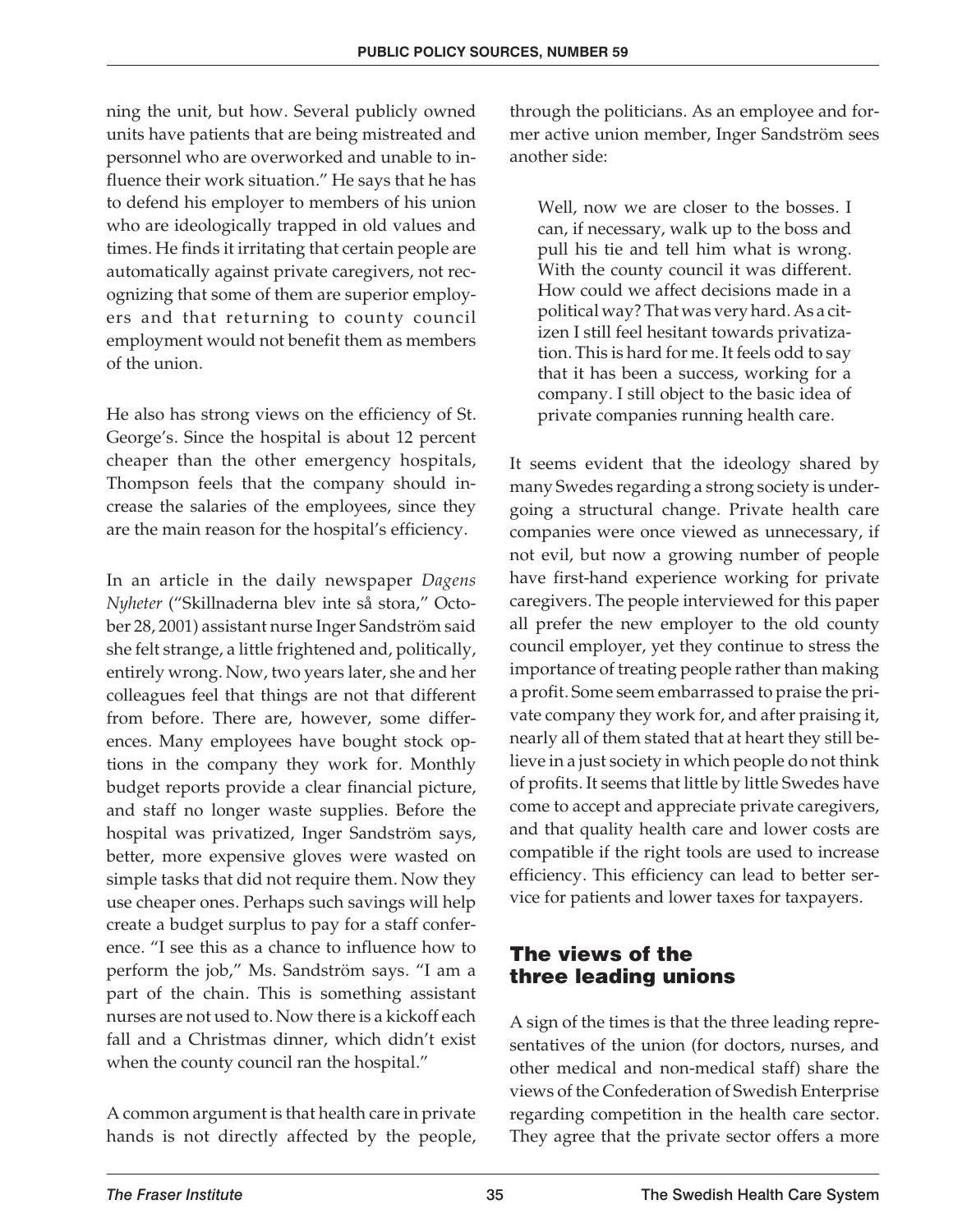ning the unit, but how. Several publicly owned units have patients that are being mistreated and personnel who are overworked and unable to influence their work situation." He says that he has to defend his employer to members of his union who are ideologically trapped in old values and times. He finds it irritating that certain people are automatically against private caregivers, not recognizing that some of them are superior employers and that returning to county council employment would not benefit them as members of the union.

He also has strong views on the efficiency of St. George's. Since the hospital is about 12 percent cheaper than the other emergency hospitals, Thompson feels that the company should increase the salaries of the employees, since they are the main reason for the hospital's efficiency.

In an article in the daily newspaper *Dagens Nyheter* ("Skillnaderna blev inte så stora," October 28, 2001) assistant nurse Inger Sandström said she felt strange, a little frightened and, politically, entirely wrong. Now, two years later, she and her colleagues feel that things are not that different from before. There are, however, some differences. Many employees have bought stock options in the company they work for. Monthly budget reports provide a clear financial picture, and staff no longer waste supplies. Before the hospital was privatized, Inger Sandström says, better, more expensive gloves were wasted on simple tasks that did not require them. Now they use cheaper ones. Perhaps such savings will help create a budget surplus to pay for a staff conference. "I see this as a chance to influence how to perform the job," Ms. Sandström says. "I am a part of the chain. This is something assistant nurses are not used to. Now there is a kickoff each fall and a Christmas dinner, which didn't exist when the county council ran the hospital."

A common argument is that health care in private hands is not directly affected by the people, through the politicians. As an employee and former active union member, Inger Sandström sees another side:

> Well, now we are closer to the bosses. I can, if necessary, walk up to the boss and pull his tie and tell him what is wrong. With the county council it was different. How could we affect decisions made in a political way? That was very hard. As a citizen I still feel hesitant towards privatization. This is hard for me. It feels odd to say that it has been a success, working for a company. I still object to the basic idea of private companies running health care.

It seems evident that the ideology shared by many Swedes regarding a strong society is undergoing a structural change. Private health care companies were once viewed as unnecessary, if not evil, but now a growing number of people have first-hand experience working for private caregivers. The people interviewed for this paper all prefer the new employer to the old county council employer, yet they continue to stress the importance of treating people rather than making a profit. Some seem embarrassed to praise the private company they work for, and after praising it, nearly all of them stated that at heart they still believe in a just society in which people do not think of profits. It seems that little by little Swedes have come to accept and appreciate private caregivers, and that quality health care and lower costs are compatible if the right tools are used to increase efficiency. This efficiency can lead to better service for patients and lower taxes for taxpayers.

## The views of the three leading unions

A sign of the times is that the three leading representatives of the union (for doctors, nurses, and other medical and non-medical staff) share the views of the Confederation of Swedish Enterprise regarding competition in the health care sector. They agree that the private sector offers a more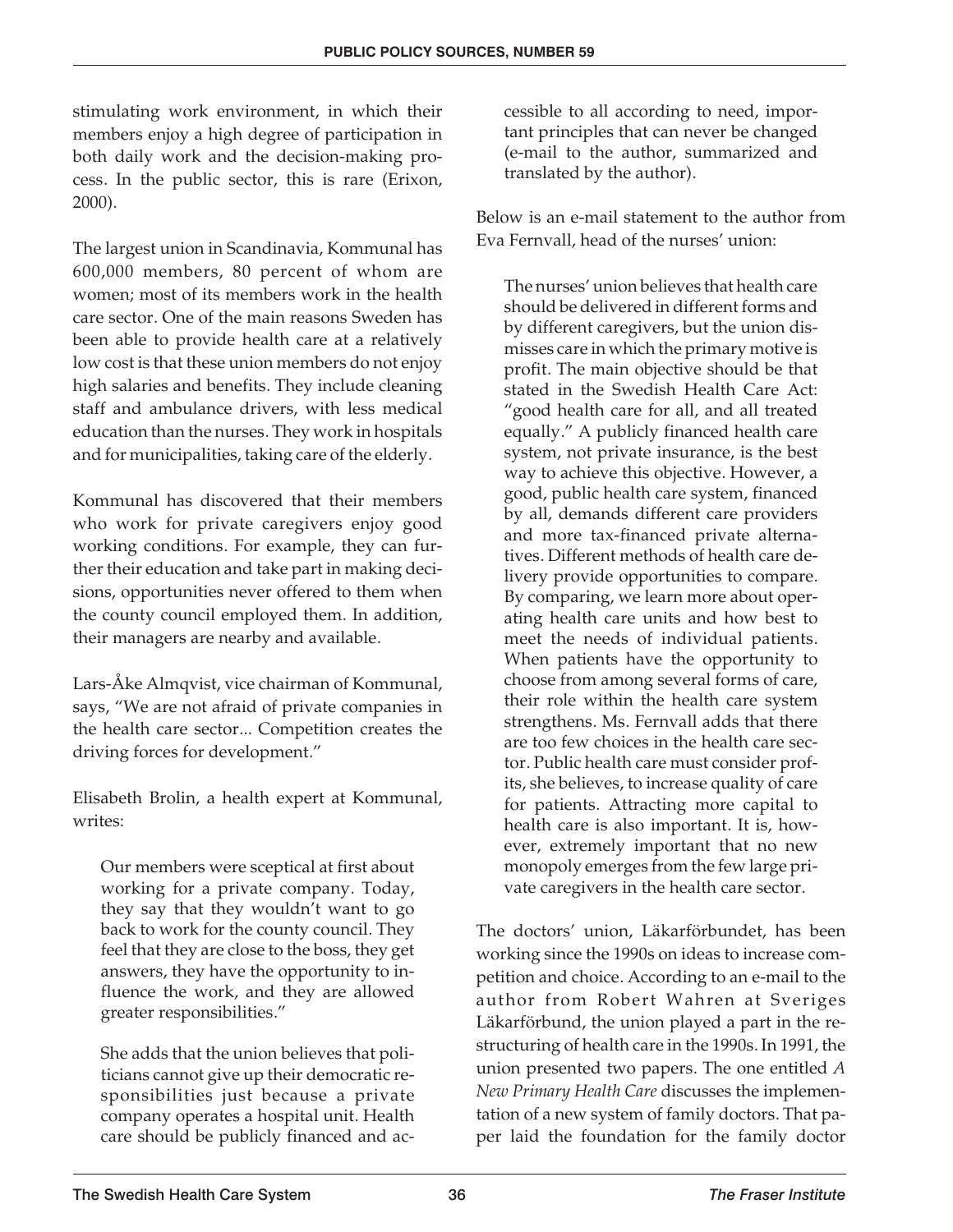stimulating work environment, in which their members enjoy a high degree of participation in both daily work and the decision-making process. In the public sector, this is rare (Erixon, 2000).

The largest union in Scandinavia, Kommunal has 600,000 members, 80 percent of whom are women; most of its members work in the health care sector. One of the main reasons Sweden has been able to provide health care at a relatively low cost is that these union members do not enjoy high salaries and benefits. They include cleaning staff and ambulance drivers, with less medical education than the nurses. They work in hospitals and for municipalities, taking care of the elderly.

Kommunal has discovered that their members who work for private caregivers enjoy good working conditions. For example, they can further their education and take part in making decisions, opportunities never offered to them when the county council employed them. In addition, their managers are nearby and available.

Lars-Åke Almqvist, vice chairman of Kommunal, says, "We are not afraid of private companies in the health care sector... Competition creates the driving forces for development."

Elisabeth Brolin, a health expert at Kommunal, writes:

> Our members were sceptical at first about working for a private company. Today, they say that they wouldn't want to go back to work for the county council. They feel that they are close to the boss, they get answers, they have the opportunity to influence the work, and they are allowed greater responsibilities."
>
> She adds that the union believes that politicians cannot give up their democratic responsibilities just because a private company operates a hospital unit. Health care should be publicly financed and accessible to all according to need, important principles that can never be changed (e-mail to the author, summarized and translated by the author).

Below is an e-mail statement to the author from Eva Fernvall, head of the nurses' union:

> The nurses' union believes that health care should be delivered in different forms and by different caregivers, but the union dismisses care in which the primary motive is profit. The main objective should be that stated in the Swedish Health Care Act: "good health care for all, and all treated equally." A publicly financed health care system, not private insurance, is the best way to achieve this objective. However, a good, public health care system, financed by all, demands different care providers and more tax-financed private alternatives. Different methods of health care delivery provide opportunities to compare. By comparing, we learn more about operating health care units and how best to meet the needs of individual patients. When patients have the opportunity to choose from among several forms of care, their role within the health care system strengthens. Ms. Fernvall adds that there are too few choices in the health care sector. Public health care must consider profits, she believes, to increase quality of care for patients. Attracting more capital to health care is also important. It is, however, extremely important that no new monopoly emerges from the few large private caregivers in the health care sector.

The doctors' union, Läkarförbundet, has been working since the 1990s on ideas to increase competition and choice. According to an e-mail to the author from Robert Wahren at Sveriges Läkarförbund, the union played a part in the restructuring of health care in the 1990s. In 1991, the union presented two papers. The one entitled *A New Primary Health Care* discusses the implementation of a new system of family doctors. That paper laid the foundation for the family doctor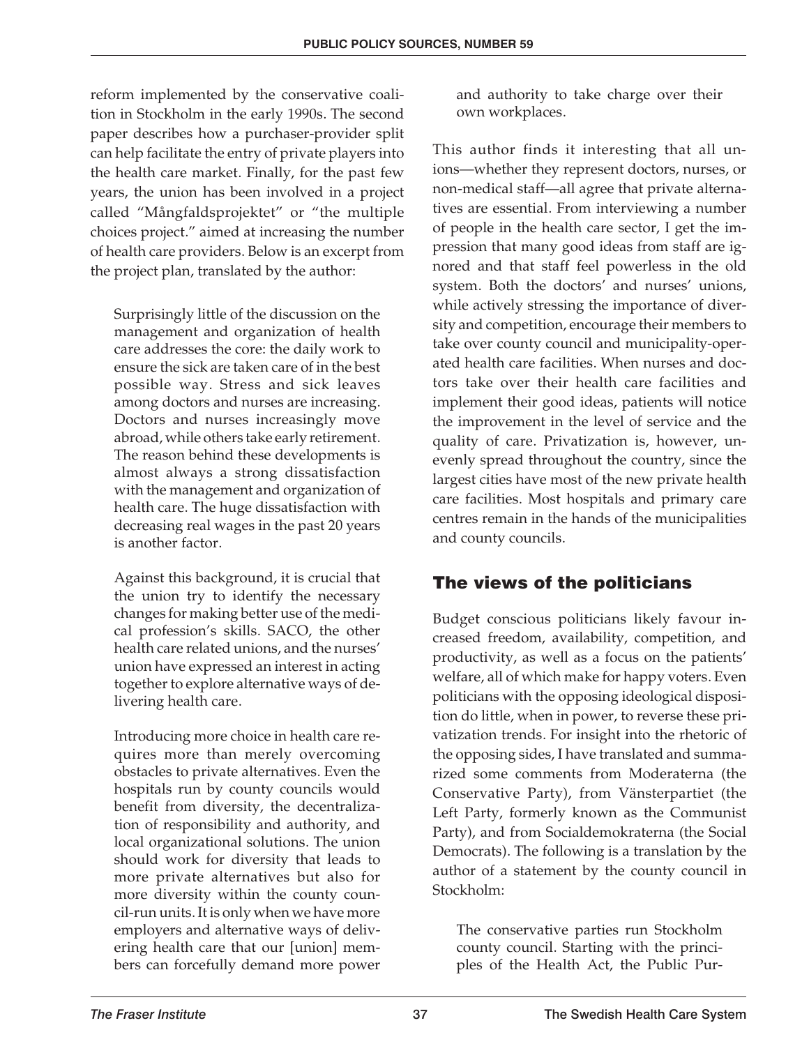reform implemented by the conservative coalition in Stockholm in the early 1990s. The second paper describes how a purchaser-provider split can help facilitate the entry of private players into the health care market. Finally, for the past few years, the union has been involved in a project called "Mångfaldsprojektet" or "the multiple choices project." aimed at increasing the number of health care providers. Below is an excerpt from the project plan, translated by the author:

> Surprisingly little of the discussion on the management and organization of health care addresses the core: the daily work to ensure the sick are taken care of in the best possible way. Stress and sick leaves among doctors and nurses are increasing. Doctors and nurses increasingly move abroad, while others take early retirement. The reason behind these developments is almost always a strong dissatisfaction with the management and organization of health care. The huge dissatisfaction with decreasing real wages in the past 20 years is another factor.
>
> Against this background, it is crucial that the union try to identify the necessary changes for making better use of the medical profession's skills. SACO, the other health care related unions, and the nurses' union have expressed an interest in acting together to explore alternative ways of delivering health care.
>
> Introducing more choice in health care requires more than merely overcoming obstacles to private alternatives. Even the hospitals run by county councils would benefit from diversity, the decentralization of responsibility and authority, and local organizational solutions. The union should work for diversity that leads to more private alternatives but also for more diversity within the county council-run units. It is only when we have more employers and alternative ways of delivering health care that our [union] members can forcefully demand more power and authority to take charge over their own workplaces.

This author finds it interesting that all unions—whether they represent doctors, nurses, or non-medical staff—all agree that private alternatives are essential. From interviewing a number of people in the health care sector, I get the impression that many good ideas from staff are ignored and that staff feel powerless in the old system. Both the doctors' and nurses' unions, while actively stressing the importance of diversity and competition, encourage their members to take over county council and municipality-operated health care facilities. When nurses and doctors take over their health care facilities and implement their good ideas, patients will notice the improvement in the level of service and the quality of care. Privatization is, however, unevenly spread throughout the country, since the largest cities have most of the new private health care facilities. Most hospitals and primary care centres remain in the hands of the municipalities and county councils.

## The views of the politicians

Budget conscious politicians likely favour increased freedom, availability, competition, and productivity, as well as a focus on the patients' welfare, all of which make for happy voters. Even politicians with the opposing ideological disposition do little, when in power, to reverse these privatization trends. For insight into the rhetoric of the opposing sides, I have translated and summarized some comments from Moderaterna (the Conservative Party), from Vänsterpartiet (the Left Party, formerly known as the Communist Party), and from Socialdemokraterna (the Social Democrats). The following is a translation by the author of a statement by the county council in Stockholm:

> The conservative parties run Stockholm county council. Starting with the principles of the Health Act, the Public Pur-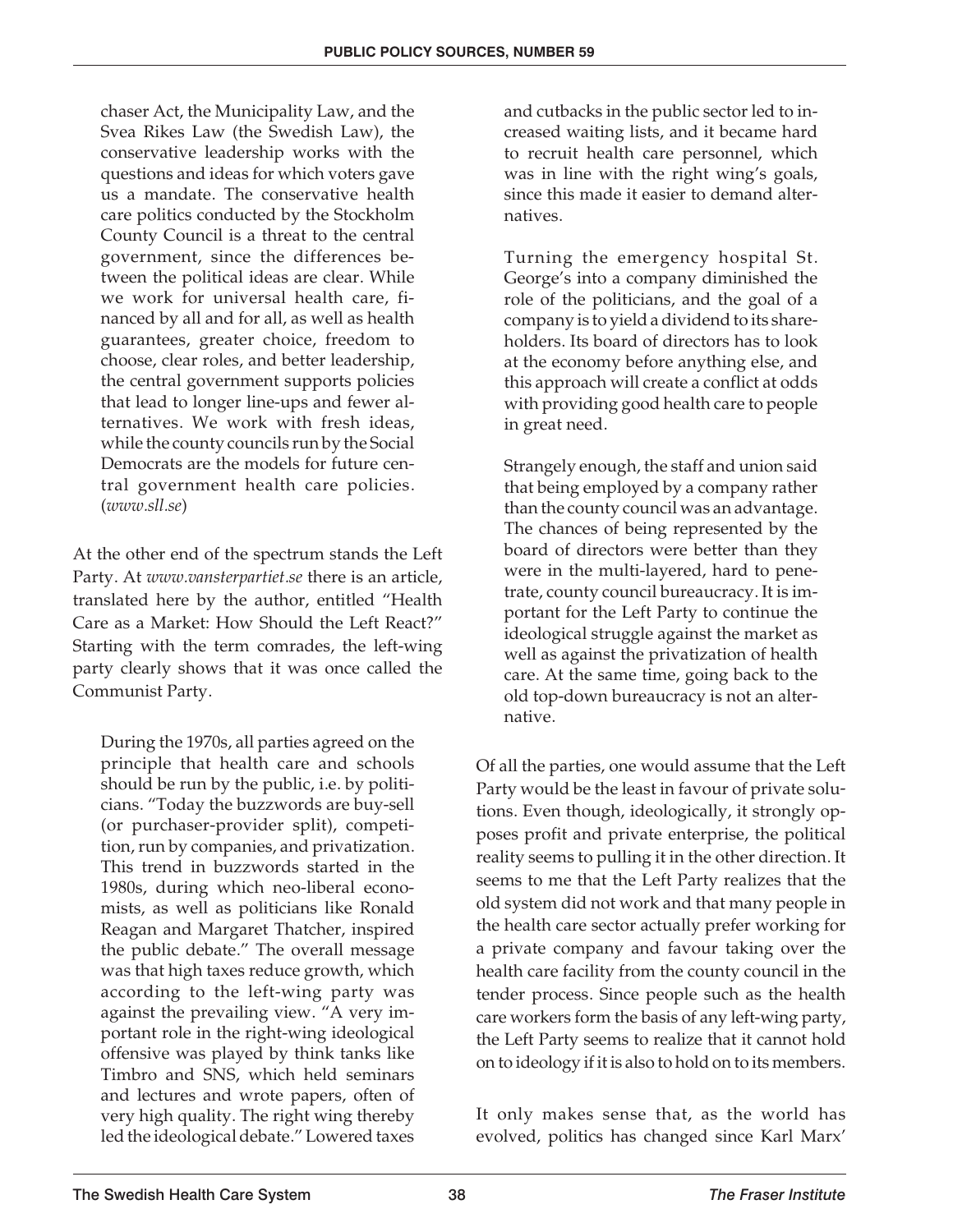chaser Act, the Municipality Law, and the Svea Rikes Law (the Swedish Law), the conservative leadership works with the questions and ideas for which voters gave us a mandate. The conservative health care politics conducted by the Stockholm County Council is a threat to the central government, since the differences between the political ideas are clear. While we work for universal health care, financed by all and for all, as well as health guarantees, greater choice, freedom to choose, clear roles, and better leadership, the central government supports policies that lead to longer line-ups and fewer alternatives. We work with fresh ideas, while the county councils run by the Social Democrats are the models for future central government health care policies. (*www.sll.se*)

At the other end of the spectrum stands the Left Party. At *www.vansterpartiet.se* there is an article, translated here by the author, entitled "Health Care as a Market: How Should the Left React?" Starting with the term comrades, the left-wing party clearly shows that it was once called the Communist Party.

> During the 1970s, all parties agreed on the principle that health care and schools should be run by the public, i.e. by politicians. "Today the buzzwords are buy-sell (or purchaser-provider split), competition, run by companies, and privatization. This trend in buzzwords started in the 1980s, during which neo-liberal economists, as well as politicians like Ronald Reagan and Margaret Thatcher, inspired the public debate." The overall message was that high taxes reduce growth, which according to the left-wing party was against the prevailing view. "A very important role in the right-wing ideological offensive was played by think tanks like Timbro and SNS, which held seminars and lectures and wrote papers, often of very high quality. The right wing thereby led the ideological debate." Lowered taxes and cutbacks in the public sector led to increased waiting lists, and it became hard to recruit health care personnel, which was in line with the right wing's goals, since this made it easier to demand alternatives.
>
> Turning the emergency hospital St. George's into a company diminished the role of the politicians, and the goal of a company is to yield a dividend to its shareholders. Its board of directors has to look at the economy before anything else, and this approach will create a conflict at odds with providing good health care to people in great need.
>
> Strangely enough, the staff and union said that being employed by a company rather than the county council was an advantage. The chances of being represented by the board of directors were better than they were in the multi-layered, hard to penetrate, county council bureaucracy. It is important for the Left Party to continue the ideological struggle against the market as well as against the privatization of health care. At the same time, going back to the old top-down bureaucracy is not an alternative.

Of all the parties, one would assume that the Left Party would be the least in favour of private solutions. Even though, ideologically, it strongly opposes profit and private enterprise, the political reality seems to pulling it in the other direction. It seems to me that the Left Party realizes that the old system did not work and that many people in the health care sector actually prefer working for a private company and favour taking over the health care facility from the county council in the tender process. Since people such as the health care workers form the basis of any left-wing party, the Left Party seems to realize that it cannot hold on to ideology if it is also to hold on to its members.

It only makes sense that, as the world has evolved, politics has changed since Karl Marx'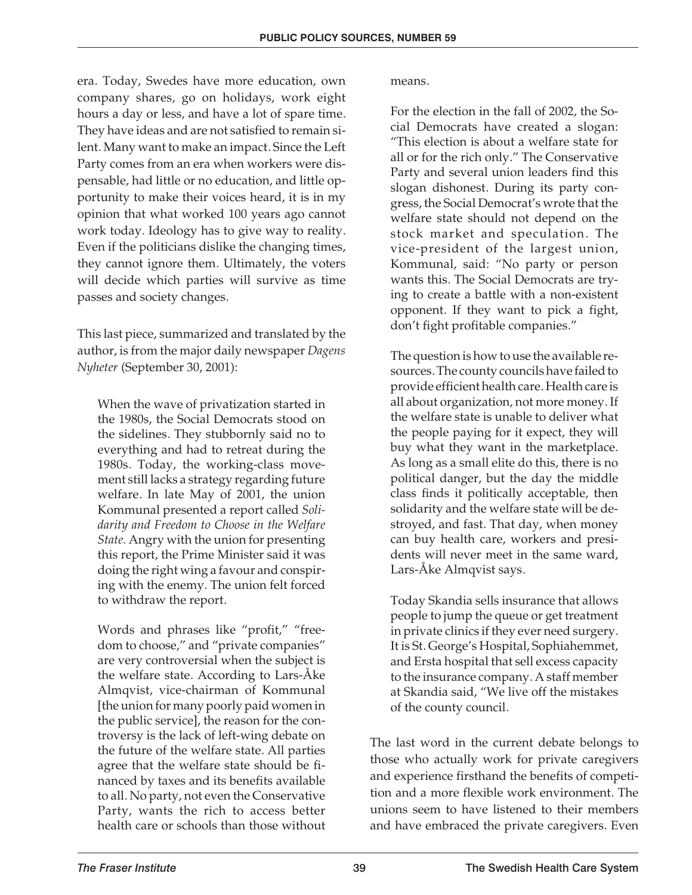era. Today, Swedes have more education, own company shares, go on holidays, work eight hours a day or less, and have a lot of spare time. They have ideas and are not satisfied to remain silent. Many want to make an impact. Since the Left Party comes from an era when workers were dispensable, had little or no education, and little opportunity to make their voices heard, it is in my opinion that what worked 100 years ago cannot work today. Ideology has to give way to reality. Even if the politicians dislike the changing times, they cannot ignore them. Ultimately, the voters will decide which parties will survive as time passes and society changes.

This last piece, summarized and translated by the author, is from the major daily newspaper *Dagens Nyheter* (September 30, 2001):

> When the wave of privatization started in the 1980s, the Social Democrats stood on the sidelines. They stubbornly said no to everything and had to retreat during the 1980s. Today, the working-class movement still lacks a strategy regarding future welfare. In late May of 2001, the union Kommunal presented a report called *Solidarity and Freedom to Choose in the Welfare State*. Angry with the union for presenting this report, the Prime Minister said it was doing the right wing a favour and conspiring with the enemy. The union felt forced to withdraw the report.
>
> Words and phrases like "profit," "freedom to choose," and "private companies" are very controversial when the subject is the welfare state. According to Lars-Åke Almqvist, vice-chairman of Kommunal [the union for many poorly paid women in the public service], the reason for the controversy is the lack of left-wing debate on the future of the welfare state. All parties agree that the welfare state should be financed by taxes and its benefits available to all. No party, not even the Conservative Party, wants the rich to access better health care or schools than those without means.
>
> For the election in the fall of 2002, the Social Democrats have created a slogan: "This election is about a welfare state for all or for the rich only." The Conservative Party and several union leaders find this slogan dishonest. During its party congress, the Social Democrat's wrote that the welfare state should not depend on the stock market and speculation. The vice-president of the largest union, Kommunal, said: "No party or person wants this. The Social Democrats are trying to create a battle with a non-existent opponent. If they want to pick a fight, don't fight profitable companies."
>
> The question is how to use the available resources. The county councils have failed to provide efficient health care. Health care is all about organization, not more money. If the welfare state is unable to deliver what the people paying for it expect, they will buy what they want in the marketplace. As long as a small elite do this, there is no political danger, but the day the middle class finds it politically acceptable, then solidarity and the welfare state will be destroyed, and fast. That day, when money can buy health care, workers and presidents will never meet in the same ward, Lars-Åke Almqvist says.
>
> Today Skandia sells insurance that allows people to jump the queue or get treatment in private clinics if they ever need surgery. It is St. George's Hospital, Sophiahemmet, and Ersta hospital that sell excess capacity to the insurance company. A staff member at Skandia said, "We live off the mistakes of the county council.

The last word in the current debate belongs to those who actually work for private caregivers and experience firsthand the benefits of competition and a more flexible work environment. The unions seem to have listened to their members and have embraced the private caregivers. Even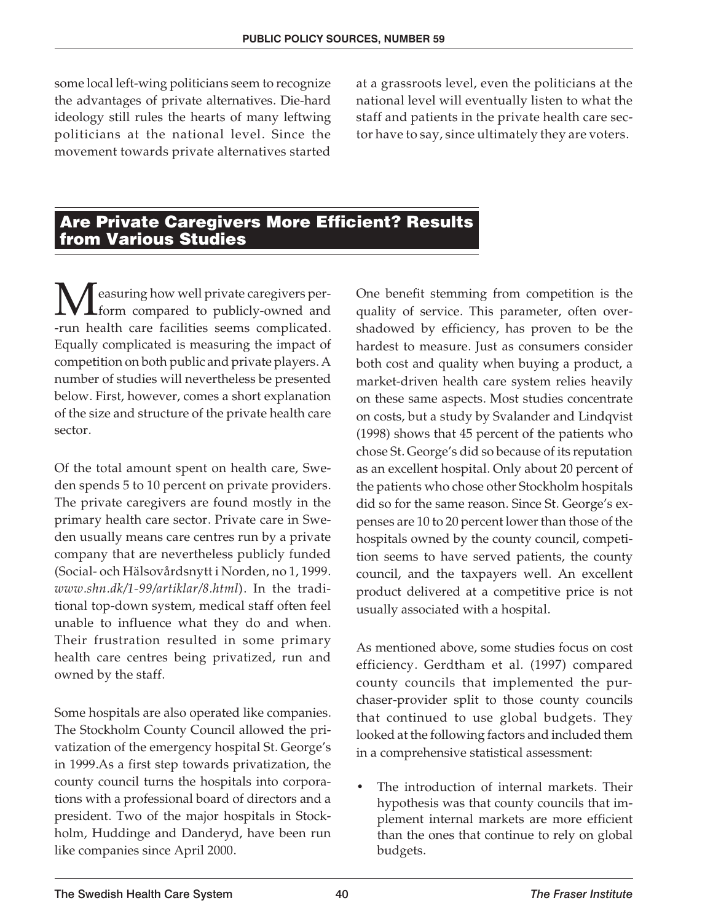some local left-wing politicians seem to recognize the advantages of private alternatives. Die-hard ideology still rules the hearts of many leftwing politicians at the national level. Since the movement towards private alternatives started at a grassroots level, even the politicians at the national level will eventually listen to what the staff and patients in the private health care sector have to say, since ultimately they are voters.

## Are Private Caregivers More Efficient? Results from Various Studies

Measuring how well private caregivers perform compared to publicly-owned and -run health care facilities seems complicated. Equally complicated is measuring the impact of competition on both public and private players. A number of studies will nevertheless be presented below. First, however, comes a short explanation of the size and structure of the private health care sector.

Of the total amount spent on health care, Sweden spends 5 to 10 percent on private providers. The private caregivers are found mostly in the primary health care sector. Private care in Sweden usually means care centres run by a private company that are nevertheless publicly funded (Social- och Hälsovårdsnytt i Norden, no 1, 1999. *www.shn.dk/1-99/artiklar/8.html*). In the traditional top-down system, medical staff often feel unable to influence what they do and when. Their frustration resulted in some primary health care centres being privatized, run and owned by the staff.

Some hospitals are also operated like companies. The Stockholm County Council allowed the privatization of the emergency hospital St. George's in 1999.As a first step towards privatization, the county council turns the hospitals into corporations with a professional board of directors and a president. Two of the major hospitals in Stockholm, Huddinge and Danderyd, have been run like companies since April 2000.

One benefit stemming from competition is the quality of service. This parameter, often overshadowed by efficiency, has proven to be the hardest to measure. Just as consumers consider both cost and quality when buying a product, a market-driven health care system relies heavily on these same aspects. Most studies concentrate on costs, but a study by Svalander and Lindqvist (1998) shows that 45 percent of the patients who chose St. George's did so because of its reputation as an excellent hospital. Only about 20 percent of the patients who chose other Stockholm hospitals did so for the same reason. Since St. George's expenses are 10 to 20 percent lower than those of the hospitals owned by the county council, competition seems to have served patients, the county council, and the taxpayers well. An excellent product delivered at a competitive price is not usually associated with a hospital.

As mentioned above, some studies focus on cost efficiency. Gerdtham et al. (1997) compared county councils that implemented the purchaser-provider split to those county councils that continued to use global budgets. They looked at the following factors and included them in a comprehensive statistical assessment:

- The introduction of internal markets. Their hypothesis was that county councils that implement internal markets are more efficient than the ones that continue to rely on global budgets.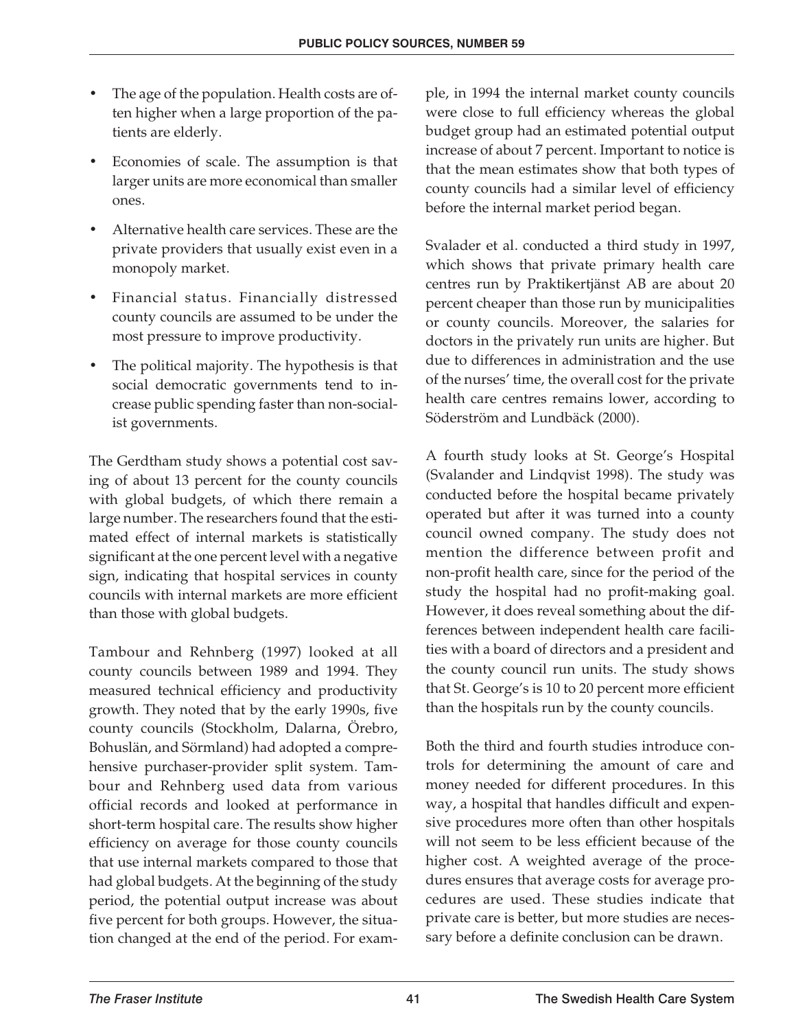- The age of the population. Health costs are often higher when a large proportion of the patients are elderly.
- Economies of scale. The assumption is that larger units are more economical than smaller ones.
- Alternative health care services. These are the private providers that usually exist even in a monopoly market.
- Financial status. Financially distressed county councils are assumed to be under the most pressure to improve productivity.
- The political majority. The hypothesis is that social democratic governments tend to increase public spending faster than non-socialist governments.

The Gerdtham study shows a potential cost saving of about 13 percent for the county councils with global budgets, of which there remain a large number. The researchers found that the estimated effect of internal markets is statistically significant at the one percent level with a negative sign, indicating that hospital services in county councils with internal markets are more efficient than those with global budgets.

Tambour and Rehnberg (1997) looked at all county councils between 1989 and 1994. They measured technical efficiency and productivity growth. They noted that by the early 1990s, five county councils (Stockholm, Dalarna, Örebro, Bohuslän, and Sörmland) had adopted a comprehensive purchaser-provider split system. Tambour and Rehnberg used data from various official records and looked at performance in short-term hospital care. The results show higher efficiency on average for those county councils that use internal markets compared to those that had global budgets. At the beginning of the study period, the potential output increase was about five percent for both groups. However, the situation changed at the end of the period. For example, in 1994 the internal market county councils were close to full efficiency whereas the global budget group had an estimated potential output increase of about 7 percent. Important to notice is that the mean estimates show that both types of county councils had a similar level of efficiency before the internal market period began.

Svalader et al. conducted a third study in 1997, which shows that private primary health care centres run by Praktikertjänst AB are about 20 percent cheaper than those run by municipalities or county councils. Moreover, the salaries for doctors in the privately run units are higher. But due to differences in administration and the use of the nurses' time, the overall cost for the private health care centres remains lower, according to Söderström and Lundbäck (2000).

A fourth study looks at St. George's Hospital (Svalander and Lindqvist 1998). The study was conducted before the hospital became privately operated but after it was turned into a county council owned company. The study does not mention the difference between profit and non-profit health care, since for the period of the study the hospital had no profit-making goal. However, it does reveal something about the differences between independent health care facilities with a board of directors and a president and the county council run units. The study shows that St. George's is 10 to 20 percent more efficient than the hospitals run by the county councils.

Both the third and fourth studies introduce controls for determining the amount of care and money needed for different procedures. In this way, a hospital that handles difficult and expensive procedures more often than other hospitals will not seem to be less efficient because of the higher cost. A weighted average of the procedures ensures that average costs for average procedures are used. These studies indicate that private care is better, but more studies are necessary before a definite conclusion can be drawn.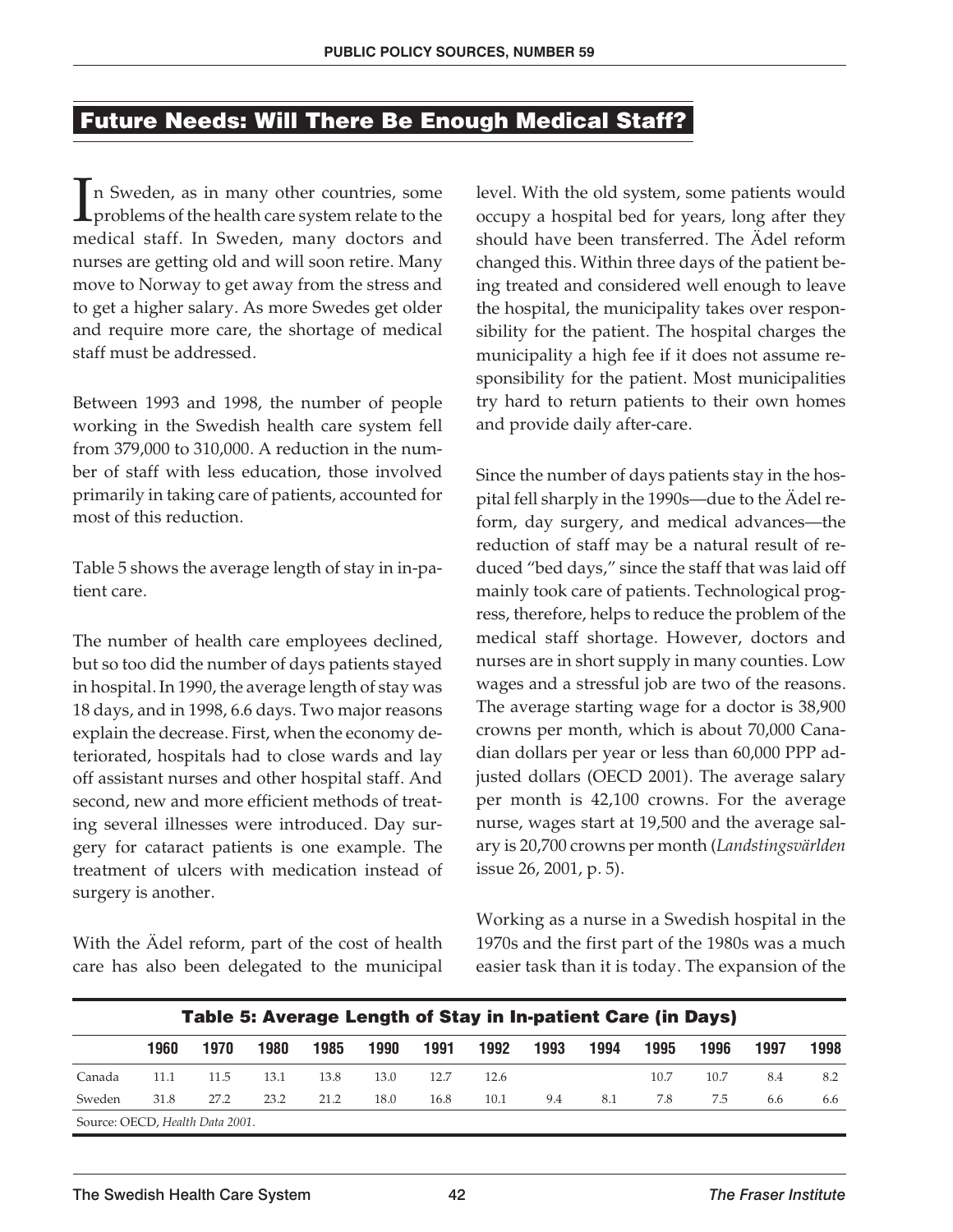## Future Needs: Will There Be Enough Medical Staff?

In Sweden, as in many other countries, some problems of the health care system relate to the medical staff. In Sweden, many doctors and nurses are getting old and will soon retire. Many move to Norway to get away from the stress and to get a higher salary. As more Swedes get older and require more care, the shortage of medical staff must be addressed.

Between 1993 and 1998, the number of people working in the Swedish health care system fell from 379,000 to 310,000. A reduction in the number of staff with less education, those involved primarily in taking care of patients, accounted for most of this reduction.

Table 5 shows the average length of stay in in-patient care.

The number of health care employees declined, but so too did the number of days patients stayed in hospital. In 1990, the average length of stay was 18 days, and in 1998, 6.6 days. Two major reasons explain the decrease. First, when the economy deteriorated, hospitals had to close wards and lay off assistant nurses and other hospital staff. And second, new and more efficient methods of treating several illnesses were introduced. Day surgery for cataract patients is one example. The treatment of ulcers with medication instead of surgery is another.

With the Ädel reform, part of the cost of health care has also been delegated to the municipal level. With the old system, some patients would occupy a hospital bed for years, long after they should have been transferred. The Ädel reform changed this. Within three days of the patient being treated and considered well enough to leave the hospital, the municipality takes over responsibility for the patient. The hospital charges the municipality a high fee if it does not assume responsibility for the patient. Most municipalities try hard to return patients to their own homes and provide daily after-care.

Since the number of days patients stay in the hospital fell sharply in the 1990s—due to the Ädel reform, day surgery, and medical advances—the reduction of staff may be a natural result of reduced "bed days," since the staff that was laid off mainly took care of patients. Technological progress, therefore, helps to reduce the problem of the medical staff shortage. However, doctors and nurses are in short supply in many counties. Low wages and a stressful job are two of the reasons. The average starting wage for a doctor is 38,900 crowns per month, which is about 70,000 Canadian dollars per year or less than 60,000 PPP adjusted dollars (OECD 2001). The average salary per month is 42,100 crowns. For the average nurse, wages start at 19,500 and the average salary is 20,700 crowns per month (*Landstingsvärlden* issue 26, 2001, p. 5).

Working as a nurse in a Swedish hospital in the 1970s and the first part of the 1980s was a much easier task than it is today. The expansion of the

**Table 5: Average Length of Stay in In-patient Care (in Days)**

| | 1960 | 1970 | 1980 | 1985 | 1990 | 1991 | 1992 | 1993 | 1994 | 1995 | 1996 | 1997 | 1998 |
|---|---|---|---|---|---|---|---|---|---|---|---|---|---|
| Canada | 11.1 | 11.5 | 13.1 | 13.8 | 13.0 | 12.7 | 12.6 | | | 10.7 | 10.7 | 8.4 | 8.2 |
| Sweden | 31.8 | 27.2 | 23.2 | 21.2 | 18.0 | 16.8 | 10.1 | 9.4 | 8.1 | 7.8 | 7.5 | 6.6 | 6.6 |

Source: OECD, *Health Data 2001*.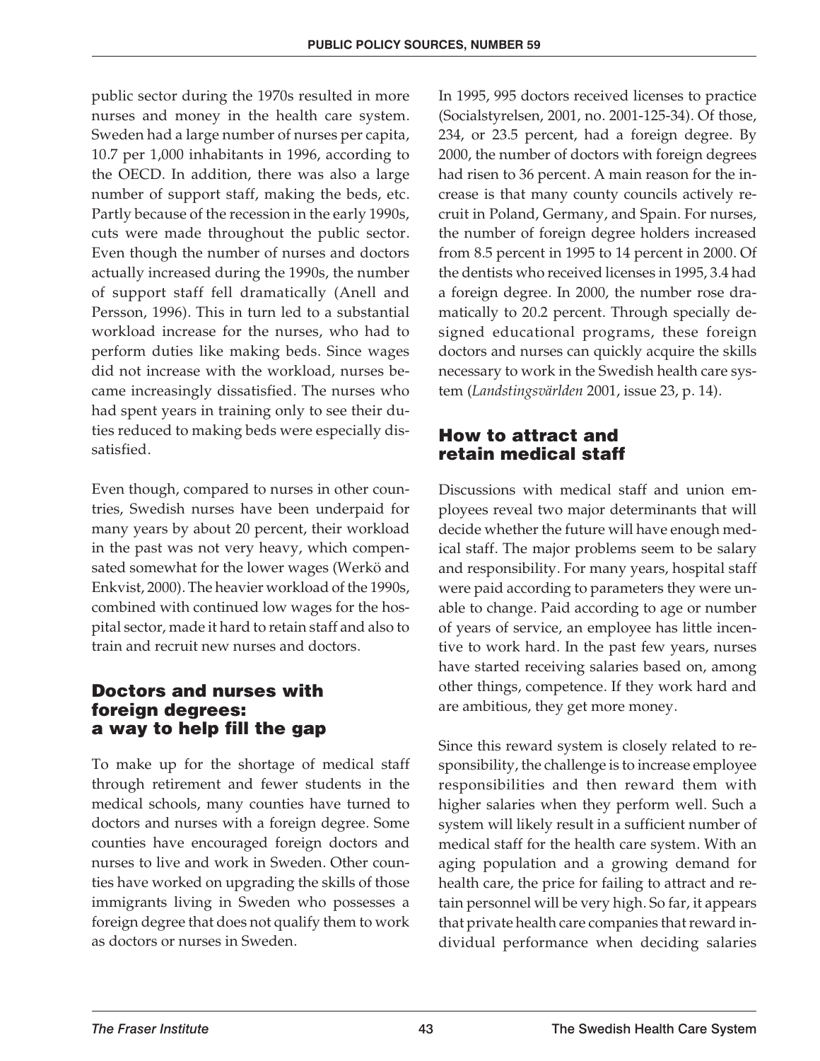public sector during the 1970s resulted in more nurses and money in the health care system. Sweden had a large number of nurses per capita, 10.7 per 1,000 inhabitants in 1996, according to the OECD. In addition, there was also a large number of support staff, making the beds, etc. Partly because of the recession in the early 1990s, cuts were made throughout the public sector. Even though the number of nurses and doctors actually increased during the 1990s, the number of support staff fell dramatically (Anell and Persson, 1996). This in turn led to a substantial workload increase for the nurses, who had to perform duties like making beds. Since wages did not increase with the workload, nurses became increasingly dissatisfied. The nurses who had spent years in training only to see their duties reduced to making beds were especially dissatisfied.

Even though, compared to nurses in other countries, Swedish nurses have been underpaid for many years by about 20 percent, their workload in the past was not very heavy, which compensated somewhat for the lower wages (Werkö and Enkvist, 2000). The heavier workload of the 1990s, combined with continued low wages for the hospital sector, made it hard to retain staff and also to train and recruit new nurses and doctors.

## Doctors and nurses with foreign degrees: a way to help fill the gap

To make up for the shortage of medical staff through retirement and fewer students in the medical schools, many counties have turned to doctors and nurses with a foreign degree. Some counties have encouraged foreign doctors and nurses to live and work in Sweden. Other counties have worked on upgrading the skills of those immigrants living in Sweden who possesses a foreign degree that does not qualify them to work as doctors or nurses in Sweden.

In 1995, 995 doctors received licenses to practice (Socialstyrelsen, 2001, no. 2001-125-34). Of those, 234, or 23.5 percent, had a foreign degree. By 2000, the number of doctors with foreign degrees had risen to 36 percent. A main reason for the increase is that many county councils actively recruit in Poland, Germany, and Spain. For nurses, the number of foreign degree holders increased from 8.5 percent in 1995 to 14 percent in 2000. Of the dentists who received licenses in 1995, 3.4 had a foreign degree. In 2000, the number rose dramatically to 20.2 percent. Through specially designed educational programs, these foreign doctors and nurses can quickly acquire the skills necessary to work in the Swedish health care system (*Landstingsvärlden* 2001, issue 23, p. 14).

## How to attract and retain medical staff

Discussions with medical staff and union employees reveal two major determinants that will decide whether the future will have enough medical staff. The major problems seem to be salary and responsibility. For many years, hospital staff were paid according to parameters they were unable to change. Paid according to age or number of years of service, an employee has little incentive to work hard. In the past few years, nurses have started receiving salaries based on, among other things, competence. If they work hard and are ambitious, they get more money.

Since this reward system is closely related to responsibility, the challenge is to increase employee responsibilities and then reward them with higher salaries when they perform well. Such a system will likely result in a sufficient number of medical staff for the health care system. With an aging population and a growing demand for health care, the price for failing to attract and retain personnel will be very high. So far, it appears that private health care companies that reward individual performance when deciding salaries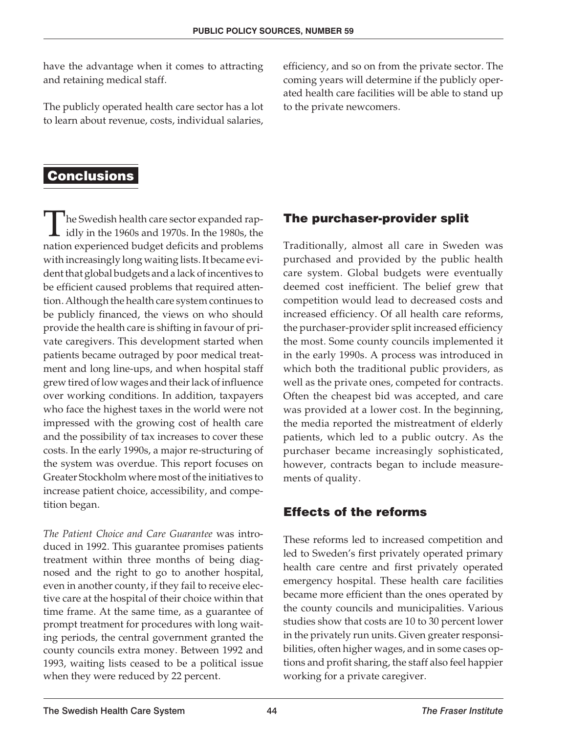have the advantage when it comes to attracting and retaining medical staff.

The publicly operated health care sector has a lot to learn about revenue, costs, individual salaries, efficiency, and so on from the private sector. The coming years will determine if the publicly operated health care facilities will be able to stand up to the private newcomers.

# Conclusions

The Swedish health care sector expanded rapidly in the 1960s and 1970s. In the 1980s, the nation experienced budget deficits and problems with increasingly long waiting lists. It became evident that global budgets and a lack of incentives to be efficient caused problems that required attention. Although the health care system continues to be publicly financed, the views on who should provide the health care is shifting in favour of private caregivers. This development started when patients became outraged by poor medical treatment and long line-ups, and when hospital staff grew tired of low wages and their lack of influence over working conditions. In addition, taxpayers who face the highest taxes in the world were not impressed with the growing cost of health care and the possibility of tax increases to cover these costs. In the early 1990s, a major re-structuring of the system was overdue. This report focuses on Greater Stockholm where most of the initiatives to increase patient choice, accessibility, and competition began.

*The Patient Choice and Care Guarantee* was introduced in 1992. This guarantee promises patients treatment within three months of being diagnosed and the right to go to another hospital, even in another county, if they fail to receive elective care at the hospital of their choice within that time frame. At the same time, as a guarantee of prompt treatment for procedures with long waiting periods, the central government granted the county councils extra money. Between 1992 and 1993, waiting lists ceased to be a political issue when they were reduced by 22 percent.

## The purchaser-provider split

Traditionally, almost all care in Sweden was purchased and provided by the public health care system. Global budgets were eventually deemed cost inefficient. The belief grew that competition would lead to decreased costs and increased efficiency. Of all health care reforms, the purchaser-provider split increased efficiency the most. Some county councils implemented it in the early 1990s. A process was introduced in which both the traditional public providers, as well as the private ones, competed for contracts. Often the cheapest bid was accepted, and care was provided at a lower cost. In the beginning, the media reported the mistreatment of elderly patients, which led to a public outcry. As the purchaser became increasingly sophisticated, however, contracts began to include measurements of quality.

## Effects of the reforms

These reforms led to increased competition and led to Sweden's first privately operated primary health care centre and first privately operated emergency hospital. These health care facilities became more efficient than the ones operated by the county councils and municipalities. Various studies show that costs are 10 to 30 percent lower in the privately run units. Given greater responsibilities, often higher wages, and in some cases options and profit sharing, the staff also feel happier working for a private caregiver.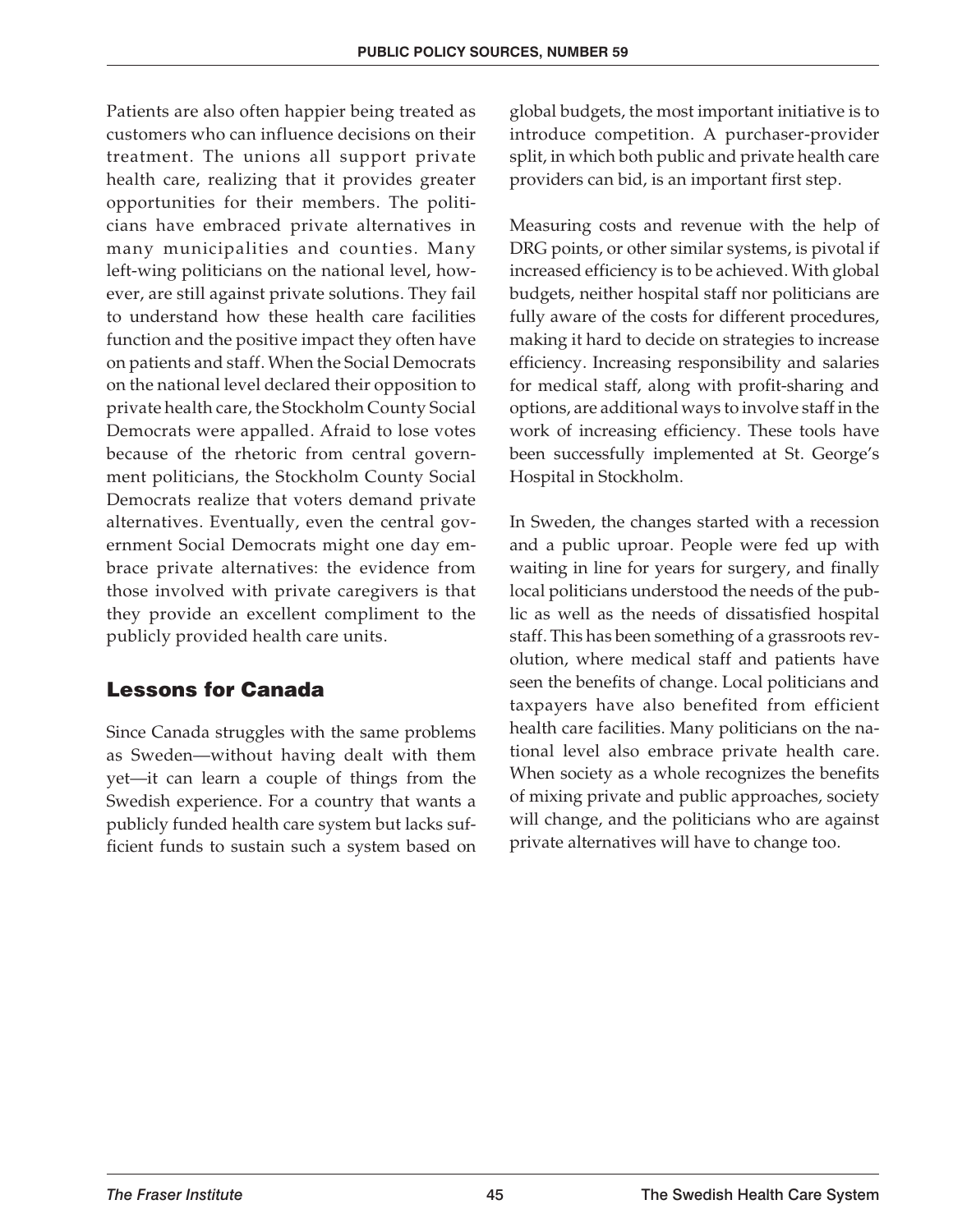Patients are also often happier being treated as customers who can influence decisions on their treatment. The unions all support private health care, realizing that it provides greater opportunities for their members. The politicians have embraced private alternatives in many municipalities and counties. Many left-wing politicians on the national level, however, are still against private solutions. They fail to understand how these health care facilities function and the positive impact they often have on patients and staff. When the Social Democrats on the national level declared their opposition to private health care, the Stockholm County Social Democrats were appalled. Afraid to lose votes because of the rhetoric from central government politicians, the Stockholm County Social Democrats realize that voters demand private alternatives. Eventually, even the central government Social Democrats might one day embrace private alternatives: the evidence from those involved with private caregivers is that they provide an excellent compliment to the publicly provided health care units.

## Lessons for Canada

Since Canada struggles with the same problems as Sweden—without having dealt with them yet—it can learn a couple of things from the Swedish experience. For a country that wants a publicly funded health care system but lacks sufficient funds to sustain such a system based on global budgets, the most important initiative is to introduce competition. A purchaser-provider split, in which both public and private health care providers can bid, is an important first step.

Measuring costs and revenue with the help of DRG points, or other similar systems, is pivotal if increased efficiency is to be achieved. With global budgets, neither hospital staff nor politicians are fully aware of the costs for different procedures, making it hard to decide on strategies to increase efficiency. Increasing responsibility and salaries for medical staff, along with profit-sharing and options, are additional ways to involve staff in the work of increasing efficiency. These tools have been successfully implemented at St. George's Hospital in Stockholm.

In Sweden, the changes started with a recession and a public uproar. People were fed up with waiting in line for years for surgery, and finally local politicians understood the needs of the public as well as the needs of dissatisfied hospital staff. This has been something of a grassroots revolution, where medical staff and patients have seen the benefits of change. Local politicians and taxpayers have also benefited from efficient health care facilities. Many politicians on the national level also embrace private health care. When society as a whole recognizes the benefits of mixing private and public approaches, society will change, and the politicians who are against private alternatives will have to change too.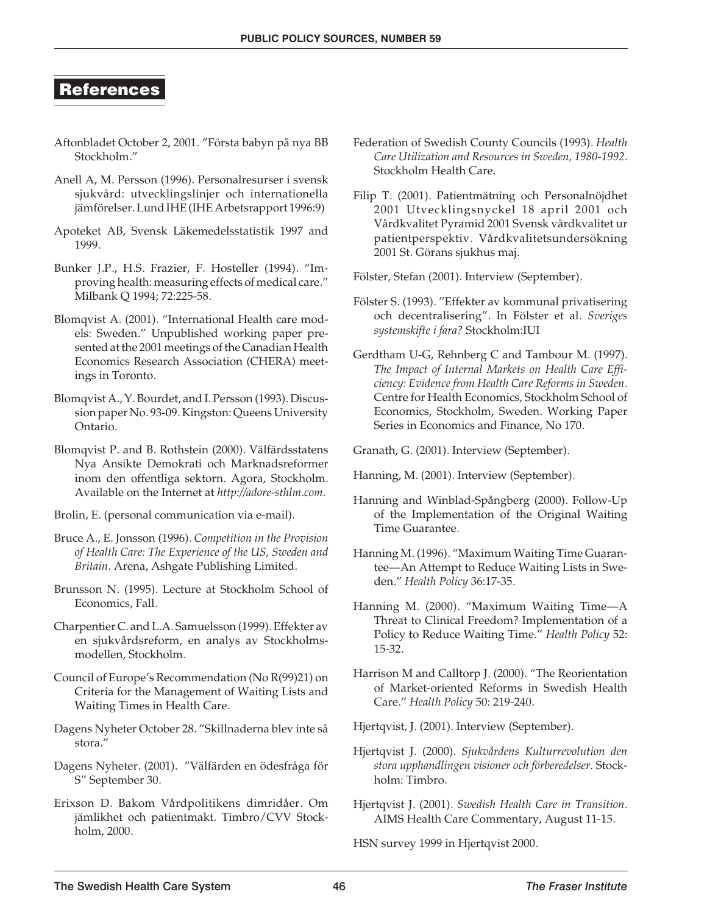# References

Aftonbladet October 2, 2001. "Första babyn på nya BB Stockholm."

Anell A, M. Persson (1996). Personalresurser i svensk sjukvård: utvecklingslinjer och internationella jämförelser. Lund IHE (IHE Arbetsrapport 1996:9)

Apoteket AB, Svensk Läkemedelsstatistik 1997 and 1999.

Bunker J.P., H.S. Frazier, F. Hosteller (1994). "Improving health: measuring effects of medical care." Milbank Q 1994; 72:225-58.

Blomqvist A. (2001). "International Health care models: Sweden." Unpublished working paper presented at the 2001 meetings of the Canadian Health Economics Research Association (CHERA) meetings in Toronto.

Blomqvist A., Y. Bourdet, and I. Persson (1993). Discussion paper No. 93-09. Kingston: Queens University Ontario.

Blomqvist P. and B. Rothstein (2000). Välfärdsstatens Nya Ansikte Demokrati och Marknadsreformer inom den offentliga sektorn. Agora, Stockholm. Available on the Internet at *http://adore-sthlm.com.*

Brolin, E. (personal communication via e-mail).

Bruce A., E. Jonsson (1996). *Competition in the Provision of Health Care: The Experience of the US, Sweden and Britain.* Arena, Ashgate Publishing Limited.

Brunsson N. (1995). Lecture at Stockholm School of Economics, Fall.

Charpentier C. and L.A. Samuelsson (1999). Effekter av en sjukvårdsreform, en analys av Stockholmsmodellen, Stockholm.

Council of Europe's Recommendation (No R(99)21) on Criteria for the Management of Waiting Lists and Waiting Times in Health Care.

Dagens Nyheter October 28. "Skillnaderna blev inte så stora."

Dagens Nyheter. (2001). "Välfärden en ödesfråga för S" September 30.

Erixson D. Bakom Vårdpolitikens dimridåer. Om jämlikhet och patientmakt. Timbro/CVV Stockholm, 2000.

Federation of Swedish County Councils (1993). *Health Care Utilization and Resources in Sweden, 1980-1992*. Stockholm Health Care.

Filip T. (2001). Patientmätning och Personalnöjdhet 2001 Utvecklingsnyckel 18 april 2001 och Vårdkvalitet Pyramid 2001 Svensk vårdkvalitet ur patientperspektiv. Vårdkvalitetsundersökning 2001 St. Görans sjukhus maj.

Fölster, Stefan (2001). Interview (September).

Fölster S. (1993). "Effekter av kommunal privatisering och decentralisering". In Fölster et al. *Sveriges systemskifte i fara?* Stockholm:IUI

Gerdtham U-G, Rehnberg C and Tambour M. (1997). *The Impact of Internal Markets on Health Care Efficiency: Evidence from Health Care Reforms in Sweden*. Centre for Health Economics, Stockholm School of Economics, Stockholm, Sweden. Working Paper Series in Economics and Finance, No 170.

Granath, G. (2001). Interview (September).

Hanning, M. (2001). Interview (September).

Hanning and Winblad-Spångberg (2000). Follow-Up of the Implementation of the Original Waiting Time Guarantee.

Hanning M. (1996). "Maximum Waiting Time Guarantee—An Attempt to Reduce Waiting Lists in Sweden." *Health Policy* 36:17-35.

Hanning M. (2000). "Maximum Waiting Time—A Threat to Clinical Freedom? Implementation of a Policy to Reduce Waiting Time." *Health Policy* 52: 15-32.

Harrison M and Calltorp J. (2000). "The Reorientation of Market-oriented Reforms in Swedish Health Care." *Health Policy* 50: 219-240.

Hjertqvist, J. (2001). Interview (September).

Hjertqvist J. (2000). *Sjukvårdens Kulturrevolution den stora upphandlingen visioner och förberedelser.* Stockholm: Timbro.

Hjertqvist J. (2001). *Swedish Health Care in Transition.* AIMS Health Care Commentary, August 11-15.

HSN survey 1999 in Hjertqvist 2000.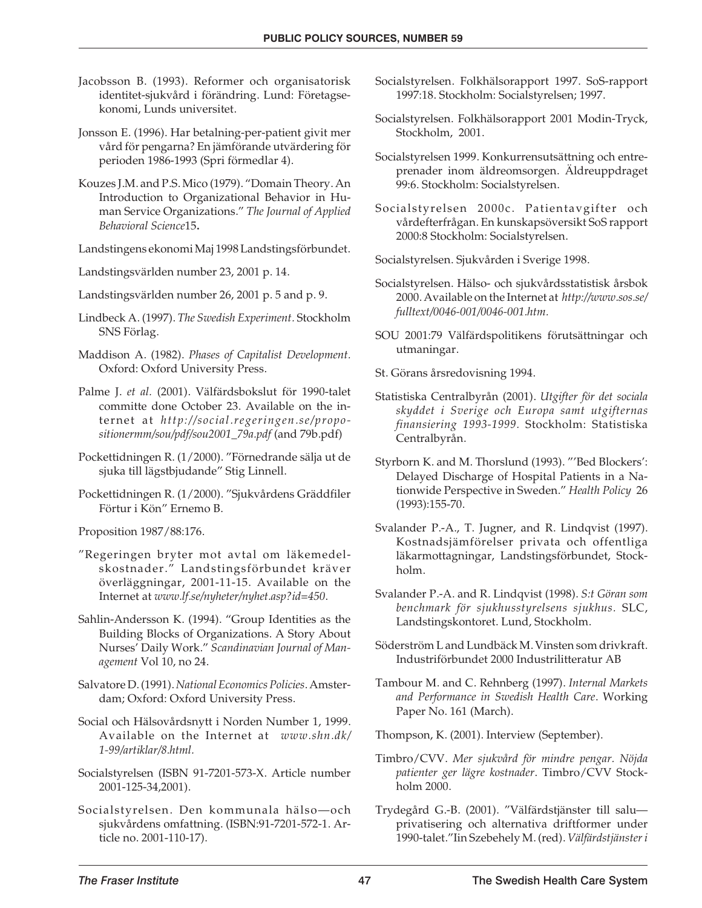Jacobsson B. (1993). Reformer och organisatorisk identitet-sjukvård i förändring. Lund: Företagsekonomi, Lunds universitet.

Jonsson E. (1996). Har betalning-per-patient givit mer vård för pengarna? En jämförande utvärdering för perioden 1986-1993 (Spri förmedlar 4).

Kouzes J.M. and P.S. Mico (1979). "Domain Theory. An Introduction to Organizational Behavior in Human Service Organizations." *The Journal of Applied Behavioral Science* **15.**

Landstingens ekonomi Maj 1998 Landstingsförbundet.

Landstingsvärlden number 23, 2001 p. 14.

Landstingsvärlden number 26, 2001 p. 5 and p. 9.

Lindbeck A. (1997). *The Swedish Experiment*. Stockholm SNS Förlag.

Maddison A. (1982). *Phases of Capitalist Development*. Oxford: Oxford University Press.

Palme J. *et al.* (2001). Välfärdsbokslut för 1990-talet committe done October 23. Available on the internet at *http://social.regeringen.se/propositionermm/sou/pdf/sou2001_79a.pdf* (and 79b.pdf)

Pockettidningen R. (1/2000). "Förnedrande sälja ut de sjuka till lägstbjudande" Stig Linnell.

Pockettidningen R. (1/2000). "Sjukvårdens Gräddfiler Förtur i Kön" Ernemo B.

Proposition 1987/88:176.

"Regeringen bryter mot avtal om läkemedelskostnader." Landstingsförbundet kräver överläggningar, 2001-11-15. Available on the Internet at *www.lf.se/nyheter/nyhet.asp?id=450*.

Sahlin-Andersson K. (1994). "Group Identities as the Building Blocks of Organizations. A Story About Nurses' Daily Work." *Scandinavian Journal of Management* Vol 10, no 24.

Salvatore D. (1991). *National Economics Policies*. Amsterdam; Oxford: Oxford University Press.

Social och Hälsovårdsnytt i Norden Number 1, 1999. Available on the Internet at *www.shn.dk/1-99/artiklar/8.html.*

Socialstyrelsen (ISBN 91-7201-573-X. Article number 2001-125-34,2001).

Socialstyrelsen. Den kommunala hälso—och sjukvårdens omfattning. (ISBN:91-7201-572-1. Article no. 2001-110-17).

Socialstyrelsen. Folkhälsorapport 1997. SoS-rapport 1997:18. Stockholm: Socialstyrelsen; 1997.

Socialstyrelsen. Folkhälsorapport 2001 Modin-Tryck, Stockholm, 2001.

Socialstyrelsen 1999. Konkurrensutsättning och entreprenader inom äldreomsorgen. Äldreuppdraget 99:6. Stockholm: Socialstyrelsen.

Socialstyrelsen 2000c. Patientavgifter och vårdefterfrågan. En kunskapsöversikt SoS rapport 2000:8 Stockholm: Socialstyrelsen.

Socialstyrelsen. Sjukvården i Sverige 1998.

Socialstyrelsen. Hälso- och sjukvårdsstatistisk årsbok 2000. Available on the Internet at *http://www.sos.se/fulltext/0046-001/0046-001.htm.*

SOU 2001:79 Välfärdspolitikens förutsättningar och utmaningar.

St. Görans årsredovisning 1994.

Statistiska Centralbyrån (2001). *Utgifter för det sociala skyddet i Sverige och Europa samt utgifternas finansiering 1993-1999*. Stockholm: Statistiska Centralbyrån.

Styrborn K. and M. Thorslund (1993). "'Bed Blockers': Delayed Discharge of Hospital Patients in a Nationwide Perspective in Sweden." *Health Policy* 26 (1993):155-70.

Svalander P.-A., T. Jugner, and R. Lindqvist (1997). Kostnadsjämförelser privata och offentliga läkarmottagningar, Landstingsförbundet, Stockholm.

Svalander P.-A. and R. Lindqvist (1998). *S:t Göran som benchmark för sjukhusstyrelsens sjukhus*. SLC, Landstingskontoret. Lund, Stockholm.

Söderström L and Lundbäck M. Vinsten som drivkraft. Industriförbundet 2000 Industrilitteratur AB

Tambour M. and C. Rehnberg (1997). *Internal Markets and Performance in Swedish Health Care*. Working Paper No. 161 (March).

Thompson, K. (2001). Interview (September).

Timbro/CVV. *Mer sjukvård för mindre pengar. Nöjda patienter ger lägre kostnader*. Timbro/CVV Stockholm 2000.

Trydegård G.-B. (2001). "Välfärdstjänster till salu—privatisering och alternativa driftformer under 1990-talet."Iin Szebehely M. (red). *Välfärdstjänster i*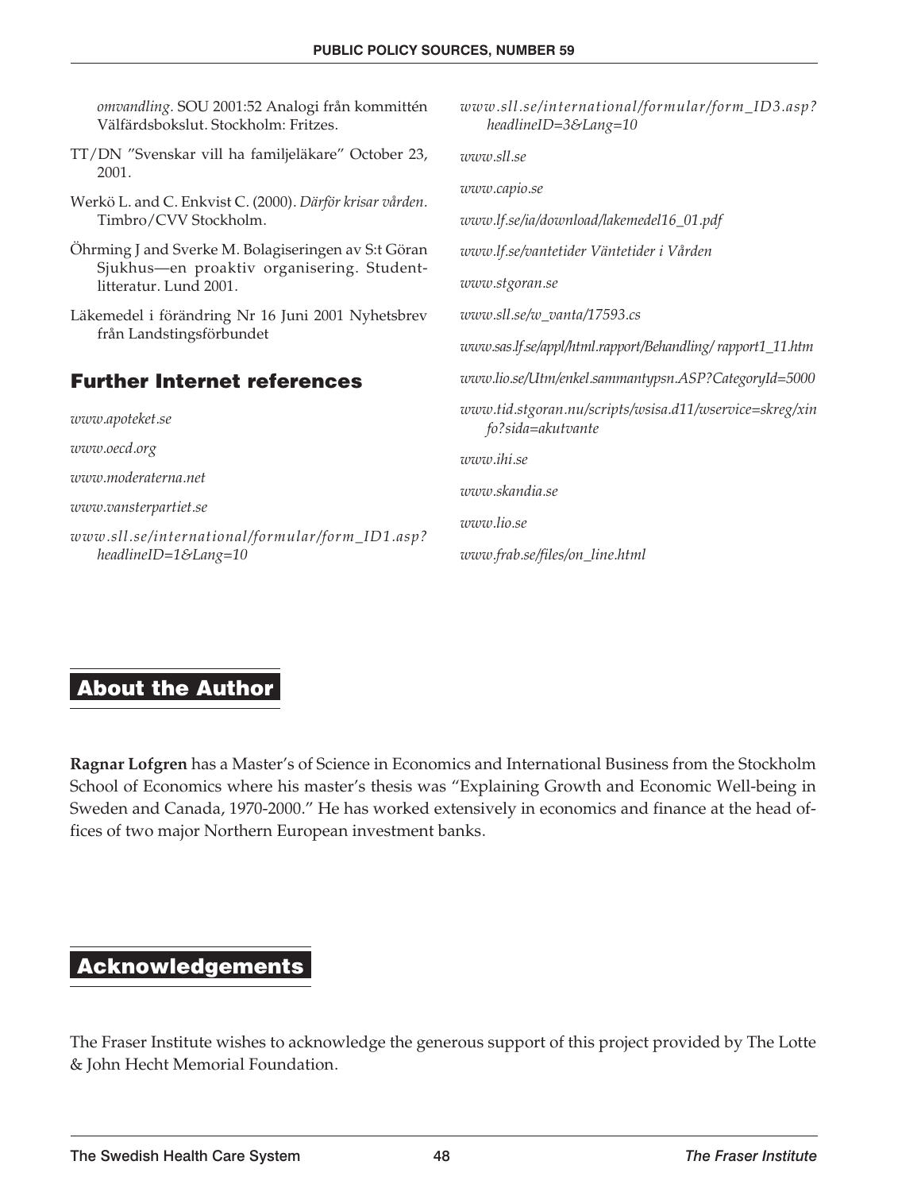*omvandling*. SOU 2001:52 Analogi från kommittén Välfärdsbokslut. Stockholm: Fritzes.

TT/DN "Svenskar vill ha familjeläkare" October 23, 2001.

Werkö L. and C. Enkvist C. (2000). *Därför krisar vården.* Timbro/CVV Stockholm.

Öhrming J and Sverke M. Bolagiseringen av S:t Göran Sjukhus—en proaktiv organisering. Studentlitteratur. Lund 2001.

Läkemedel i förändring Nr 16 Juni 2001 Nyhetsbrev från Landstingsförbundet

## Further Internet references

*www.apoteket.se*

*www.oecd.org*

*www.moderaterna.net*

*www.vansterpartiet.se*

*www.sll.se/international/formular/form_ID1.asp?headlineID=1&Lang=10*

*www.sll.se/international/formular/form_ID3.asp?headlineID=3&Lang=10*

*www.sll.se*

*www.capio.se*

*www.lf.se/ia/download/lakemedel16_01.pdf*

*www.lf.se/vantetider Väntetider i Vården*

*www.stgoran.se*

*www.sll.se/w_vanta/17593.cs*

*www.sas.lf.se/appl/html.rapport/Behandling/ rapport1_11.htm*

*www.lio.se/Utm/enkel.sammantypsn.ASP?CategoryId=5000*

*www.tid.stgoran.nu/scripts/wsisa.d11/wservice=skreg/xinfo?sida=akutvante*

*www.ihi.se*

*www.skandia.se*

*www.lio.se*

*www.frab.se/files/on_line.html*

## About the Author

**Ragnar Lofgren** has a Master's of Science in Economics and International Business from the Stockholm School of Economics where his master's thesis was "Explaining Growth and Economic Well-being in Sweden and Canada, 1970-2000." He has worked extensively in economics and finance at the head offices of two major Northern European investment banks.

## Acknowledgements

The Fraser Institute wishes to acknowledge the generous support of this project provided by The Lotte & John Hecht Memorial Foundation.